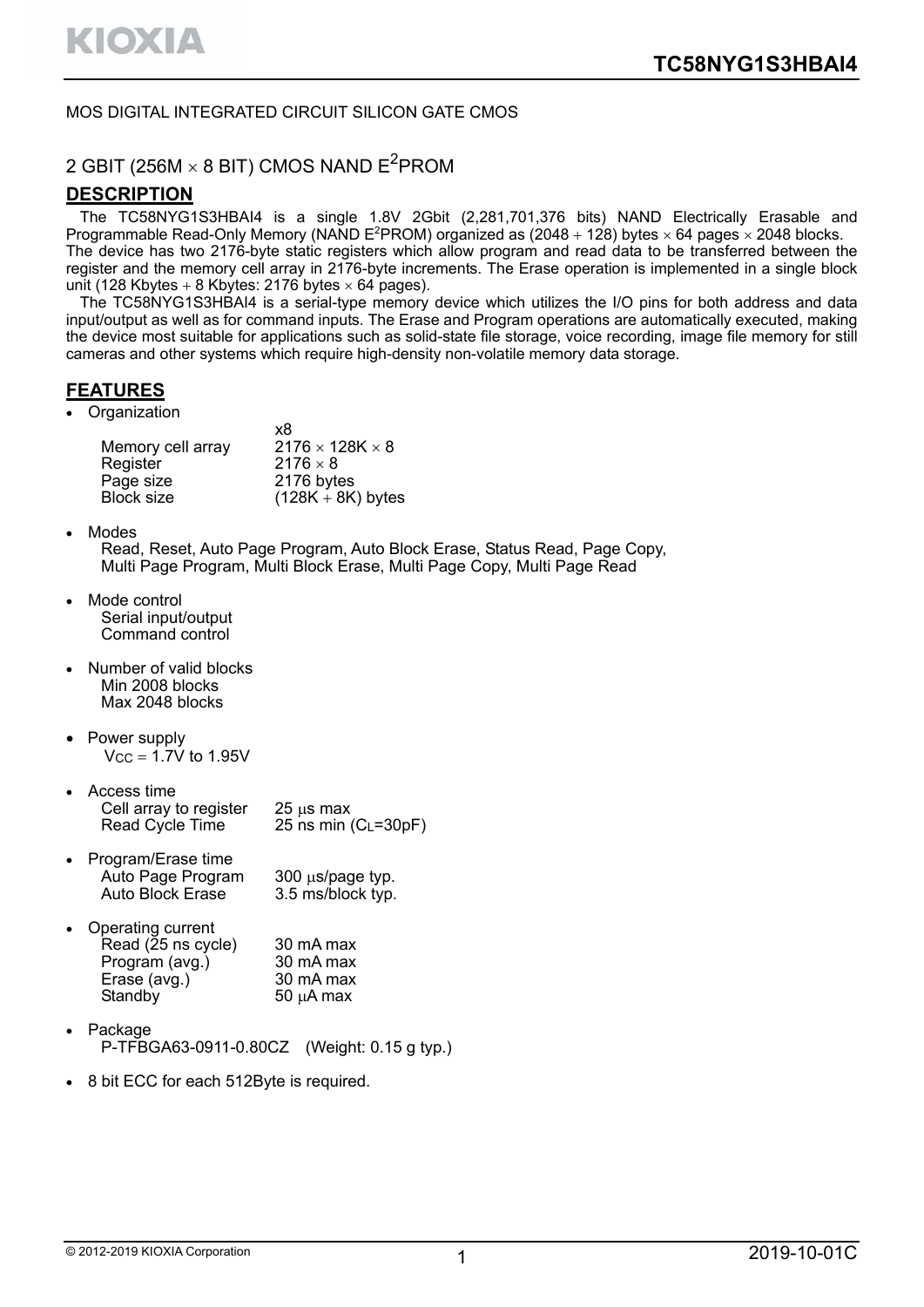MOS DIGITAL INTEGRATED CIRCUIT SILICON GATE CMOS

# 2 GBIT (256M × 8 BIT) CMOS NAND E$^2$PROM

## DESCRIPTION

The TC58NYG1S3HBAI4 is a single 1.8V 2Gbit (2,281,701,376 bits) NAND Electrically Erasable and Programmable Read-Only Memory (NAND E$^2$PROM) organized as (2048 + 128) bytes × 64 pages × 2048 blocks. The device has two 2176-byte static registers which allow program and read data to be transferred between the register and the memory cell array in 2176-byte increments. The Erase operation is implemented in a single block unit (128 Kbytes + 8 Kbytes: 2176 bytes × 64 pages).

The TC58NYG1S3HBAI4 is a serial-type memory device which utilizes the I/O pins for both address and data input/output as well as for command inputs. The Erase and Program operations are automatically executed, making the device most suitable for applications such as solid-state file storage, voice recording, image file memory for still cameras and other systems which require high-density non-volatile memory data storage.

## FEATURES

- Organization

| | x8 |
|---|---|
| Memory cell array | 2176 × 128K × 8 |
| Register | 2176 × 8 |
| Page size | 2176 bytes |
| Block size | (128K + 8K) bytes |

- Modes
  Read, Reset, Auto Page Program, Auto Block Erase, Status Read, Page Copy, Multi Page Program, Multi Block Erase, Multi Page Copy, Multi Page Read

- Mode control
  Serial input/output
  Command control

- Number of valid blocks
  Min 2008 blocks
  Max 2048 blocks

- Power supply
  $V_{CC}$ = 1.7V to 1.95V

- Access time

| | |
|---|---|
| Cell array to register | 25 μs max |
| Read Cycle Time | 25 ns min ($C_L$=30pF) |

- Program/Erase time

| | |
|---|---|
| Auto Page Program | 300 μs/page typ. |
| Auto Block Erase | 3.5 ms/block typ. |

- Operating current

| | |
|---|---|
| Read (25 ns cycle) | 30 mA max |
| Program (avg.) | 30 mA max |
| Erase (avg.) | 30 mA max |
| Standby | 50 μA max |

- Package
  P-TFBGA63-0911-0.80CZ (Weight: 0.15 g typ.)

- 8 bit ECC for each 512Byte is required.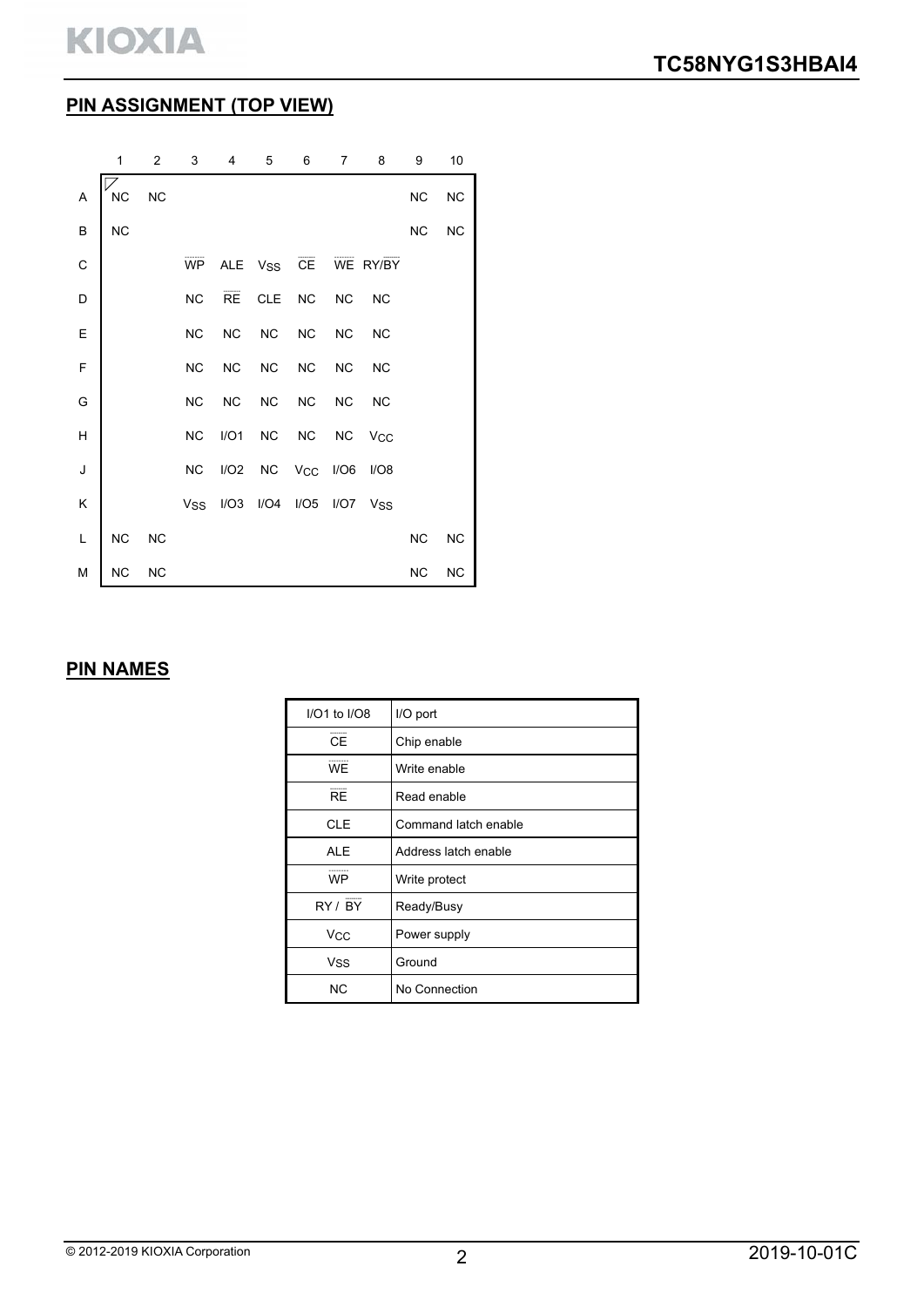## PIN ASSIGNMENT (TOP VIEW)

|   | 1 | 2 | 3 | 4 | 5 | 6 | 7 | 8 | 9 | 10 |
|---|---|---|---|---|---|---|---|---|---|---|
| A | NC | NC | | | | | | | NC | NC |
| B | NC | | | | | | | | NC | NC |
| C | | | $\overline{\text{WP}}$ | ALE | $V_{SS}$ | $\overline{\text{CE}}$ | $\overline{\text{WE}}$ | RY/$\overline{\text{BY}}$ | | |
| D | | | NC | $\overline{\text{RE}}$ | CLE | NC | NC | NC | | |
| E | | | NC | NC | NC | NC | NC | NC | | |
| F | | | NC | NC | NC | NC | NC | NC | | |
| G | | | NC | NC | NC | NC | NC | NC | | |
| H | | | NC | I/O1 | NC | NC | NC | $V_{CC}$ | | |
| J | | | NC | I/O2 | NC | $V_{CC}$ | I/O6 | I/O8 | | |
| K | | | $V_{SS}$ | I/O3 | I/O4 | I/O5 | I/O7 | $V_{SS}$ | | |
| L | NC | NC | | | | | | | NC | NC |
| M | NC | NC | | | | | | | NC | NC |

## PIN NAMES

| Pin | Name |
|---|---|
| I/O1 to I/O8 | I/O port |
| $\overline{\text{CE}}$ | Chip enable |
| $\overline{\text{WE}}$ | Write enable |
| $\overline{\text{RE}}$ | Read enable |
| CLE | Command latch enable |
| ALE | Address latch enable |
| $\overline{\text{WP}}$ | Write protect |
| RY / $\overline{\text{BY}}$ | Ready/Busy |
| $V_{CC}$ | Power supply |
| $V_{SS}$ | Ground |
| NC | No Connection |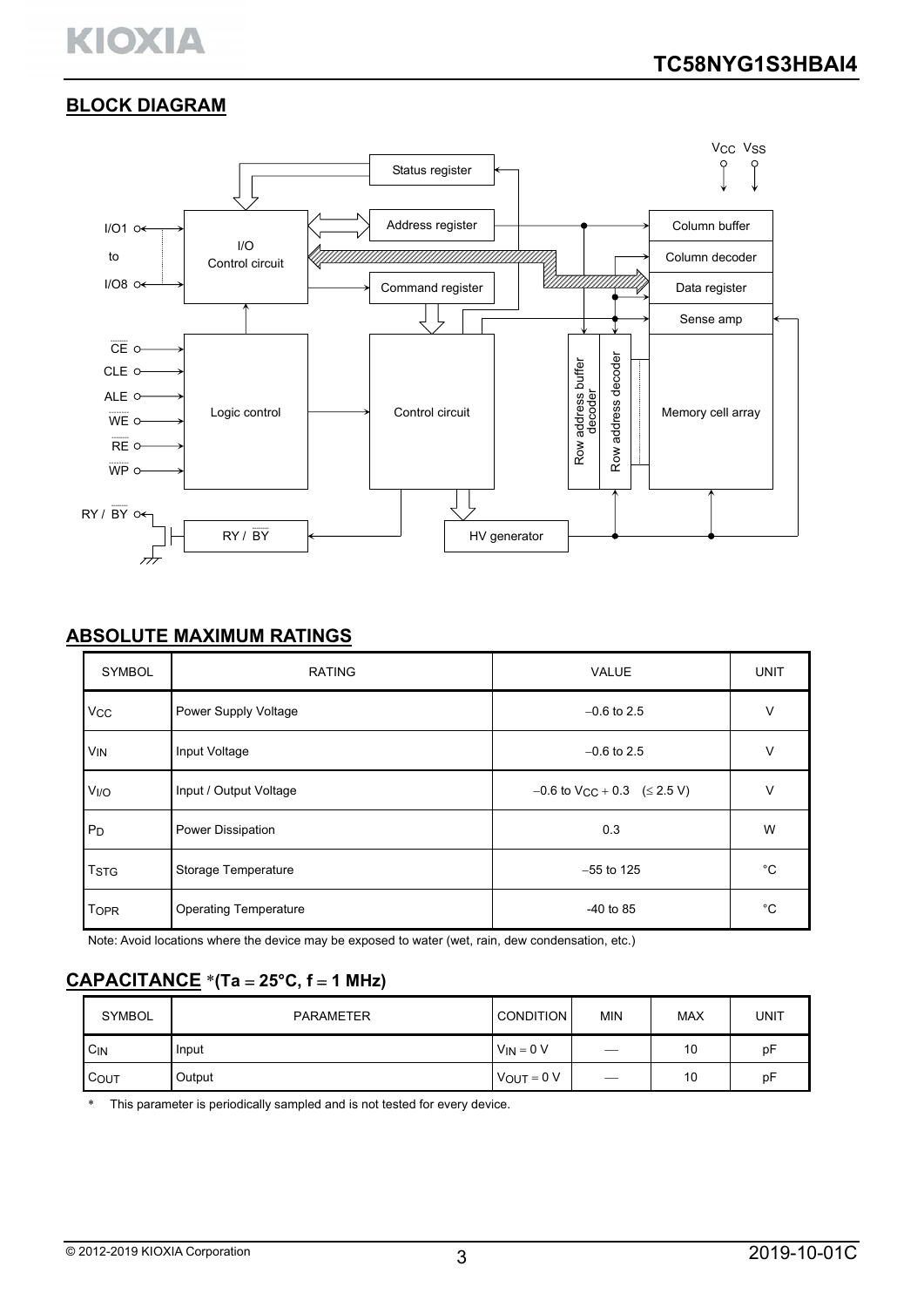## BLOCK DIAGRAM

## ABSOLUTE MAXIMUM RATINGS

| SYMBOL | RATING | VALUE | UNIT |
|---|---|---|---|
| $V_{CC}$ | Power Supply Voltage | −0.6 to 2.5 | V |
| $V_{IN}$ | Input Voltage | −0.6 to 2.5 | V |
| $V_{I/O}$ | Input / Output Voltage | −0.6 to $V_{CC}$ + 0.3 (≤ 2.5 V) | V |
| $P_D$ | Power Dissipation | 0.3 | W |
| $T_{STG}$ | Storage Temperature | −55 to 125 | °C |
| $T_{OPR}$ | Operating Temperature | -40 to 85 | °C |

Note: Avoid locations where the device may be exposed to water (wet, rain, dew condensation, etc.)

## CAPACITANCE *(Ta = 25°C, f = 1 MHz)

| SYMBOL | PARAMETER | CONDITION | MIN | MAX | UNIT |
|---|---|---|---|---|---|
| $C_{IN}$ | Input | $V_{IN}$ = 0 V | — | 10 | pF |
| $C_{OUT}$ | Output | $V_{OUT}$ = 0 V | — | 10 | pF |

* This parameter is periodically sampled and is not tested for every device.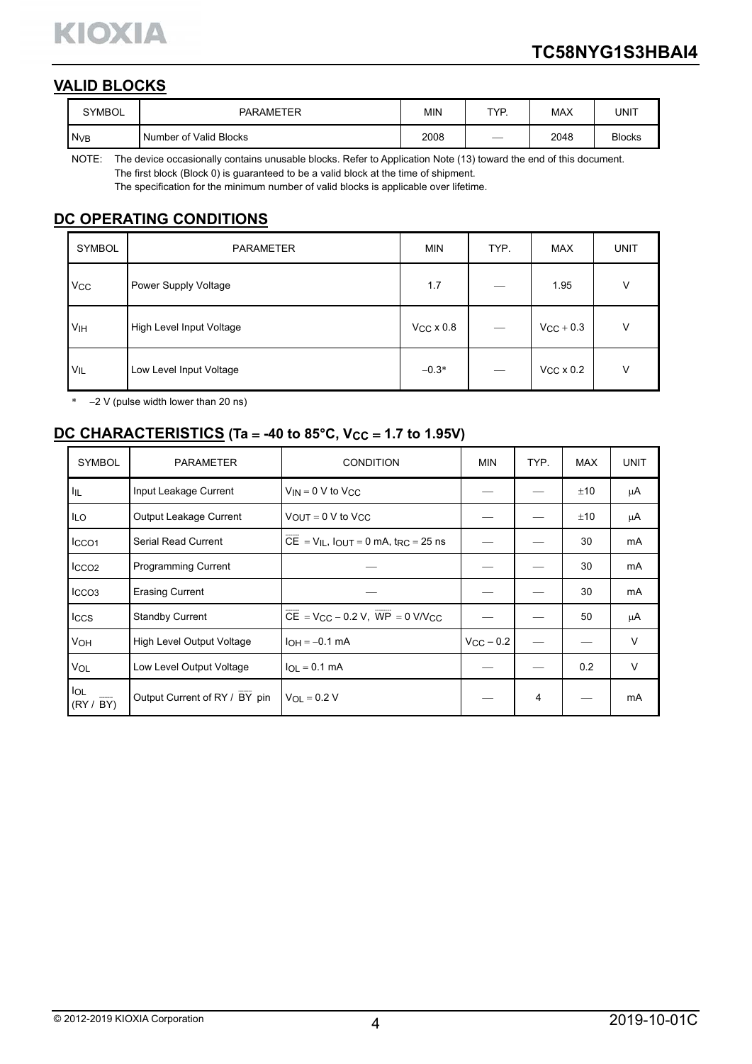## VALID BLOCKS

| SYMBOL | PARAMETER | MIN | TYP. | MAX | UNIT |
|---|---|---|---|---|---|
| $N_{VB}$ | Number of Valid Blocks | 2008 | — | 2048 | Blocks |

NOTE: The device occasionally contains unusable blocks. Refer to Application Note (13) toward the end of this document.
The first block (Block 0) is guaranteed to be a valid block at the time of shipment.
The specification for the minimum number of valid blocks is applicable over lifetime.

## DC OPERATING CONDITIONS

| SYMBOL | PARAMETER | MIN | TYP. | MAX | UNIT |
|---|---|---|---|---|---|
| $V_{CC}$ | Power Supply Voltage | 1.7 | — | 1.95 | V |
| $V_{IH}$ | High Level Input Voltage | $V_{CC}$ x 0.8 | — | $V_{CC}$ + 0.3 | V |
| $V_{IL}$ | Low Level Input Voltage | −0.3* | — | $V_{CC}$ x 0.2 | V |

* −2 V (pulse width lower than 20 ns)

## DC CHARACTERISTICS (Ta = -40 to 85°C, $V_{CC}$ = 1.7 to 1.95V)

| SYMBOL | PARAMETER | CONDITION | MIN | TYP. | MAX | UNIT |
|---|---|---|---|---|---|---|
| $I_{IL}$ | Input Leakage Current | $V_{IN}$ = 0 V to $V_{CC}$ | — | — | ±10 | μA |
| $I_{LO}$ | Output Leakage Current | $V_{OUT}$ = 0 V to $V_{CC}$ | — | — | ±10 | μA |
| $I_{CCO1}$ | Serial Read Current | $\overline{CE}$ = $V_{IL}$, $I_{OUT}$ = 0 mA, $t_{RC}$ = 25 ns | — | — | 30 | mA |
| $I_{CCO2}$ | Programming Current | — | — | — | 30 | mA |
| $I_{CCO3}$ | Erasing Current | — | — | — | 30 | mA |
| $I_{CCS}$ | Standby Current | $\overline{CE}$ = $V_{CC}$ − 0.2 V, $\overline{WP}$ = 0 V/$V_{CC}$ | — | — | 50 | μA |
| $V_{OH}$ | High Level Output Voltage | $I_{OH}$ = −0.1 mA | $V_{CC}$ − 0.2 | — | — | V |
| $V_{OL}$ | Low Level Output Voltage | $I_{OL}$ = 0.1 mA | — | — | 0.2 | V |
| $I_{OL}$ (RY / $\overline{BY}$) | Output Current of RY / $\overline{BY}$ pin | $V_{OL}$ = 0.2 V | — | 4 | — | mA |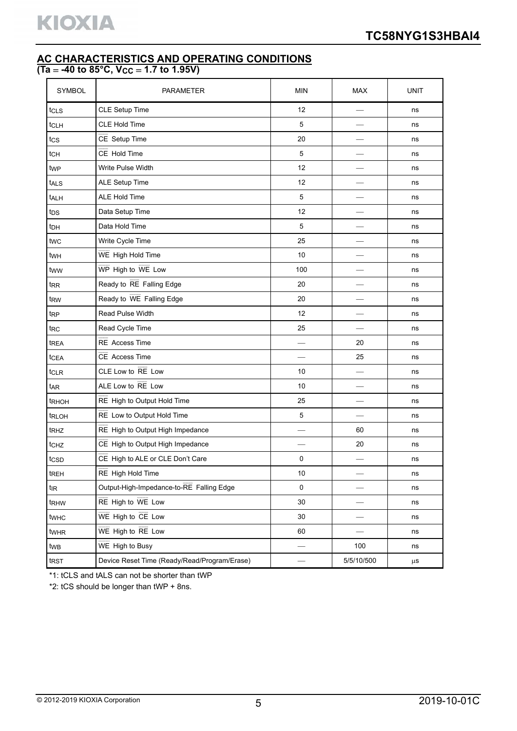## AC CHARACTERISTICS AND OPERATING CONDITIONS

**(Ta = -40 to 85°C, $V_{CC}$ = 1.7 to 1.95V)**

| SYMBOL | PARAMETER | MIN | MAX | UNIT |
|---|---|---|---|---|
| $t_{CLS}$ | CLE Setup Time | 12 | — | ns |
| $t_{CLH}$ | CLE Hold Time | 5 | — | ns |
| $t_{CS}$ | $\overline{CE}$ Setup Time | 20 | — | ns |
| $t_{CH}$ | $\overline{CE}$ Hold Time | 5 | — | ns |
| $t_{WP}$ | Write Pulse Width | 12 | — | ns |
| $t_{ALS}$ | ALE Setup Time | 12 | — | ns |
| $t_{ALH}$ | ALE Hold Time | 5 | — | ns |
| $t_{DS}$ | Data Setup Time | 12 | — | ns |
| $t_{DH}$ | Data Hold Time | 5 | — | ns |
| $t_{WC}$ | Write Cycle Time | 25 | — | ns |
| $t_{WH}$ | $\overline{WE}$ High Hold Time | 10 | — | ns |
| $t_{WW}$ | $\overline{WP}$ High to $\overline{WE}$ Low | 100 | — | ns |
| $t_{RR}$ | Ready to $\overline{RE}$ Falling Edge | 20 | — | ns |
| $t_{RW}$ | Ready to $\overline{WE}$ Falling Edge | 20 | — | ns |
| $t_{RP}$ | Read Pulse Width | 12 | — | ns |
| $t_{RC}$ | Read Cycle Time | 25 | — | ns |
| $t_{REA}$ | $\overline{RE}$ Access Time | — | 20 | ns |
| $t_{CEA}$ | $\overline{CE}$ Access Time | — | 25 | ns |
| $t_{CLR}$ | CLE Low to $\overline{RE}$ Low | 10 | — | ns |
| $t_{AR}$ | ALE Low to $\overline{RE}$ Low | 10 | — | ns |
| $t_{RHOH}$ | $\overline{RE}$ High to Output Hold Time | 25 | — | ns |
| $t_{RLOH}$ | $\overline{RE}$ Low to Output Hold Time | 5 | — | ns |
| $t_{RHZ}$ | $\overline{RE}$ High to Output High Impedance | — | 60 | ns |
| $t_{CHZ}$ | $\overline{CE}$ High to Output High Impedance | — | 20 | ns |
| $t_{CSD}$ | $\overline{CE}$ High to ALE or CLE Don't Care | 0 | — | ns |
| $t_{REH}$ | $\overline{RE}$ High Hold Time | 10 | — | ns |
| $t_{IR}$ | Output-High-Impedance-to-$\overline{RE}$ Falling Edge | 0 | — | ns |
| $t_{RHW}$ | $\overline{RE}$ High to $\overline{WE}$ Low | 30 | — | ns |
| $t_{WHC}$ | $\overline{WE}$ High to $\overline{CE}$ Low | 30 | — | ns |
| $t_{WHR}$ | $\overline{WE}$ High to $\overline{RE}$ Low | 60 | — | ns |
| $t_{WB}$ | $\overline{WE}$ High to Busy | — | 100 | ns |
| $t_{RST}$ | Device Reset Time (Ready/Read/Program/Erase) | — | 5/5/10/500 | μs |

*1: tCLS and tALS can not be shorter than tWP

*2: tCS should be longer than tWP + 8ns.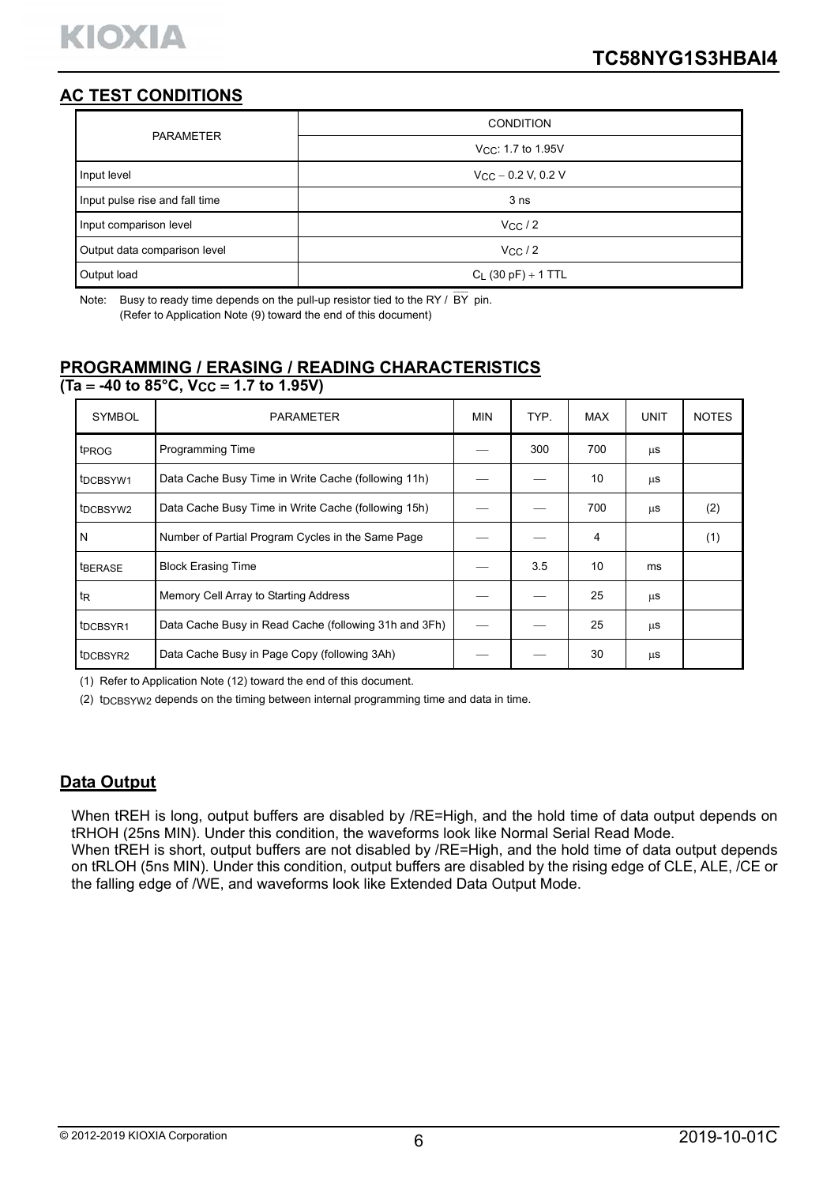## AC TEST CONDITIONS

| PARAMETER | CONDITION |
|---|---|
| | $V_{CC}$: 1.7 to 1.95V |
| Input level | $V_{CC} - 0.2$ V, 0.2 V |
| Input pulse rise and fall time | 3 ns |
| Input comparison level | $V_{CC} / 2$ |
| Output data comparison level | $V_{CC} / 2$ |
| Output load | $C_L$ (30 pF) + 1 TTL |

Note: Busy to ready time depends on the pull-up resistor tied to the RY / $\overline{BY}$ pin.
(Refer to Application Note (9) toward the end of this document)

## PROGRAMMING / ERASING / READING CHARACTERISTICS

**(Ta = -40 to 85°C, $V_{CC}$ = 1.7 to 1.95V)**

| SYMBOL | PARAMETER | MIN | TYP. | MAX | UNIT | NOTES |
|---|---|---|---|---|---|---|
| $t_{PROG}$ | Programming Time | — | 300 | 700 | μs | |
| $t_{DCBSYW1}$ | Data Cache Busy Time in Write Cache (following 11h) | — | — | 10 | μs | |
| $t_{DCBSYW2}$ | Data Cache Busy Time in Write Cache (following 15h) | — | — | 700 | μs | (2) |
| N | Number of Partial Program Cycles in the Same Page | — | — | 4 | | (1) |
| $t_{BERASE}$ | Block Erasing Time | — | 3.5 | 10 | ms | |
| $t_R$ | Memory Cell Array to Starting Address | — | — | 25 | μs | |
| $t_{DCBSYR1}$ | Data Cache Busy in Read Cache (following 31h and 3Fh) | — | — | 25 | μs | |
| $t_{DCBSYR2}$ | Data Cache Busy in Page Copy (following 3Ah) | — | — | 30 | μs | |

(1) Refer to Application Note (12) toward the end of this document.

(2) $t_{DCBSYW2}$ depends on the timing between internal programming time and data in time.

## Data Output

When tREH is long, output buffers are disabled by /RE=High, and the hold time of data output depends on tRHOH (25ns MIN). Under this condition, the waveforms look like Normal Serial Read Mode.
When tREH is short, output buffers are not disabled by /RE=High, and the hold time of data output depends on tRLOH (5ns MIN). Under this condition, output buffers are disabled by the rising edge of CLE, ALE, /CE or the falling edge of /WE, and waveforms look like Extended Data Output Mode.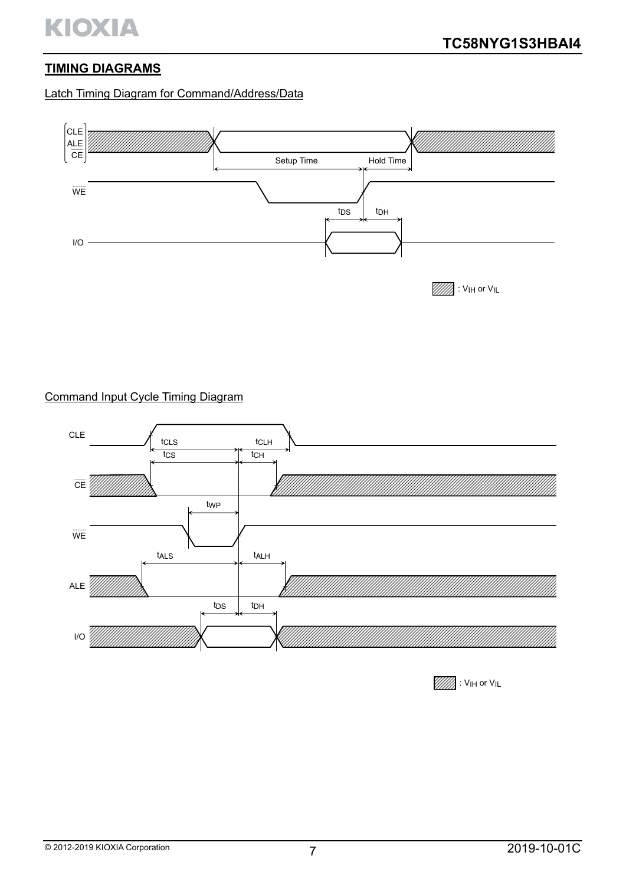## TIMING DIAGRAMS

Latch Timing Diagram for Command/Address/Data

CLE
ALE
CE

Setup Time    Hold Time

WE

$t_{DS}$    $t_{DH}$

I/O

: $V_{IH}$ or $V_{IL}$

Command Input Cycle Timing Diagram

CLE

$t_{CLS}$    $t_{CLH}$

$t_{CS}$    $t_{CH}$

CE

$t_{WP}$

WE

$t_{ALS}$    $t_{ALH}$

ALE

$t_{DS}$    $t_{DH}$

I/O

: $V_{IH}$ or $V_{IL}$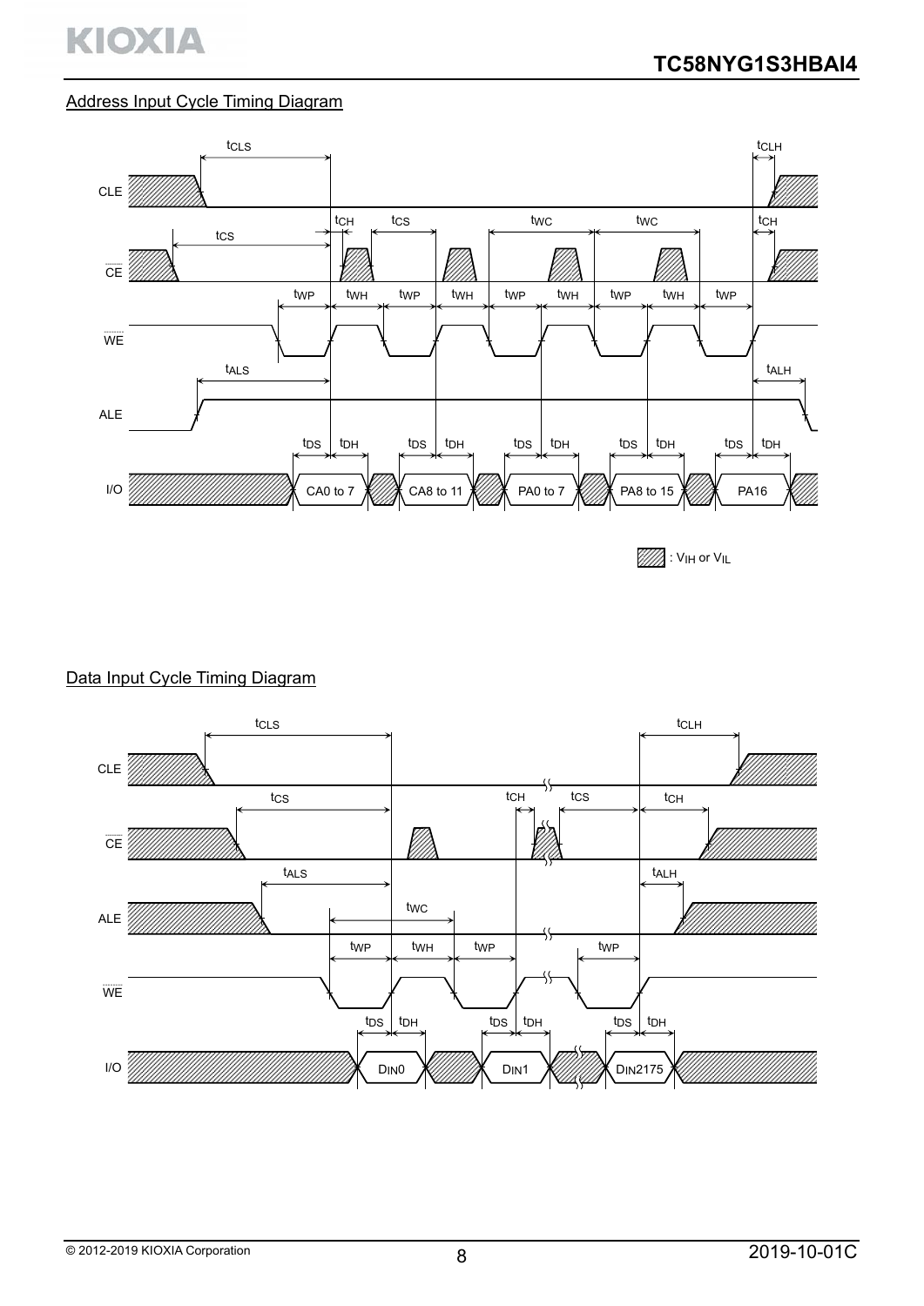## Address Input Cycle Timing Diagram

CLE, CE, WE, ALE, I/O

$t_{CLS}$, $t_{CLH}$, $t_{CH}$, $t_{CS}$, $t_{WC}$, $t_{WP}$, $t_{WH}$, $t_{ALS}$, $t_{ALH}$, $t_{DS}$, $t_{DH}$

CA0 to 7, CA8 to 11, PA0 to 7, PA8 to 15, PA16

: $V_{IH}$ or $V_{IL}$

## Data Input Cycle Timing Diagram

CLE, CE, ALE, WE, I/O

$t_{CLS}$, $t_{CLH}$, $t_{CS}$, $t_{CH}$, $t_{ALS}$, $t_{ALH}$, $t_{WC}$, $t_{WP}$, $t_{WH}$, $t_{DS}$, $t_{DH}$

$D_{IN}0$, $D_{IN}1$, $D_{IN}2175$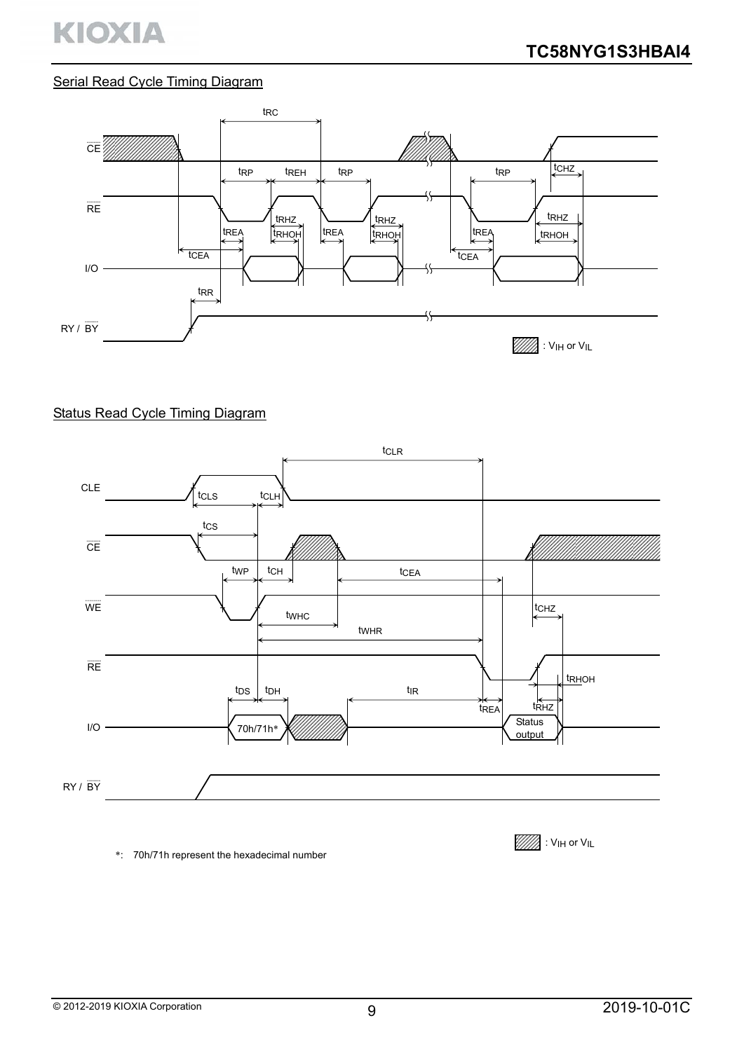## Serial Read Cycle Timing Diagram

: $V_{IH}$ or $V_{IL}$

## Status Read Cycle Timing Diagram

: $V_{IH}$ or $V_{IL}$

*: 70h/71h represent the hexadecimal number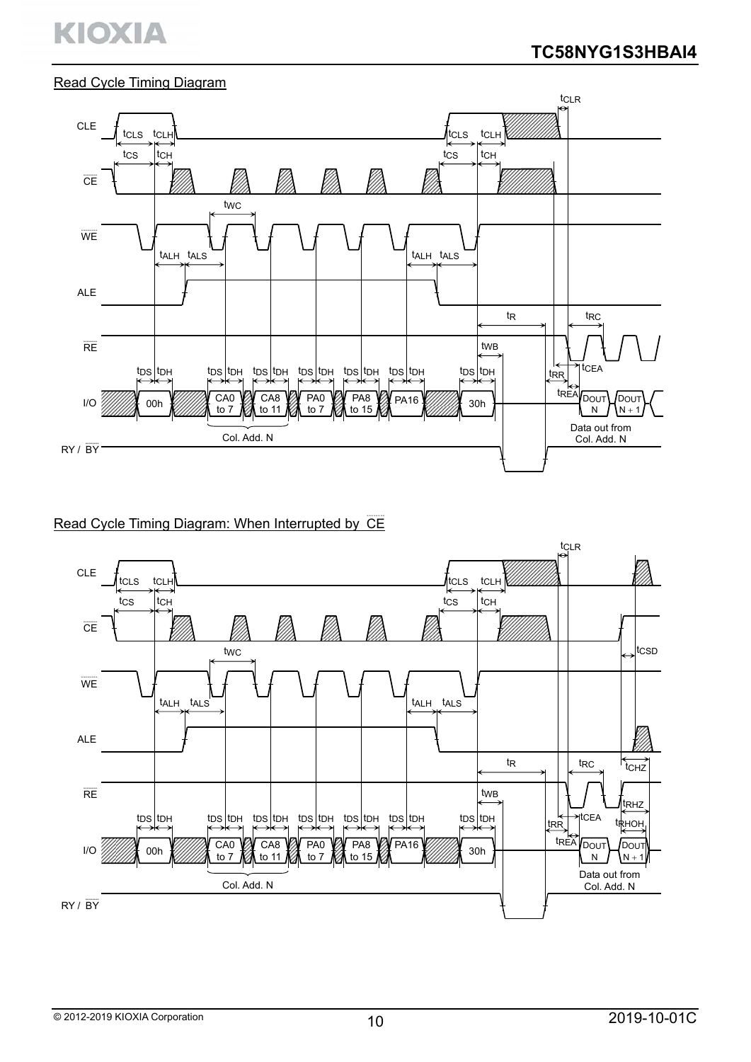Read Cycle Timing Diagram

Read Cycle Timing Diagram: When Interrupted by $\overline{CE}$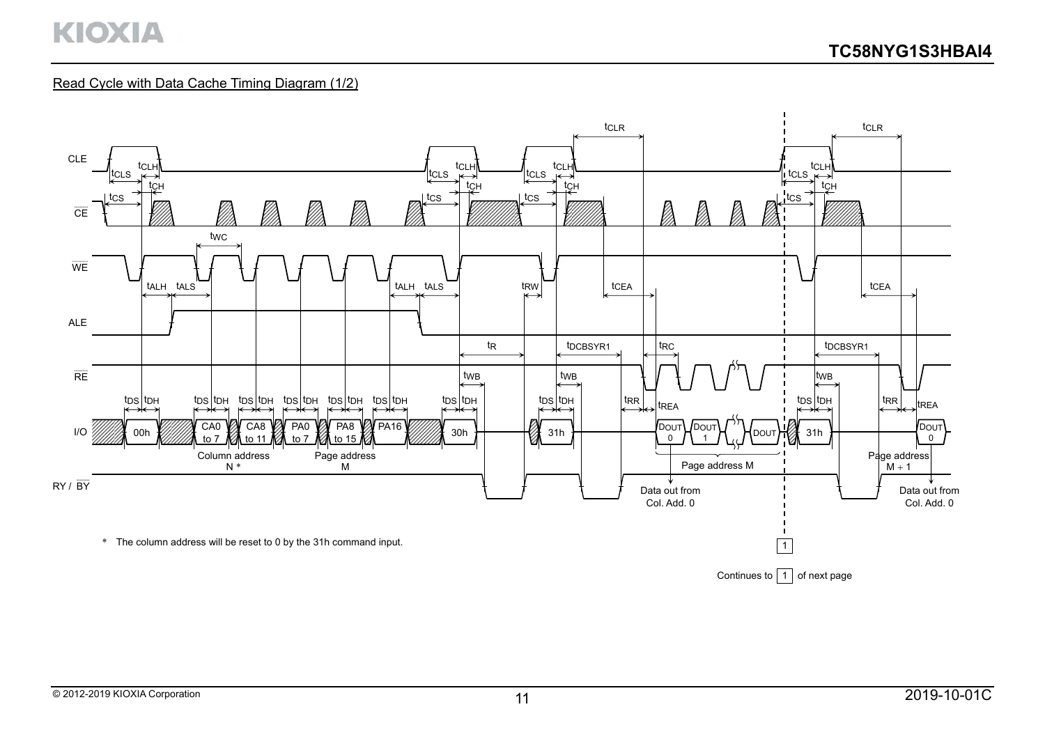Read Cycle with Data Cache Timing Diagram (1/2)

* The column address will be reset to 0 by the 31h command input.

Continues to 1 of next page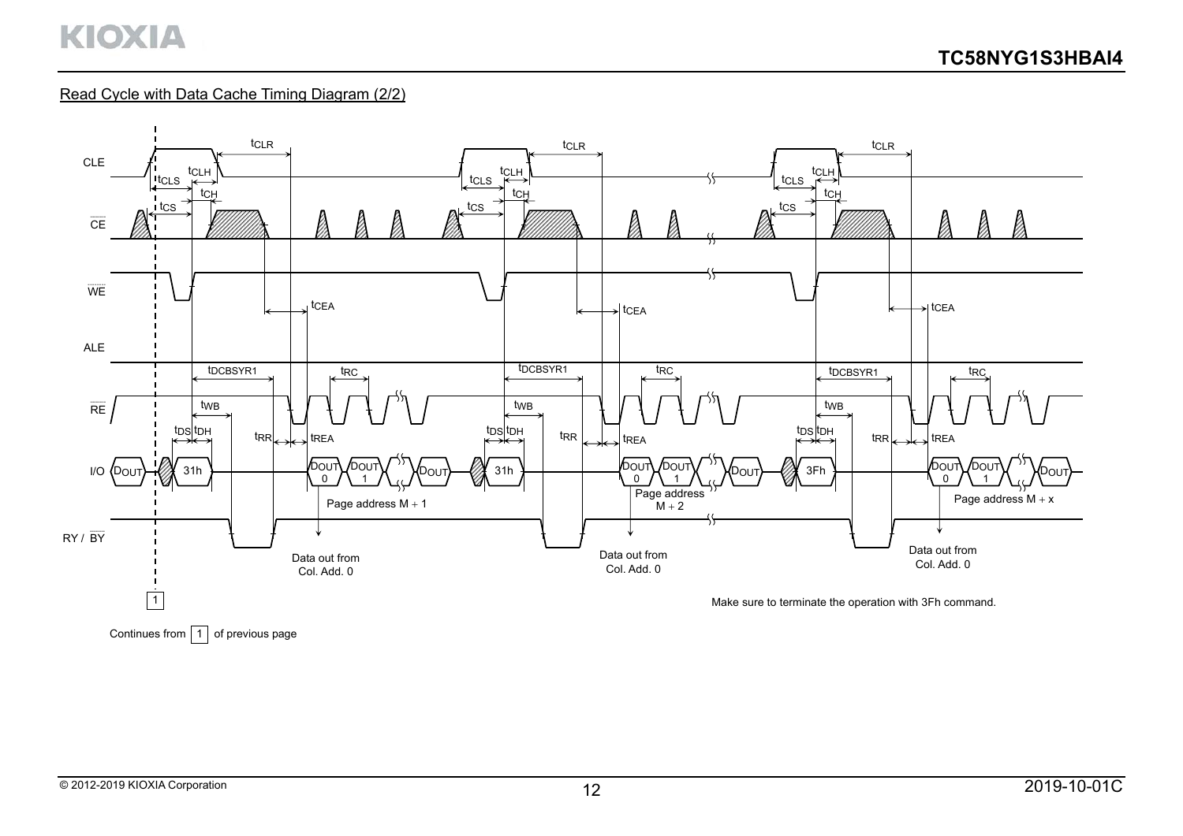Read Cycle with Data Cache Timing Diagram (2/2)

CLE

$\overline{CE}$

$\overline{WE}$

ALE

$\overline{RE}$

I/O

RY / $\overline{BY}$

$t_{CLR}$ $t_{CLS}$ $t_{CLH}$ $t_{CS}$ $t_{CH}$ $t_{CEA}$ $t_{DCBSYR1}$ $t_{RC}$ $t_{WB}$ $t_{DS}$ $t_{DH}$ $t_{RR}$ $t_{REA}$

$D_{OUT}$ 31h $D_{OUT}$ 0 $D_{OUT}$ 1 $D_{OUT}$ 31h $D_{OUT}$ 0 $D_{OUT}$ 1 $D_{OUT}$ 3Fh $D_{OUT}$ 0 $D_{OUT}$ 1 $D_{OUT}$

Page address M + 1

Page address M + 2

Page address M + x

Data out from Col. Add. 0

Data out from Col. Add. 0

Data out from Col. Add. 0

1

Make sure to terminate the operation with 3Fh command.

Continues from 1 of previous page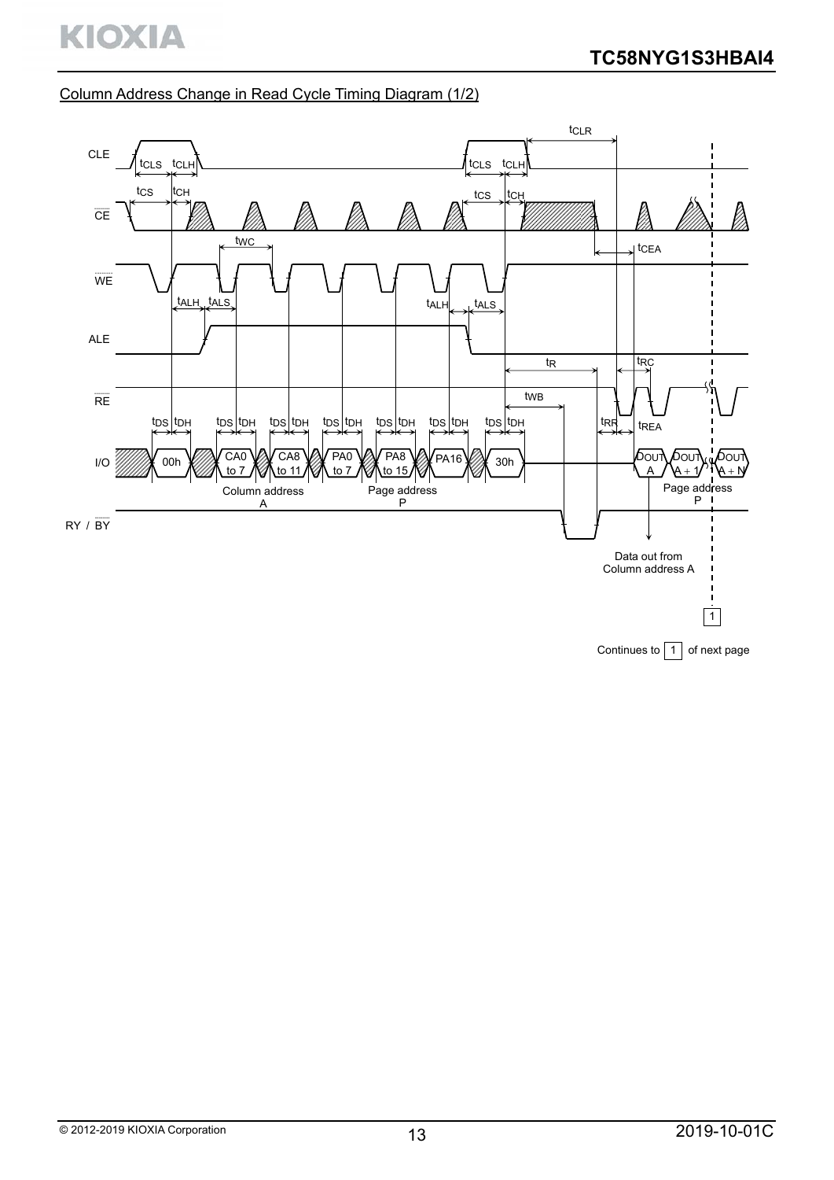## Column Address Change in Read Cycle Timing Diagram (1/2)

CLE

$t_{CLS}$ $t_{CLH}$ $t_{CLS}$ $t_{CLH}$ $t_{CLR}$

$t_{CS}$ $t_{CH}$ $t_{CS}$ $t_{CH}$

CE

$t_{WC}$ $t_{CEA}$

WE

$t_{ALH}$ $t_{ALS}$ $t_{ALH}$ $t_{ALS}$

ALE

$t_R$ $t_{RC}$

RE

$t_{WB}$

$t_{DS}$ $t_{DH}$ $t_{DS}$ $t_{DH}$ $t_{DS}$ $t_{DH}$ $t_{DS}$ $t_{DH}$ $t_{DS}$ $t_{DH}$ $t_{DS}$ $t_{DH}$ $t_{DS}$ $t_{DH}$ $t_{RR}$ $t_{REA}$

I/O: 00h, CA0 to 7, CA8 to 11, PA0 to 7, PA8 to 15, PA16, 30h, DOUT A, DOUT A + 1, DOUT A + N

Column address A

Page address P

Page address P

RY / BY

Data out from Column address A

1

Continues to 1 of next page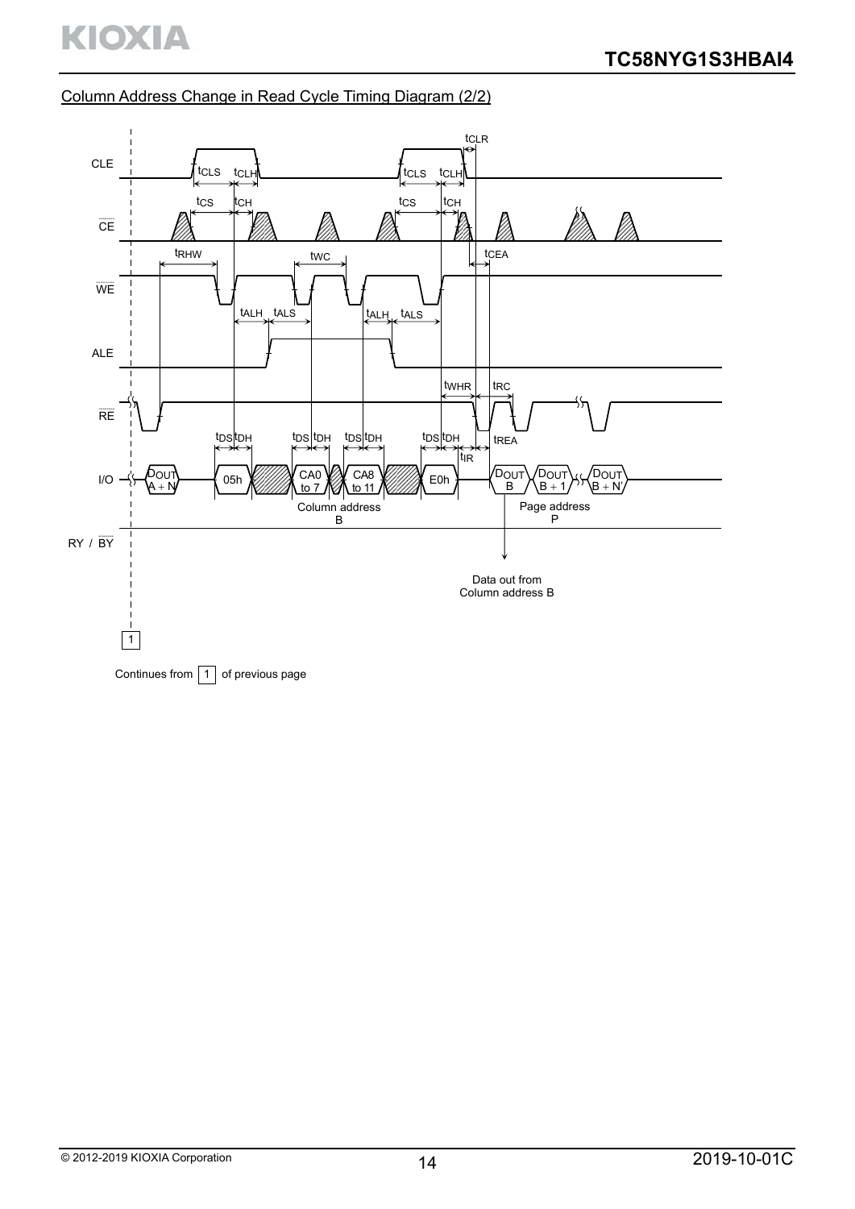Column Address Change in Read Cycle Timing Diagram (2/2)

CLE

$\overline{CE}$

$\overline{WE}$

ALE

$\overline{RE}$

I/O

RY / $\overline{BY}$

$t_{CLS}$ $t_{CLH}$ $t_{CLS}$ $t_{CLH}$ $t_{CLR}$

$t_{CS}$ $t_{CH}$ $t_{CS}$ $t_{CH}$

$t_{RHW}$ $t_{WC}$ $t_{CEA}$

$t_{ALH}$ $t_{ALS}$ $t_{ALH}$ $t_{ALS}$

$t_{WHR}$ $t_{RC}$

$t_{DS}$ $t_{DH}$ $t_{DS}$ $t_{DH}$ $t_{DS}$ $t_{DH}$ $t_{DS}$ $t_{DH}$ $t_{REA}$ $t_{IR}$

$D_{OUT}$ A + N | 05h | CA0 to 7 | CA8 to 11 | E0h | $D_{OUT}$ B | $D_{OUT}$ B + 1 | $D_{OUT}$ B + N'

Column address B

Page address P

Data out from Column address B

1

Continues from 1 of previous page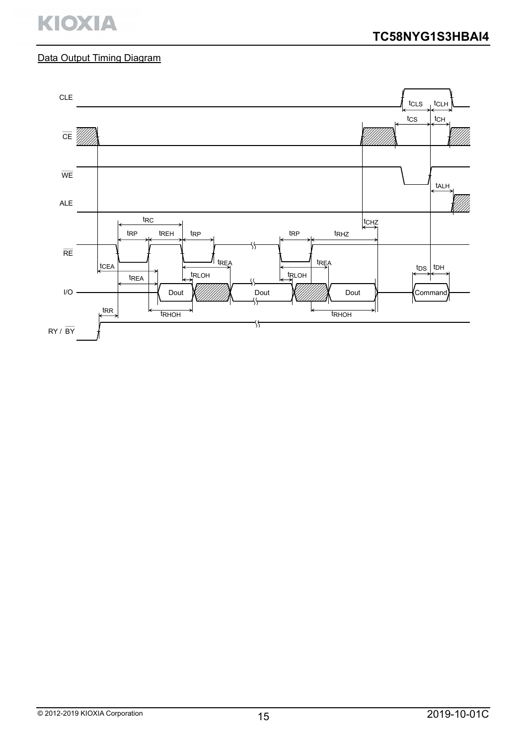Data Output Timing Diagram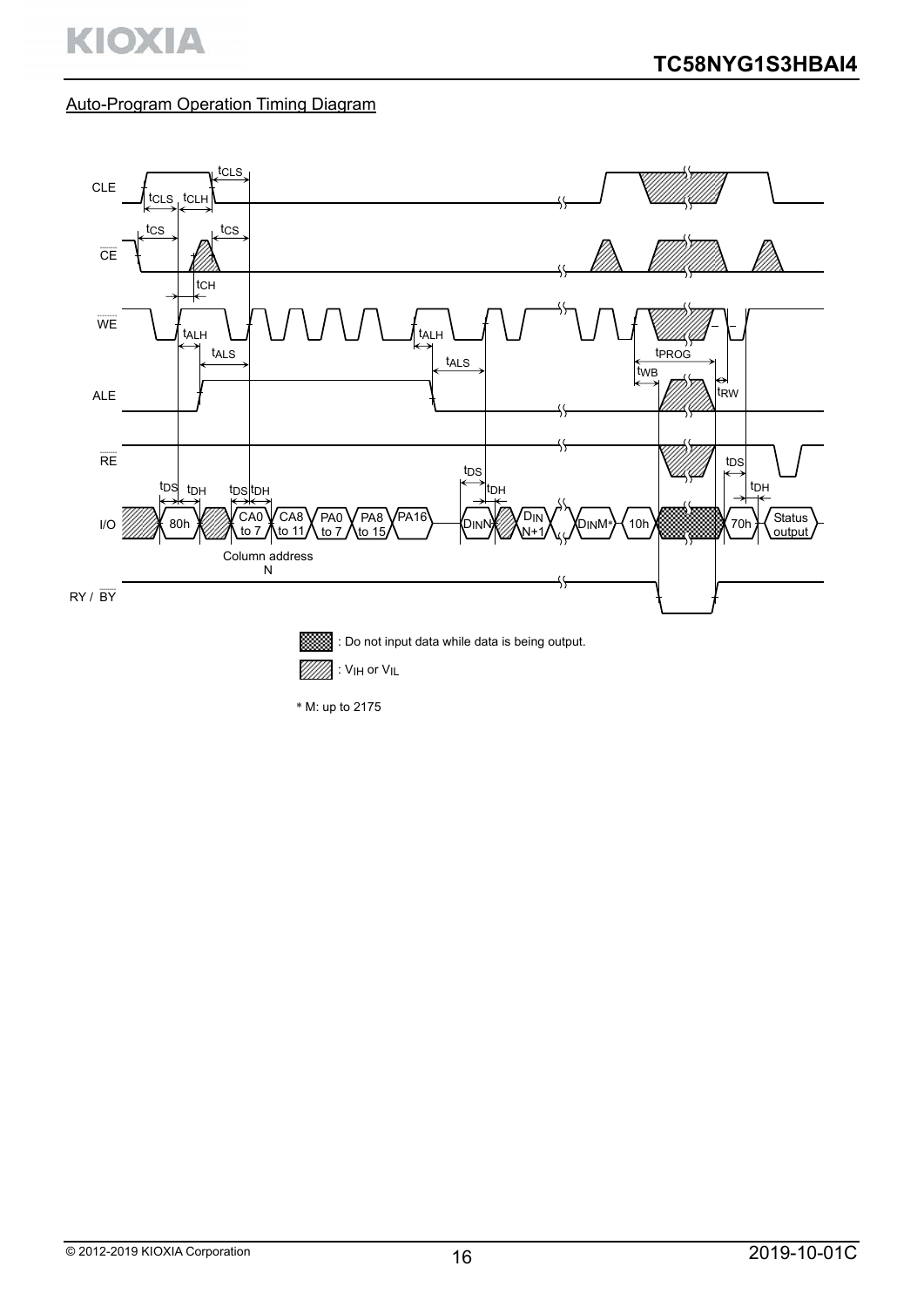## Auto-Program Operation Timing Diagram

CLE

$\overline{CE}$

$\overline{WE}$

ALE

$\overline{RE}$

I/O

RY / $\overline{BY}$

$t_{CLS}$ $t_{CLS}$ $t_{CLH}$ $t_{CS}$ $t_{CS}$ $t_{CH}$ $t_{ALH}$ $t_{ALS}$ $t_{ALH}$ $t_{ALS}$ $t_{PROG}$ $t_{WB}$ $t_{RW}$ $t_{DS}$ $t_{DH}$ $t_{DS}$ $t_{DH}$ $t_{DS}$ $t_{DH}$ $t_{DS}$ $t_{DH}$

80h, CA0 to 7, CA8 to 11, PA0 to 7, PA8 to 15, PA16, DINN, DIN N+1, DINM*, 10h, 70h, Status output

Column address N

: Do not input data while data is being output.

: $V_{IH}$ or $V_{IL}$

\* M: up to 2175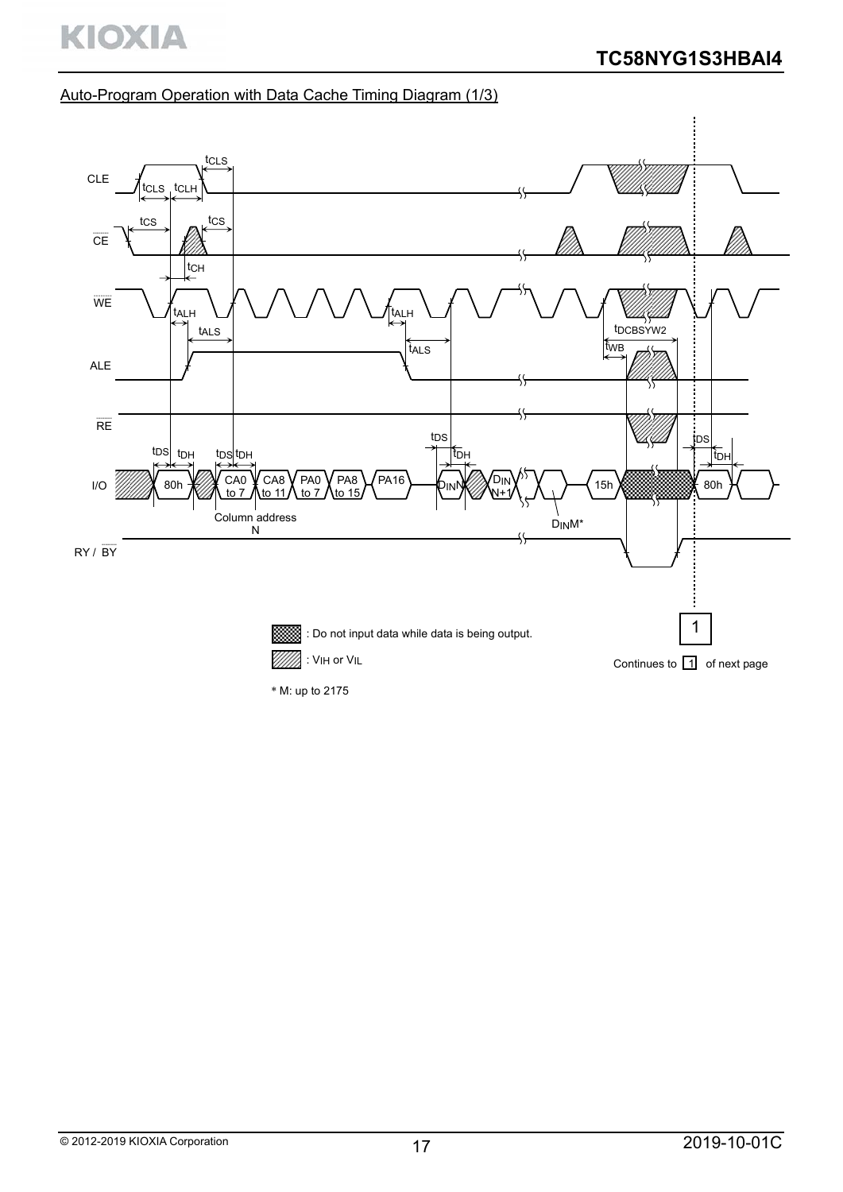## Auto-Program Operation with Data Cache Timing Diagram (1/3)

CLE

CE

WE

ALE

RE

I/O

RY / BY

$t_{CLS}$ $t_{CLS}$ $t_{CLH}$ $t_{CS}$ $t_{CS}$ $t_{CH}$ $t_{ALH}$ $t_{ALS}$ $t_{ALH}$ $t_{ALS}$ $t_{DCBSYW2}$ $t_{WB}$ $t_{DS}$ $t_{DH}$ $t_{DS}$ $t_{DH}$ $t_{DS}$ $t_{DH}$ $t_{DS}$ $t_{DH}$

80h CA0 to 7 CA8 to 11 PA0 to 7 PA8 to 15 PA16 $D_{IN}$N $D_{IN}$ N+1 15h 80h

Column address N

$D_{IN}$M*

: Do not input data while data is being output.

: $V_{IH}$ or $V_{IL}$

1

Continues to 1 of next page

* M: up to 2175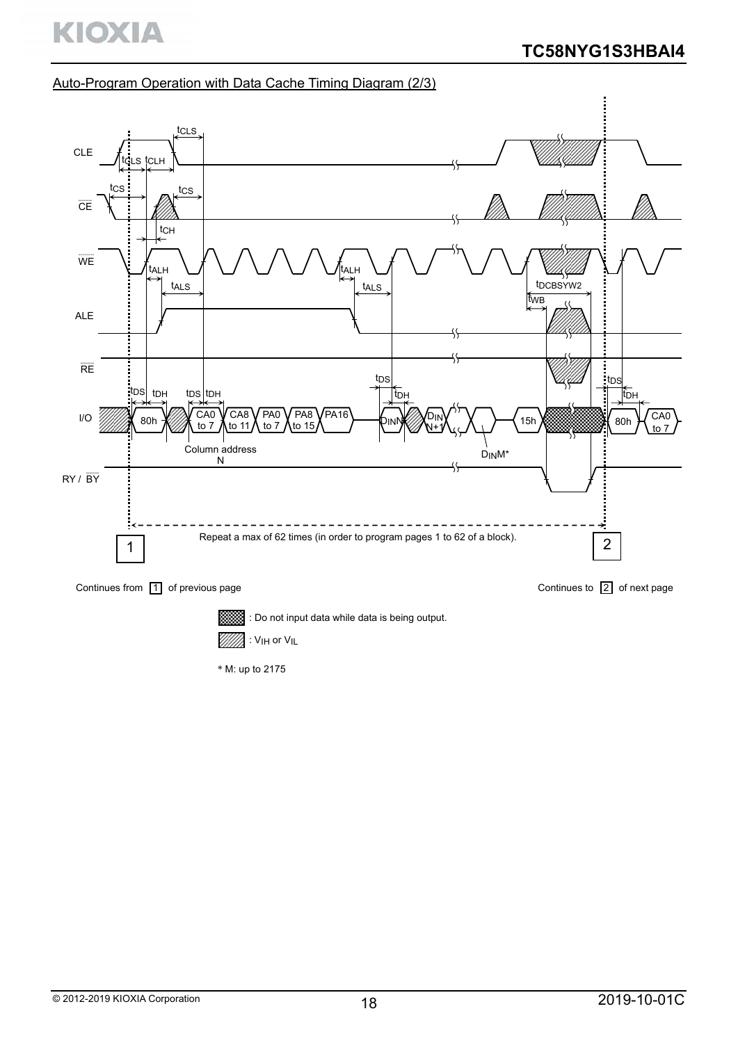## Auto-Program Operation with Data Cache Timing Diagram (2/3)

CLE

$\overline{CE}$

$\overline{WE}$

ALE

$\overline{RE}$

I/O

RY / $\overline{BY}$

$t_{CLS}$ $t_{CLS}$ $t_{CLH}$ $t_{CS}$ $t_{CS}$ $t_{CH}$ $t_{ALH}$ $t_{ALS}$ $t_{ALH}$ $t_{ALS}$ $t_{DCBSYW2}$ $t_{WB}$ $t_{DS}$ $t_{DH}$ $t_{DS}$ $t_{DH}$ $t_{DS}$ $t_{DH}$ $t_{DS}$ $t_{DH}$

80h | CA0 to 7 | CA8 to 11 | PA0 to 7 | PA8 to 15 | PA16 | $D_{IN}$N | $D_{IN}$ N+1 | 15h | 80h | CA0 to 7

Column address N

$D_{IN}$M*

1 Repeat a max of 62 times (in order to program pages 1 to 62 of a block). 2

Continues from 1 of previous page

Continues to 2 of next page

: Do not input data while data is being output.

: $V_{IH}$ or $V_{IL}$

* M: up to 2175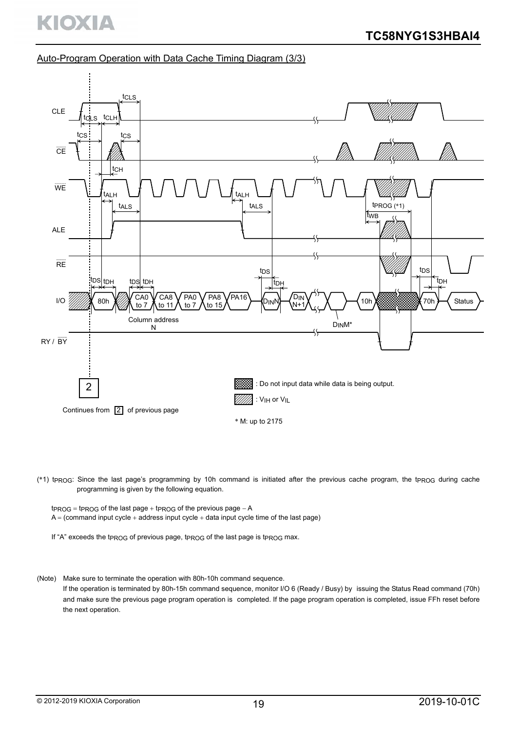Auto-Program Operation with Data Cache Timing Diagram (3/3)

CLE, $\overline{CE}$, $\overline{WE}$, ALE, $\overline{RE}$, I/O, RY / $\overline{BY}$

$t_{CLS}$ $t_{CLS}$ $t_{CLH}$ $t_{CS}$ $t_{CS}$ $t_{CH}$ $t_{ALH}$ $t_{ALS}$ $t_{ALH}$ $t_{ALS}$ $t_{PROG}$ (*1) $t_{WB}$ $t_{DS}$ $t_{DH}$ $t_{DS}$ $t_{DH}$ $t_{DS}$ $t_{DH}$ $t_{DS}$ $t_{DH}$

I/O: 80h, CA0 to 7, CA8 to 11, PA0 to 7, PA8 to 15, PA16, $D_{IN}$N, $D_{IN}$ N+1, 10h, 70h, Status

Column address N

$D_{IN}$M*

2

Continues from 2 of previous page

: Do not input data while data is being output.

: $V_{IH}$ or $V_{IL}$

\* M: up to 2175

(*1) $t_{PROG}$: Since the last page's programming by 10h command is initiated after the previous cache program, the $t_{PROG}$ during cache programming is given by the following equation.

$t_{PROG}$ = $t_{PROG}$ of the last page + $t_{PROG}$ of the previous page − A
A = (command input cycle + address input cycle + data input cycle time of the last page)

If "A" exceeds the $t_{PROG}$ of previous page, $t_{PROG}$ of the last page is $t_{PROG}$ max.

(Note) Make sure to terminate the operation with 80h-10h command sequence.
If the operation is terminated by 80h-15h command sequence, monitor I/O 6 (Ready / Busy) by issuing the Status Read command (70h) and make sure the previous page program operation is completed. If the page program operation is completed, issue FFh reset before the next operation.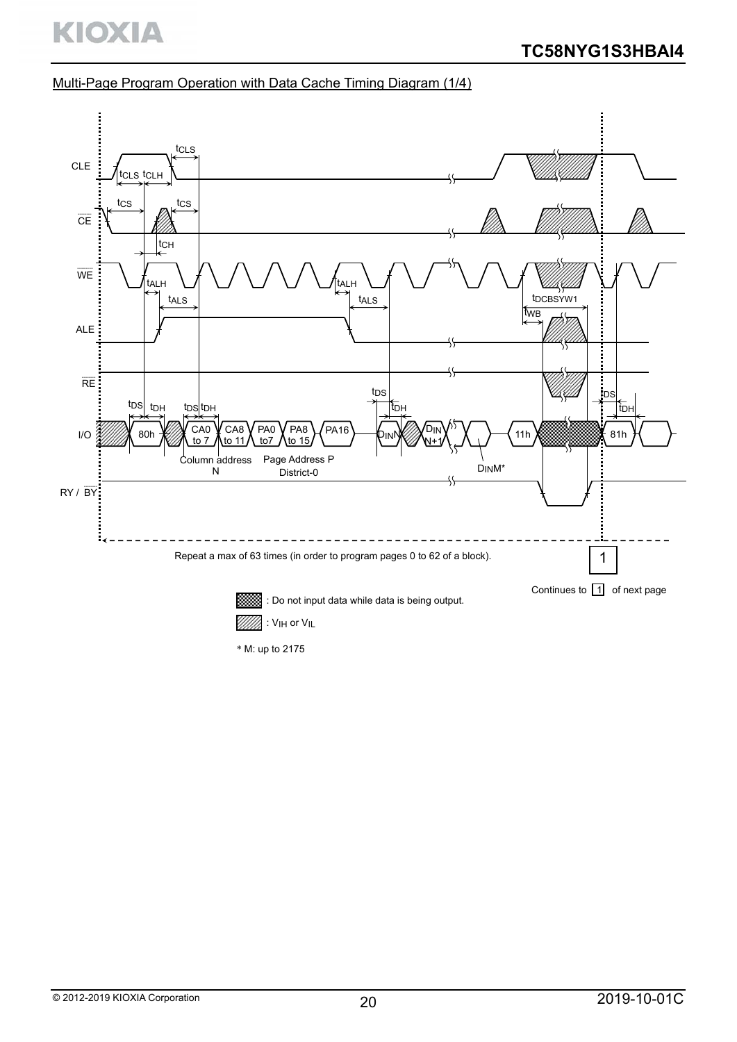## Multi-Page Program Operation with Data Cache Timing Diagram (1/4)

Repeat a max of 63 times (in order to program pages 0 to 62 of a block).

Continues to 1 of next page

: Do not input data while data is being output.

: $V_{IH}$ or $V_{IL}$

* M: up to 2175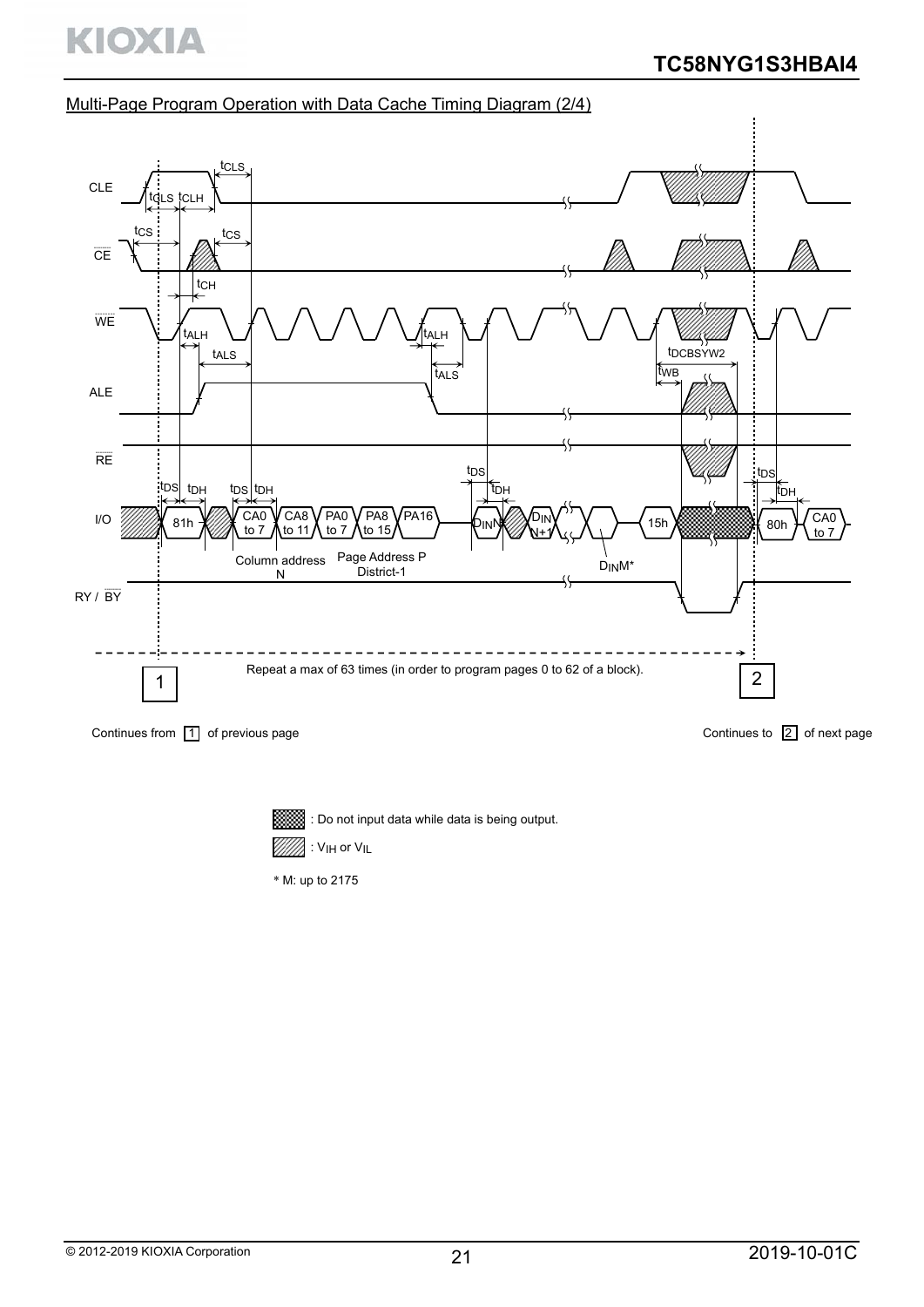Multi-Page Program Operation with Data Cache Timing Diagram (2/4)

CLE

$\overline{CE}$

$\overline{WE}$

ALE

$\overline{RE}$

I/O

RY / $\overline{BY}$

$t_{CLS}$ $t_{CLS}$ $t_{CLH}$ $t_{CS}$ $t_{CS}$ $t_{CH}$ $t_{ALH}$ $t_{ALS}$ $t_{ALH}$ $t_{ALS}$ $t_{DCBSYW2}$ $t_{WB}$ $t_{DS}$ $t_{DH}$ $t_{DS}$ $t_{DH}$ $t_{DS}$ $t_{DH}$ $t_{DS}$ $t_{DH}$

81h CA0 to 7 CA8 to 11 PA0 to 7 PA8 to 15 PA16 $D_{IN}N$ $D_{IN}N+1$ 15h 80h CA0 to 7

Column address N

Page Address P District-1

$D_{IN}M$*

Repeat a max of 63 times (in order to program pages 0 to 62 of a block).

1

2

Continues from 1 of previous page

Continues to 2 of next page

: Do not input data while data is being output.

: $V_{IH}$ or $V_{IL}$

\* M: up to 2175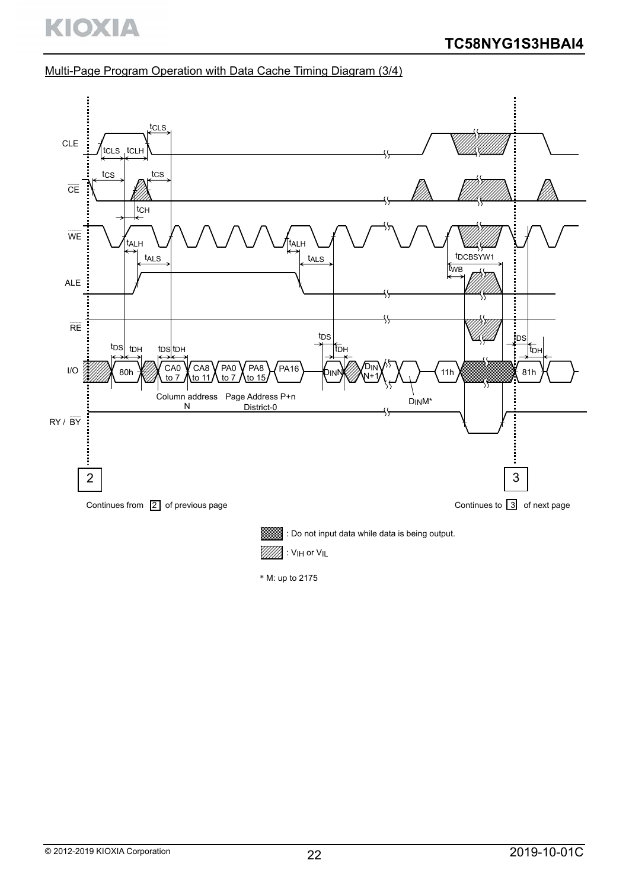Multi-Page Program Operation with Data Cache Timing Diagram (3/4)

CLE

$\overline{CE}$

$\overline{WE}$

ALE

$\overline{RE}$

I/O

RY / $\overline{BY}$

$t_{CLS}$ $t_{CLS}$ $t_{CLH}$ $t_{CS}$ $t_{CS}$ $t_{CH}$ $t_{ALH}$ $t_{ALS}$ $t_{ALH}$ $t_{ALS}$ $t_{DCBSYW1}$ $t_{WB}$ $t_{DS}$ $t_{DH}$ $t_{DS}$ $t_{DH}$ $t_{DS}$ $t_{DH}$ $t_{DS}$ $t_{DH}$

80h CA0 to 7 CA8 to 11 PA0 to 7 PA8 to 15 PA16 $D_{IN}N$ $D_{IN}$ N+1 11h 81h

Column address N

Page Address P+n District-0

$D_{IN}M$*

2 Continues from 2 of previous page

3 Continues to 3 of next page

: Do not input data while data is being output.

: $V_{IH}$ or $V_{IL}$

* M: up to 2175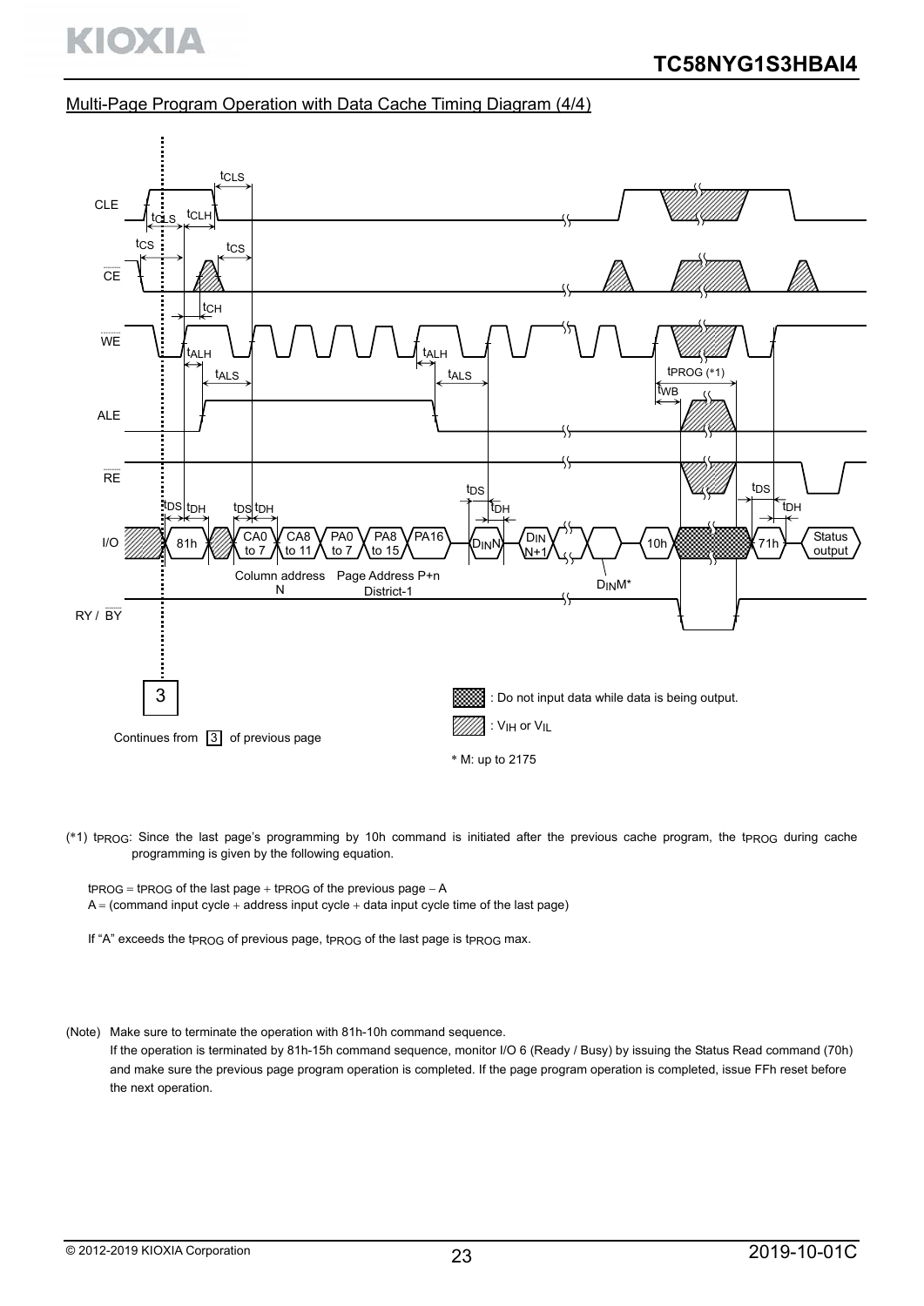## Multi-Page Program Operation with Data Cache Timing Diagram (4/4)

CLE, CE, WE, ALE, RE, I/O, RY / BY

$t_{CLS}$ $t_{CLS}$ $t_{CLH}$ $t_{CS}$ $t_{CS}$ $t_{CH}$ $t_{ALH}$ $t_{ALS}$ $t_{ALH}$ $t_{ALS}$ $t_{PROG}$ (*1) $t_{WB}$ $t_{DS}$ $t_{DH}$ $t_{DS}$ $t_{DH}$ $t_{DS}$ $t_{DH}$ $t_{DS}$ $t_{DH}$

I/O: 81h, CA0 to 7, CA8 to 11, PA0 to 7, PA8 to 15, PA16, $D_{IN}N$, $D_{IN}$ N+1, $D_{IN}M$*, 10h, 71h, Status output

Column address N — Page Address P+n District-1

3 — Continues from 3 of previous page

: Do not input data while data is being output.

: $V_{IH}$ or $V_{IL}$

\* M: up to 2175

(*1) $t_{PROG}$: Since the last page's programming by 10h command is initiated after the previous cache program, the $t_{PROG}$ during cache programming is given by the following equation.

$t_{PROG}$ = $t_{PROG}$ of the last page + $t_{PROG}$ of the previous page − A
A = (command input cycle + address input cycle + data input cycle time of the last page)

If "A" exceeds the $t_{PROG}$ of previous page, $t_{PROG}$ of the last page is $t_{PROG}$ max.

(Note) Make sure to terminate the operation with 81h-10h command sequence.
If the operation is terminated by 81h-15h command sequence, monitor I/O 6 (Ready / Busy) by issuing the Status Read command (70h) and make sure the previous page program operation is completed. If the page program operation is completed, issue FFh reset before the next operation.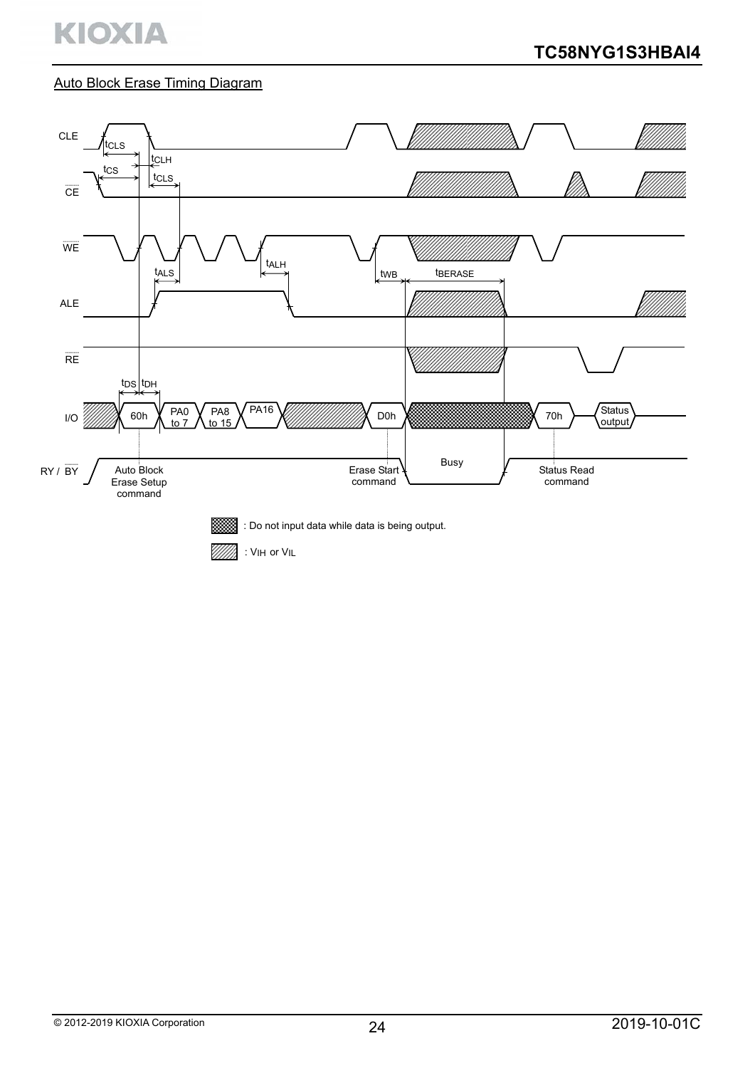Auto Block Erase Timing Diagram

CLE

$t_{CLS}$

$t_{CLH}$

$t_{CS}$

$t_{CLS}$

CE

WE

$t_{ALH}$

$t_{ALS}$

$t_{WB}$

$t_{BERASE}$

ALE

RE

$t_{DS}$ $t_{DH}$

I/O

60h

PA0 to 7

PA8 to 15

PA16

D0h

70h

Status output

RY / BY

Auto Block Erase Setup command

Erase Start command

Busy

Status Read command

: Do not input data while data is being output.

: VIH or VIL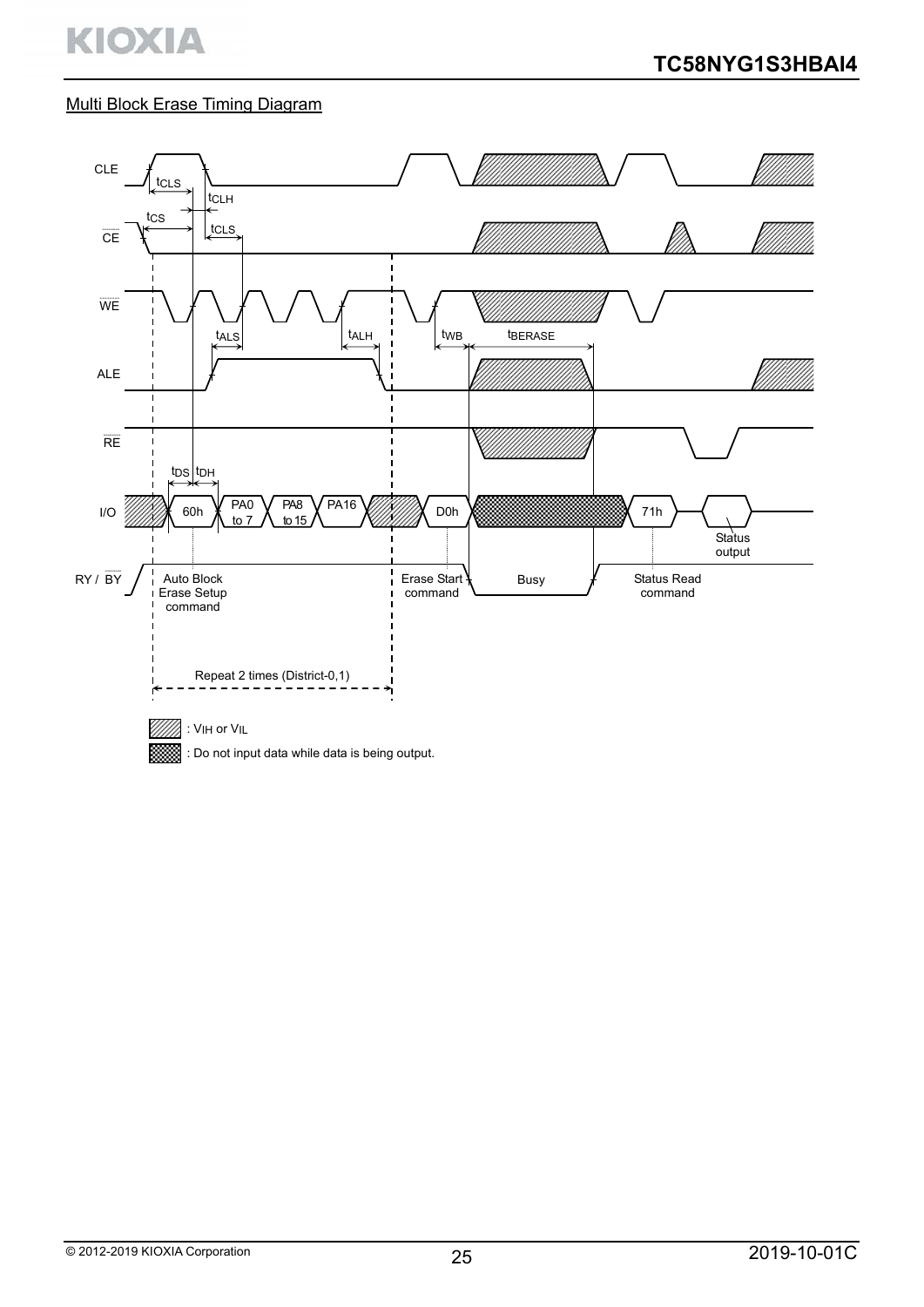Multi Block Erase Timing Diagram

CLE

$t_{CLS}$

$t_{CLH}$

$t_{CS}$

$t_{CLS}$

CE

WE

$t_{ALS}$

$t_{ALH}$

$t_{WB}$

$t_{BERASE}$

ALE

RE

$t_{DS}$ $t_{DH}$

I/O

60h

PA0 to 7

PA8 to 15

PA16

D0h

71h

Status output

RY / BY

Auto Block Erase Setup command

Erase Start command

Busy

Status Read command

Repeat 2 times (District-0,1)

: $V_{IH}$ or $V_{IL}$

: Do not input data while data is being output.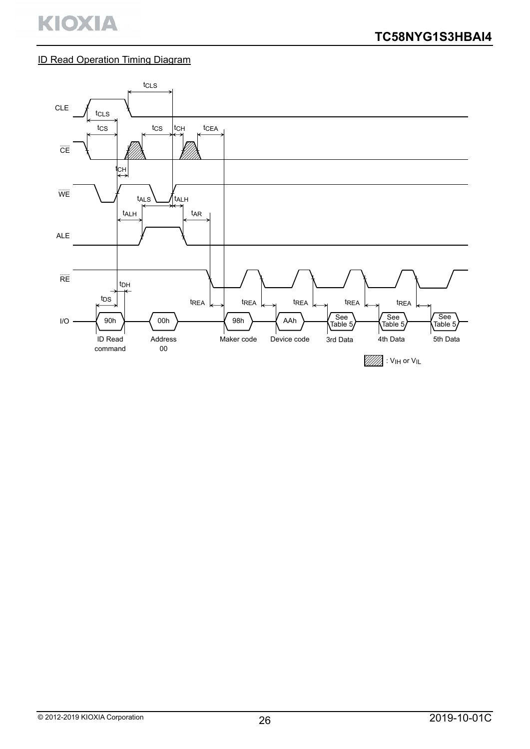## ID Read Operation Timing Diagram

CLE

$t_{CLS}$

$t_{CLS}$

$t_{CS}$ $t_{CS}$ $t_{CH}$ $t_{CEA}$

CE

$t_{CH}$

WE

$t_{ALS}$ $t_{ALH}$

$t_{ALH}$ $t_{AR}$

ALE

RE

$t_{DH}$

$t_{DS}$ $t_{REA}$ $t_{REA}$ $t_{REA}$ $t_{REA}$ $t_{REA}$

I/O 90h 00h 98h AAh See Table 5 See Table 5 See Table 5

ID Read command | Address 00 | Maker code | Device code | 3rd Data | 4th Data | 5th Data

: $V_{IH}$ or $V_{IL}$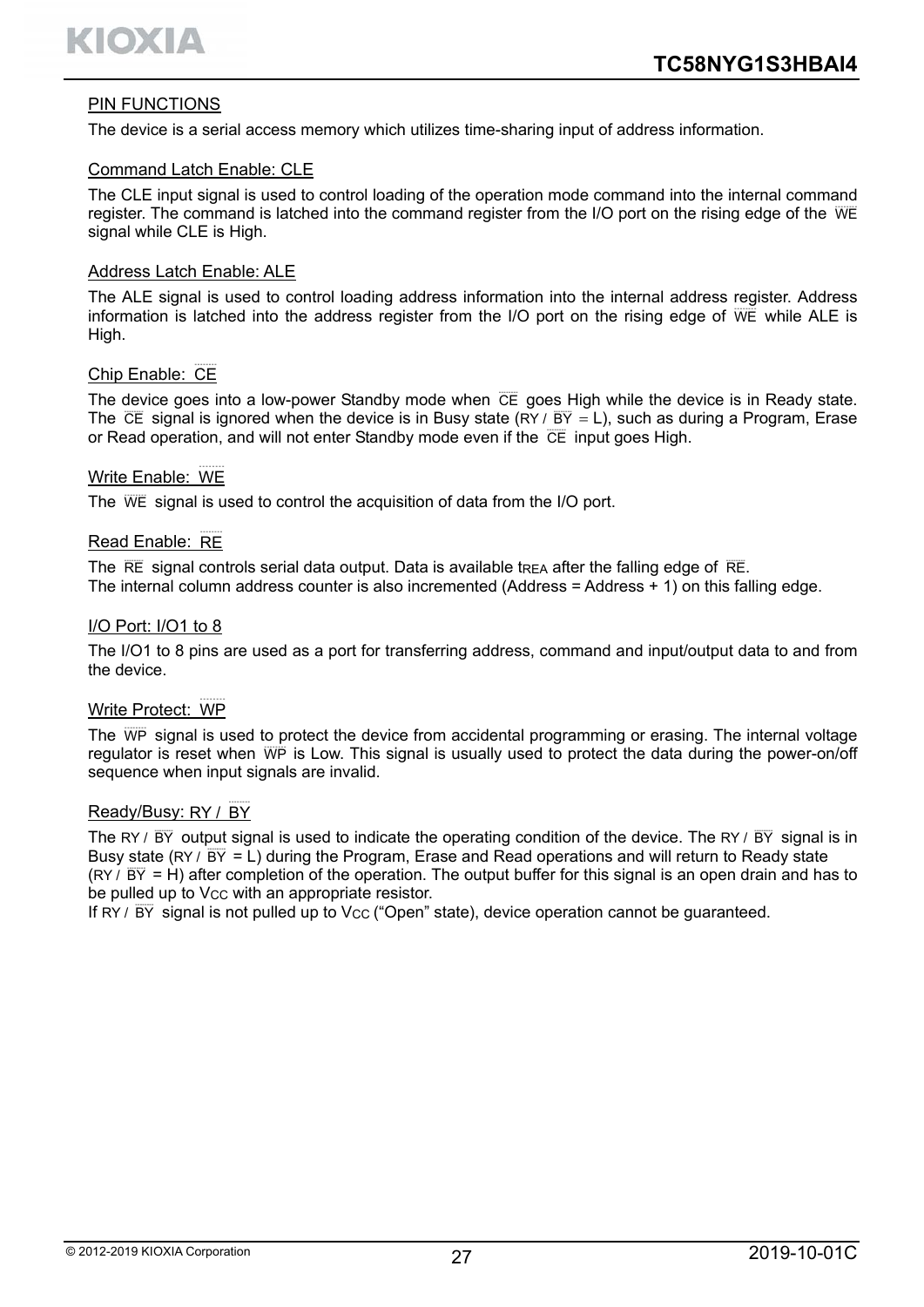## PIN FUNCTIONS

The device is a serial access memory which utilizes time-sharing input of address information.

### Command Latch Enable: CLE

The CLE input signal is used to control loading of the operation mode command into the internal command register. The command is latched into the command register from the I/O port on the rising edge of the $\overline{WE}$ signal while CLE is High.

### Address Latch Enable: ALE

The ALE signal is used to control loading address information into the internal address register. Address information is latched into the address register from the I/O port on the rising edge of $\overline{WE}$ while ALE is High.

### Chip Enable: $\overline{CE}$

The device goes into a low-power Standby mode when $\overline{CE}$ goes High while the device is in Ready state. The $\overline{CE}$ signal is ignored when the device is in Busy state (RY / $\overline{BY}$ = L), such as during a Program, Erase or Read operation, and will not enter Standby mode even if the $\overline{CE}$ input goes High.

### Write Enable: $\overline{WE}$

The $\overline{WE}$ signal is used to control the acquisition of data from the I/O port.

### Read Enable: $\overline{RE}$

The $\overline{RE}$ signal controls serial data output. Data is available $t_{REA}$ after the falling edge of $\overline{RE}$.
The internal column address counter is also incremented (Address = Address + 1) on this falling edge.

### I/O Port: I/O1 to 8

The I/O1 to 8 pins are used as a port for transferring address, command and input/output data to and from the device.

### Write Protect: $\overline{WP}$

The $\overline{WP}$ signal is used to protect the device from accidental programming or erasing. The internal voltage regulator is reset when $\overline{WP}$ is Low. This signal is usually used to protect the data during the power-on/off sequence when input signals are invalid.

### Ready/Busy: RY / $\overline{BY}$

The RY / $\overline{BY}$ output signal is used to indicate the operating condition of the device. The RY / $\overline{BY}$ signal is in Busy state (RY / $\overline{BY}$ = L) during the Program, Erase and Read operations and will return to Ready state (RY / $\overline{BY}$ = H) after completion of the operation. The output buffer for this signal is an open drain and has to be pulled up to $V_{CC}$ with an appropriate resistor.
If RY / $\overline{BY}$ signal is not pulled up to $V_{CC}$ ("Open" state), device operation cannot be guaranteed.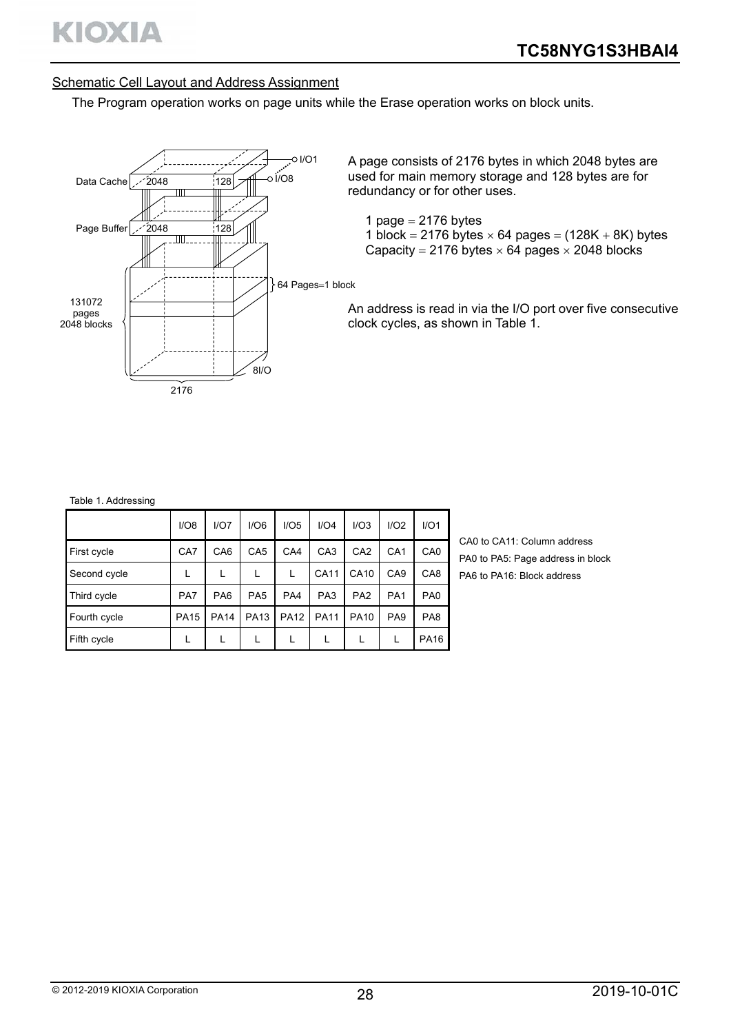## Schematic Cell Layout and Address Assignment

The Program operation works on page units while the Erase operation works on block units.

A page consists of 2176 bytes in which 2048 bytes are used for main memory storage and 128 bytes are for redundancy or for other uses.

1 page = 2176 bytes
1 block = 2176 bytes × 64 pages = (128K + 8K) bytes
Capacity = 2176 bytes × 64 pages × 2048 blocks

An address is read in via the I/O port over five consecutive clock cycles, as shown in Table 1.

Table 1. Addressing

| | I/O8 | I/O7 | I/O6 | I/O5 | I/O4 | I/O3 | I/O2 | I/O1 |
|---|---|---|---|---|---|---|---|---|
| First cycle | CA7 | CA6 | CA5 | CA4 | CA3 | CA2 | CA1 | CA0 |
| Second cycle | L | L | L | L | CA11 | CA10 | CA9 | CA8 |
| Third cycle | PA7 | PA6 | PA5 | PA4 | PA3 | PA2 | PA1 | PA0 |
| Fourth cycle | PA15 | PA14 | PA13 | PA12 | PA11 | PA10 | PA9 | PA8 |
| Fifth cycle | L | L | L | L | L | L | L | PA16 |

CA0 to CA11: Column address
PA0 to PA5: Page address in block
PA6 to PA16: Block address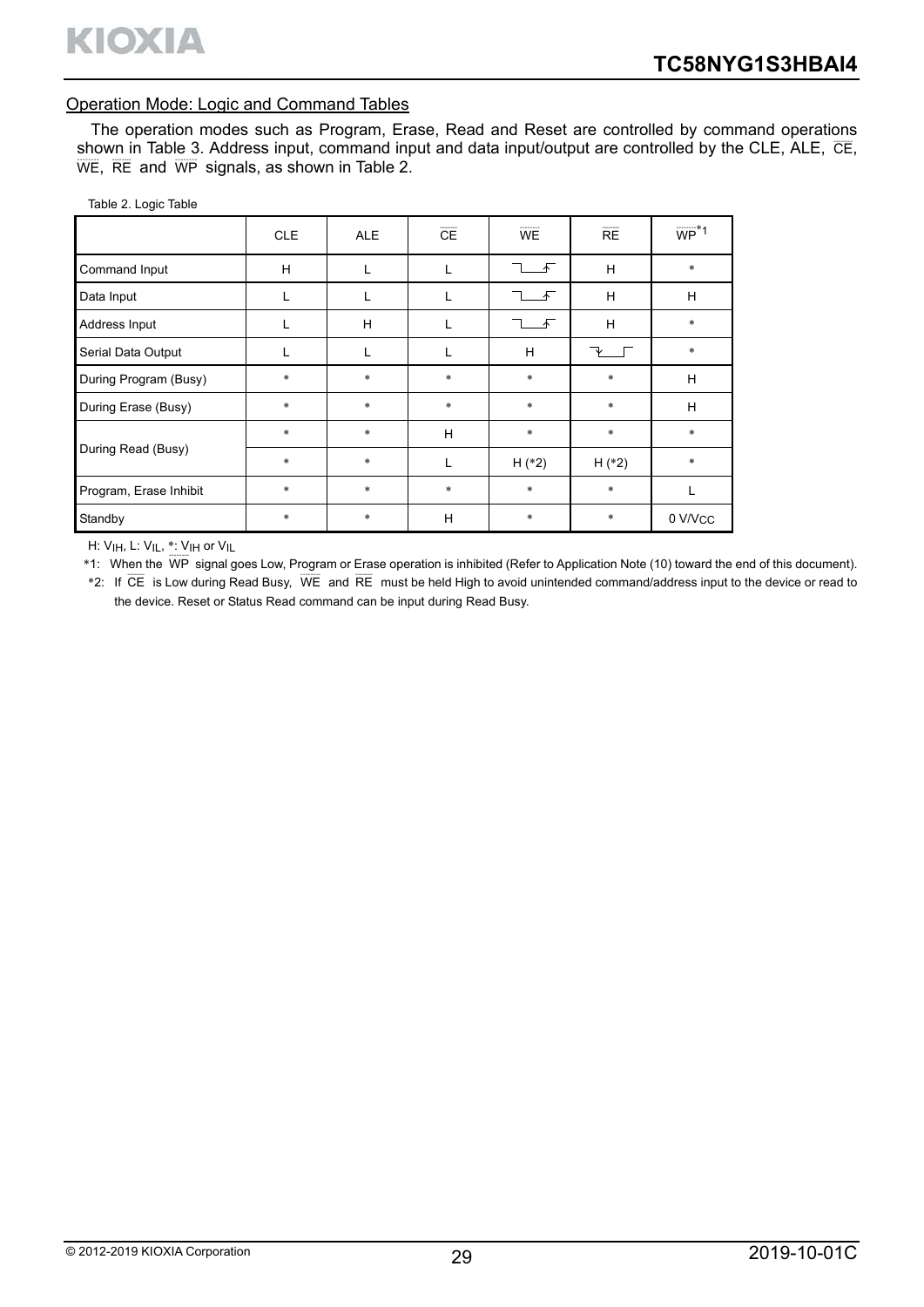## Operation Mode: Logic and Command Tables

The operation modes such as Program, Erase, Read and Reset are controlled by command operations shown in Table 3. Address input, command input and data input/output are controlled by the CLE, ALE, $\overline{CE}$, $\overline{WE}$, $\overline{RE}$ and $\overline{WP}$ signals, as shown in Table 2.

Table 2. Logic Table

| | CLE | ALE | $\overline{CE}$ | $\overline{WE}$ | $\overline{RE}$ | $\overline{WP}$ *1 |
|---|---|---|---|---|---|---|
| Command Input | H | L | L | ↑ (rising edge) | H | * |
| Data Input | L | L | L | ↑ (rising edge) | H | H |
| Address Input | L | H | L | ↑ (rising edge) | H | * |
| Serial Data Output | L | L | L | H | ↓ (falling edge) | * |
| During Program (Busy) | * | * | * | * | * | H |
| During Erase (Busy) | * | * | * | * | * | H |
| During Read (Busy) | * | * | H | * | * | * |
| | * | * | L | H (*2) | H (*2) | * |
| Program, Erase Inhibit | * | * | * | * | * | L |
| Standby | * | * | H | * | * | 0 V/$V_{CC}$ |

H: $V_{IH}$, L: $V_{IL}$, *: $V_{IH}$ or $V_{IL}$

*1: When the $\overline{WP}$ signal goes Low, Program or Erase operation is inhibited (Refer to Application Note (10) toward the end of this document).

*2: If $\overline{CE}$ is Low during Read Busy, $\overline{WE}$ and $\overline{RE}$ must be held High to avoid unintended command/address input to the device or read to the device. Reset or Status Read command can be input during Read Busy.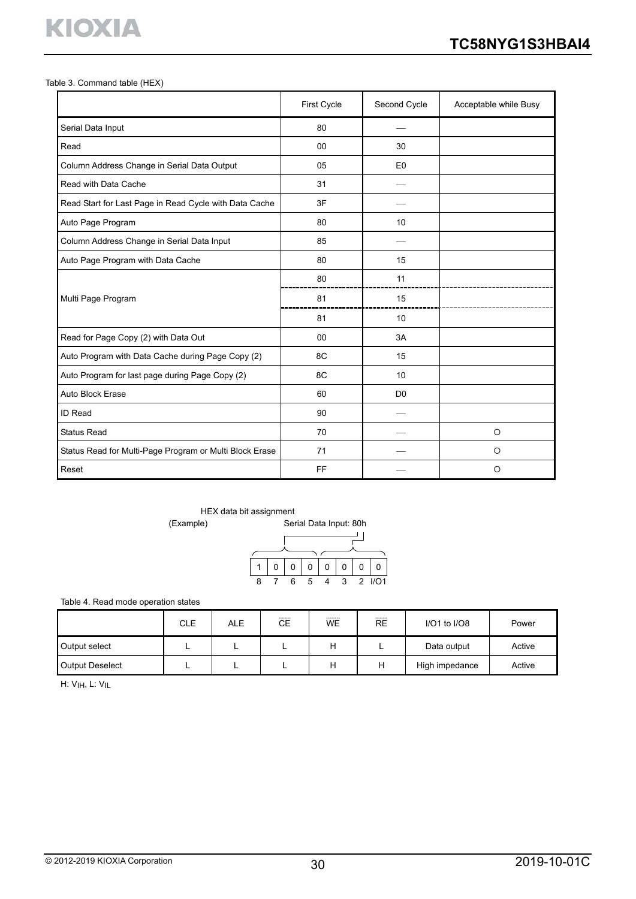Table 3. Command table (HEX)

| | First Cycle | Second Cycle | Acceptable while Busy |
|---|---|---|---|
| Serial Data Input | 80 | — | |
| Read | 00 | 30 | |
| Column Address Change in Serial Data Output | 05 | E0 | |
| Read with Data Cache | 31 | — | |
| Read Start for Last Page in Read Cycle with Data Cache | 3F | — | |
| Auto Page Program | 80 | 10 | |
| Column Address Change in Serial Data Input | 85 | — | |
| Auto Page Program with Data Cache | 80 | 15 | |
| Multi Page Program | 80 | 11 | |
| | 81 | 15 | |
| | 81 | 10 | |
| Read for Page Copy (2) with Data Out | 00 | 3A | |
| Auto Program with Data Cache during Page Copy (2) | 8C | 15 | |
| Auto Program for last page during Page Copy (2) | 8C | 10 | |
| Auto Block Erase | 60 | D0 | |
| ID Read | 90 | — | |
| Status Read | 70 | — | ○ |
| Status Read for Multi-Page Program or Multi Block Erase | 71 | — | ○ |
| Reset | FF | — | ○ |

HEX data bit assignment

(Example) Serial Data Input: 80h

| 1 | 0 | 0 | 0 | 0 | 0 | 0 | 0 |
|---|---|---|---|---|---|---|---|
| 8 | 7 | 6 | 5 | 4 | 3 | 2 | I/O1 |

Table 4. Read mode operation states

| | CLE | ALE | $\overline{CE}$ | $\overline{WE}$ | $\overline{RE}$ | I/O1 to I/O8 | Power |
|---|---|---|---|---|---|---|---|
| Output select | L | L | L | H | L | Data output | Active |
| Output Deselect | L | L | L | H | H | High impedance | Active |

H: $V_{IH}$, L: $V_{IL}$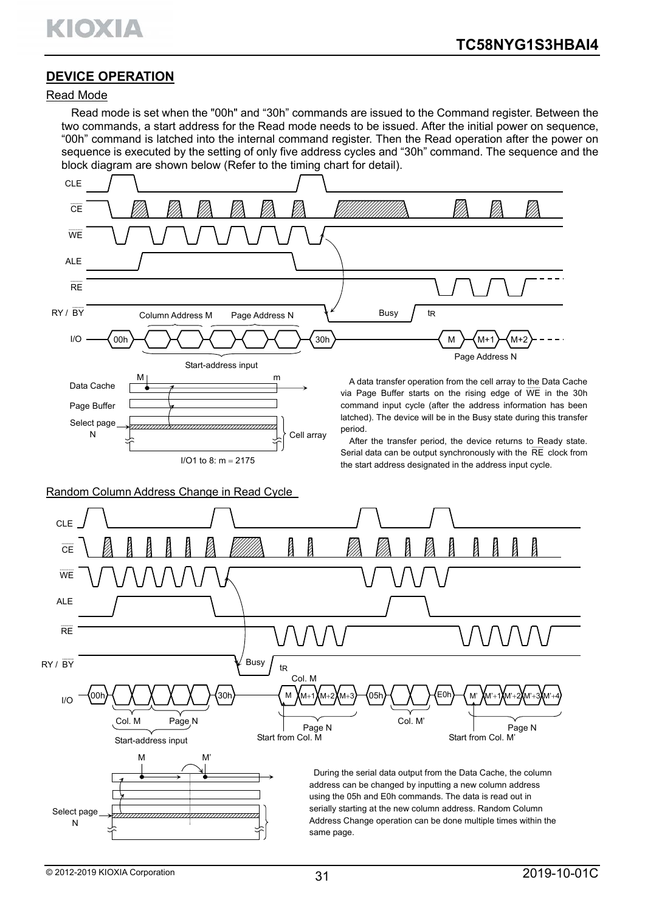## DEVICE OPERATION

### Read Mode

Read mode is set when the "00h" and "30h" commands are issued to the Command register. Between the two commands, a start address for the Read mode needs to be issued. After the initial power on sequence, "00h" command is latched into the internal command register. Then the Read operation after the power on sequence is executed by the setting of only five address cycles and "30h" command. The sequence and the block diagram are shown below (Refer to the timing chart for detail).

CLE, CE, WE, ALE, RE, RY / BY

I/O: 00h — Column Address M — Page Address N — 30h — Busy — tR — M, M+1, M+2 (Page Address N)

Start-address input

Data Cache (M … m), Page Buffer, Select page N, Cell array

I/O1 to 8: m = 2175

A data transfer operation from the cell array to the Data Cache via Page Buffer starts on the rising edge of WE in the 30h command input cycle (after the address information has been latched). The device will be in the Busy state during this transfer period.

After the transfer period, the device returns to Ready state. Serial data can be output synchronously with the RE clock from the start address designated in the address input cycle.

### Random Column Address Change in Read Cycle

CLE, CE, WE, ALE, RE, RY / BY

I/O: 00h — Col. M — Page N — 30h — Busy — tR — Col. M: M, M+1, M+2, M+3 — 05h — Col. M' — E0h — M', M'+1, M'+2, M'+3, M'+4

Start-address input

Page N, Start from Col. M

Page N, Start from Col. M'

M, M', Select page N

During the serial data output from the Data Cache, the column address can be changed by inputting a new column address using the 05h and E0h commands. The data is read out in serially starting at the new column address. Random Column Address Change operation can be done multiple times within the same page.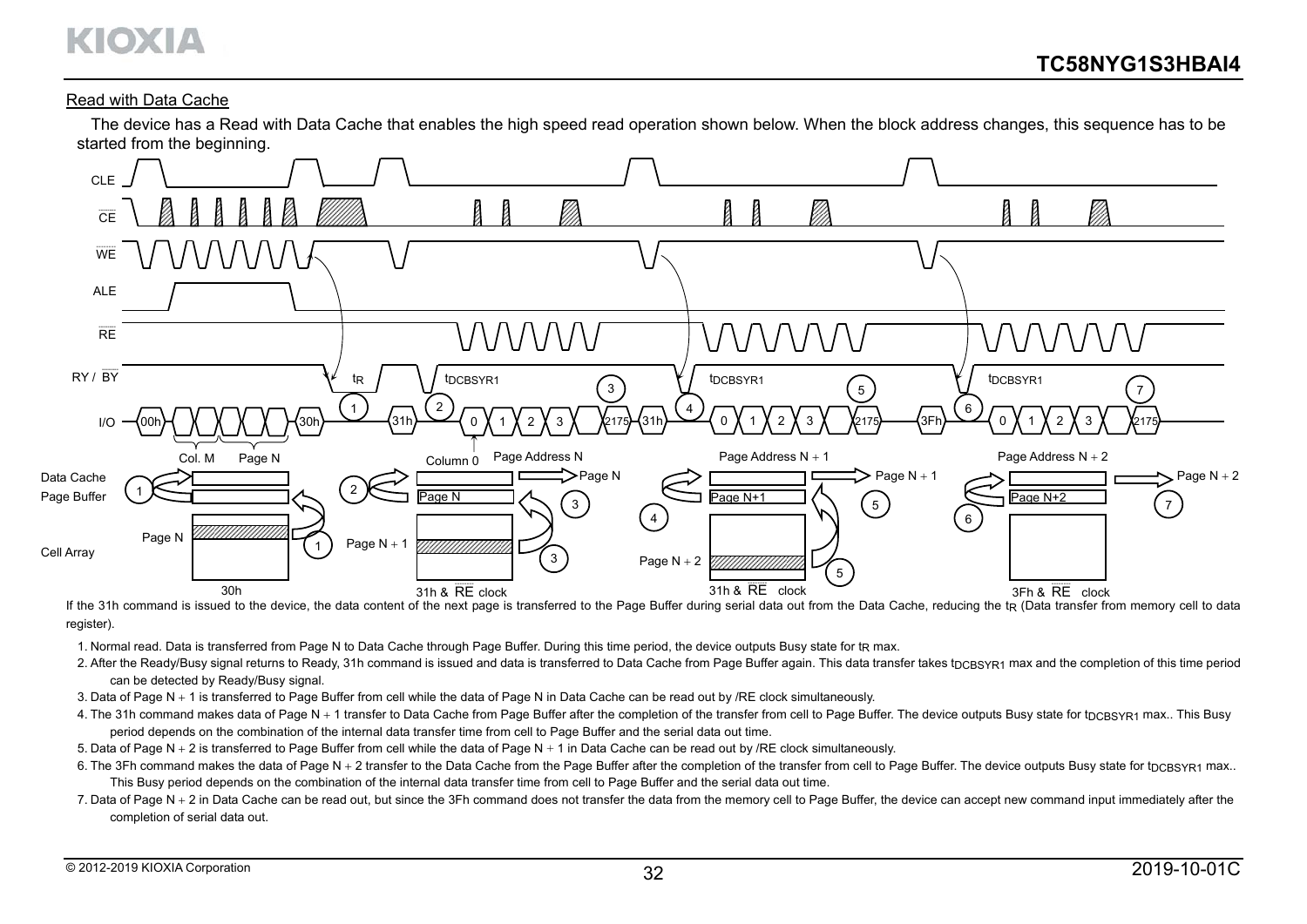## Read with Data Cache

The device has a Read with Data Cache that enables the high speed read operation shown below. When the block address changes, this sequence has to be started from the beginning.

If the 31h command is issued to the device, the data content of the next page is transferred to the Page Buffer during serial data out from the Data Cache, reducing the $t_R$ (Data transfer from memory cell to data register).

1. Normal read. Data is transferred from Page N to Data Cache through Page Buffer. During this time period, the device outputs Busy state for $t_R$ max.
2. After the Ready/Busy signal returns to Ready, 31h command is issued and data is transferred to Data Cache from Page Buffer again. This data transfer takes $t_{DCBSYR1}$ max and the completion of this time period can be detected by Ready/Busy signal.
3. Data of Page N + 1 is transferred to Page Buffer from cell while the data of Page N in Data Cache can be read out by /RE clock simultaneously.
4. The 31h command makes data of Page N + 1 transfer to Data Cache from Page Buffer after the completion of the transfer from cell to Page Buffer. The device outputs Busy state for $t_{DCBSYR1}$ max.. This Busy period depends on the combination of the internal data transfer time from cell to Page Buffer and the serial data out time.
5. Data of Page N + 2 is transferred to Page Buffer from cell while the data of Page N + 1 in Data Cache can be read out by /RE clock simultaneously.
6. The 3Fh command makes the data of Page N + 2 transfer to the Data Cache from the Page Buffer after the completion of the transfer from cell to Page Buffer. The device outputs Busy state for $t_{DCBSYR1}$ max.. This Busy period depends on the combination of the internal data transfer time from cell to Page Buffer and the serial data out time.
7. Data of Page N + 2 in Data Cache can be read out, but since the 3Fh command does not transfer the data from the memory cell to Page Buffer, the device can accept new command input immediately after the completion of serial data out.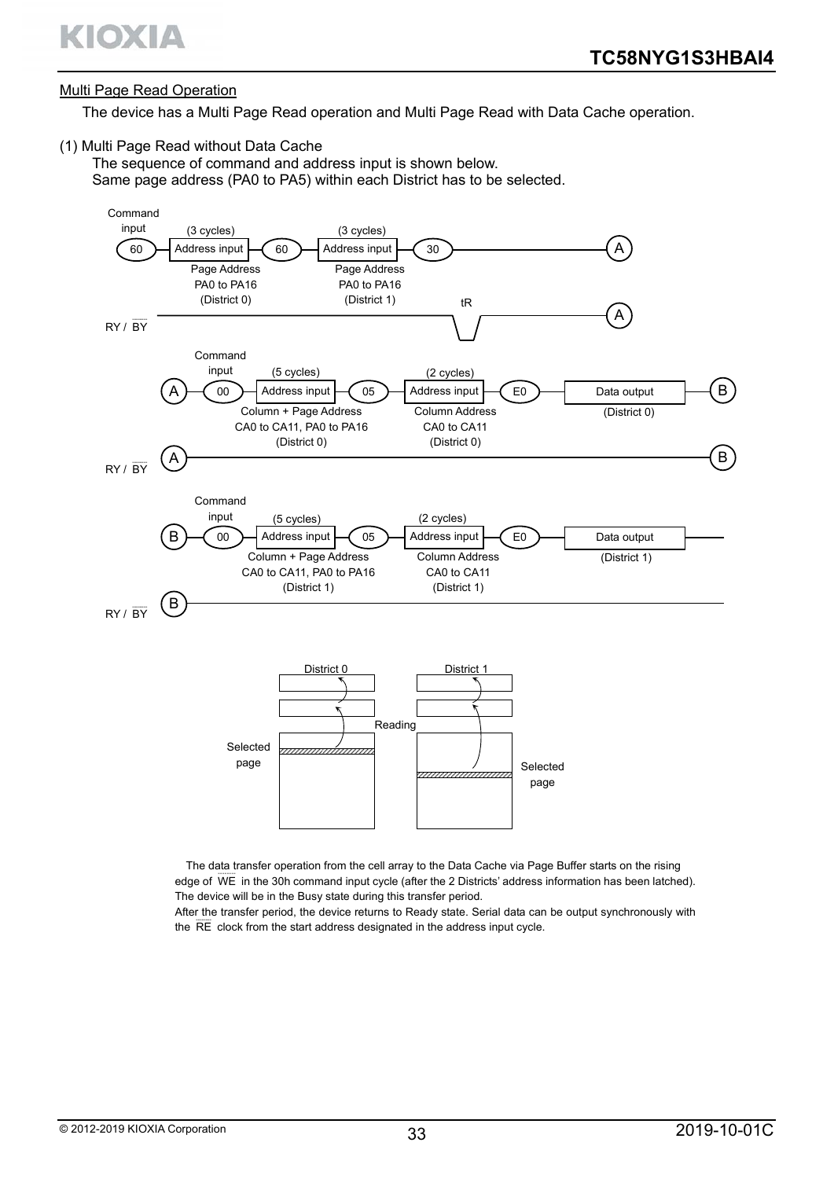## Multi Page Read Operation

The device has a Multi Page Read operation and Multi Page Read with Data Cache operation.

(1) Multi Page Read without Data Cache

The sequence of command and address input is shown below.
Same page address (PA0 to PA5) within each District has to be selected.

Command input

60 — Address input (3 cycles) Page Address PA0 to PA16 (District 0) — 60 — Address input (3 cycles) Page Address PA0 to PA16 (District 1) — 30 — A

RY / BY — tR — A

A — 00 — Address input (5 cycles) Column + Page Address CA0 to CA11, PA0 to PA16 (District 0) — 05 — Address input (2 cycles) Column Address CA0 to CA11 (District 0) — E0 — Data output (District 0) — B

RY / BY — A — B

B — 00 — Address input (5 cycles) Column + Page Address CA0 to CA11, PA0 to PA16 (District 1) — 05 — Address input (2 cycles) Column Address CA0 to CA11 (District 1) — E0 — Data output (District 1)

RY / BY — B

District 0 / District 1 — Reading — Selected page / Selected page

The data transfer operation from the cell array to the Data Cache via Page Buffer starts on the rising edge of WE in the 30h command input cycle (after the 2 Districts' address information has been latched). The device will be in the Busy state during this transfer period.
After the transfer period, the device returns to Ready state. Serial data can be output synchronously with the RE clock from the start address designated in the address input cycle.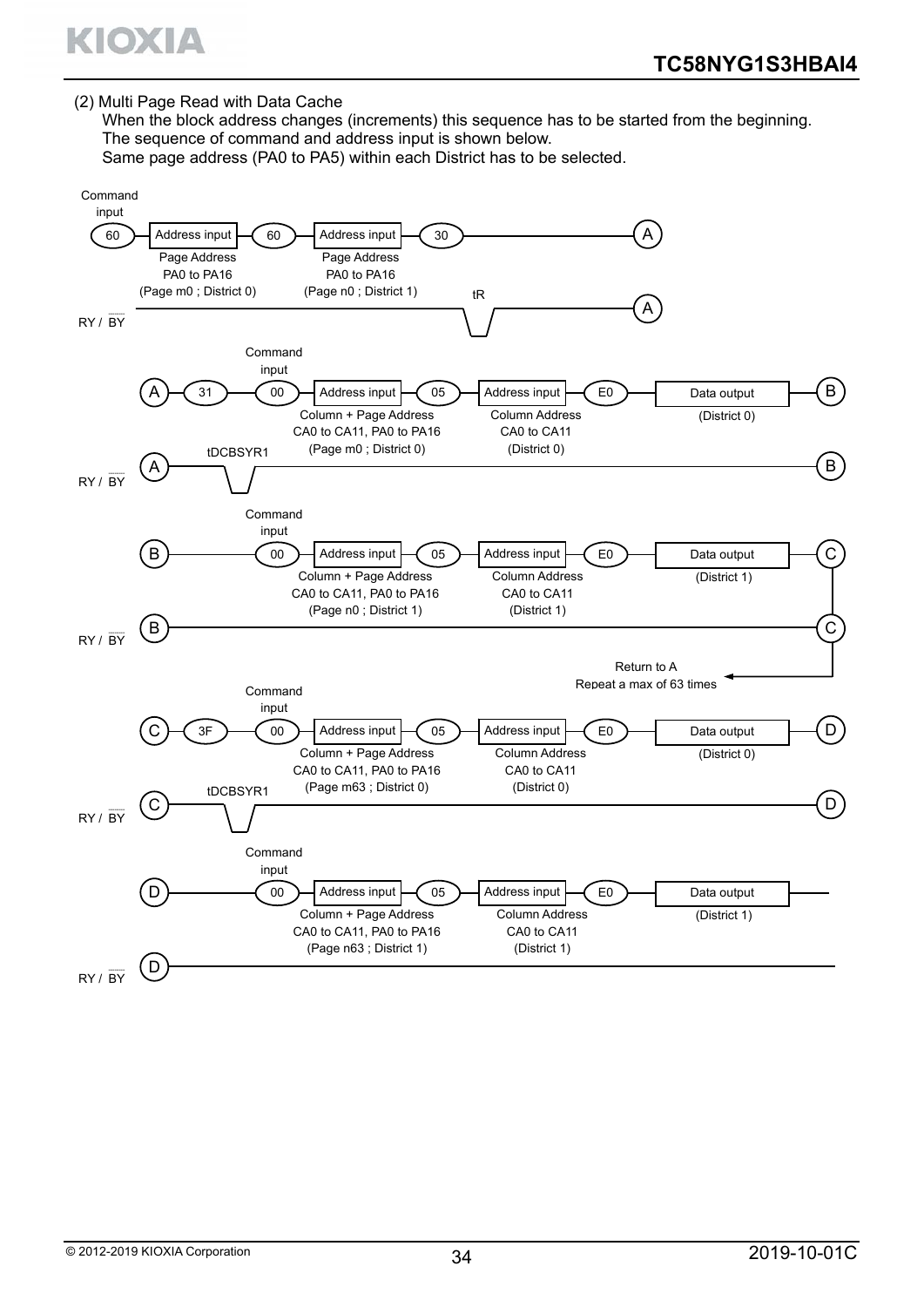(2) Multi Page Read with Data Cache

When the block address changes (increments) this sequence has to be started from the beginning.
The sequence of command and address input is shown below.
Same page address (PA0 to PA5) within each District has to be selected.

Command input

60 — Address input — 60 — Address input — 30 — A

Page Address PA0 to PA16 (Page m0 ; District 0)

Page Address PA0 to PA16 (Page n0 ; District 1)

tR

RY / BY — A

Command input

A — 31 — 00 — Address input — 05 — Address input — E0 — Data output — B

Column + Page Address CA0 to CA11, PA0 to PA16 (Page m0 ; District 0)

Column Address CA0 to CA11 (District 0)

Data output (District 0)

tDCBSYR1

RY / BY — A — B

Command input

B — 00 — Address input — 05 — Address input — E0 — Data output — C

Column + Page Address CA0 to CA11, PA0 to PA16 (Page n0 ; District 1)

Column Address CA0 to CA11 (District 1)

Data output (District 1)

RY / BY — B — C

Return to A
Repeat a max of 63 times

Command input

C — 3F — 00 — Address input — 05 — Address input — E0 — Data output — D

Column + Page Address CA0 to CA11, PA0 to PA16 (Page m63 ; District 0)

Column Address CA0 to CA11 (District 0)

Data output (District 0)

tDCBSYR1

RY / BY — C — D

Command input

D — 00 — Address input — 05 — Address input — E0 — Data output

Column + Page Address CA0 to CA11, PA0 to PA16 (Page n63 ; District 1)

Column Address CA0 to CA11 (District 1)

Data output (District 1)

RY / BY — D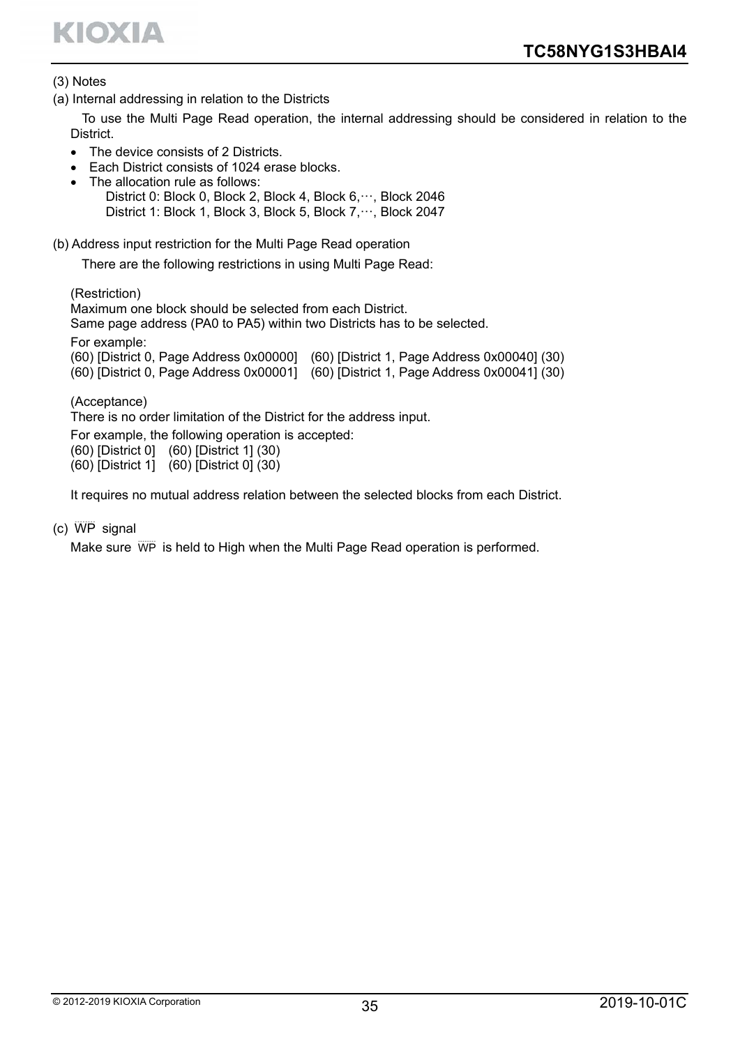(3) Notes

(a) Internal addressing in relation to the Districts

To use the Multi Page Read operation, the internal addressing should be considered in relation to the District.

- The device consists of 2 Districts.
- Each District consists of 1024 erase blocks.
- The allocation rule as follows:
  District 0: Block 0, Block 2, Block 4, Block 6,···, Block 2046
  District 1: Block 1, Block 3, Block 5, Block 7,···, Block 2047

(b) Address input restriction for the Multi Page Read operation

There are the following restrictions in using Multi Page Read:

(Restriction)
Maximum one block should be selected from each District.
Same page address (PA0 to PA5) within two Districts has to be selected.

For example:
(60) [District 0, Page Address 0x00000]  (60) [District 1, Page Address 0x00040] (30)
(60) [District 0, Page Address 0x00001]  (60) [District 1, Page Address 0x00041] (30)

(Acceptance)
There is no order limitation of the District for the address input.

For example, the following operation is accepted:
(60) [District 0]  (60) [District 1] (30)
(60) [District 1]  (60) [District 0] (30)

It requires no mutual address relation between the selected blocks from each District.

(c) $\overline{WP}$ signal

Make sure $\overline{WP}$ is held to High when the Multi Page Read operation is performed.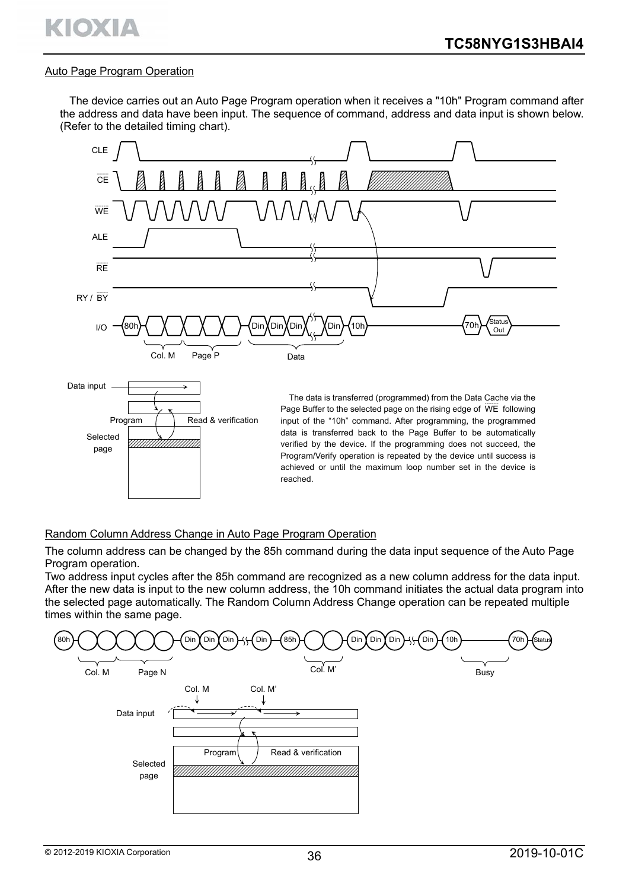## Auto Page Program Operation

The device carries out an Auto Page Program operation when it receives a "10h" Program command after the address and data have been input. The sequence of command, address and data input is shown below. (Refer to the detailed timing chart).

CLE

CE

WE

ALE

RE

RY / BY

I/O: 80h — Col. M — Page P — Din Din Din … Din — 10h — 70h — Status Out

Data

Data input

Program

Read & verification

Selected page

The data is transferred (programmed) from the Data Cache via the Page Buffer to the selected page on the rising edge of WE following input of the "10h" command. After programming, the programmed data is transferred back to the Page Buffer to be automatically verified by the device. If the programming does not succeed, the Program/Verify operation is repeated by the device until success is achieved or until the maximum loop number set in the device is reached.

## Random Column Address Change in Auto Page Program Operation

The column address can be changed by the 85h command during the data input sequence of the Auto Page Program operation.

Two address input cycles after the 85h command are recognized as a new column address for the data input. After the new data is input to the new column address, the 10h command initiates the actual data program into the selected page automatically. The Random Column Address Change operation can be repeated multiple times within the same page.

80h — Col. M — Page N — Din Din Din … Din — 85h — Col. M' — Din Din Din … Din — 10h — Busy — 70h — Status

Col. M

Col. M'

Data input

Program

Read & verification

Selected page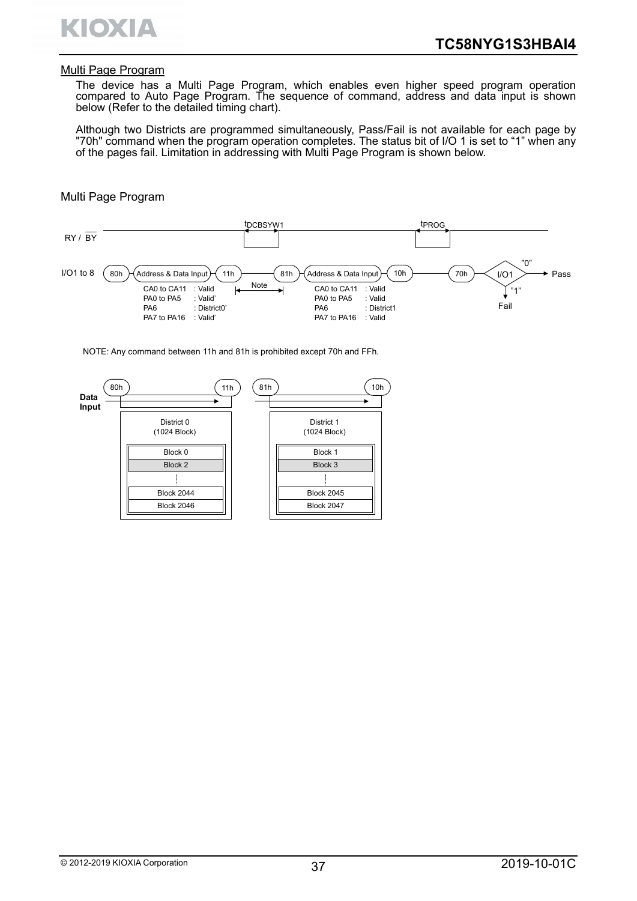## Multi Page Program

The device has a Multi Page Program, which enables even higher speed program operation compared to Auto Page Program. The sequence of command, address and data input is shown below (Refer to the detailed timing chart).

Although two Districts are programmed simultaneously, Pass/Fail is not available for each page by "70h" command when the program operation completes. The status bit of I/O 1 is set to "1" when any of the pages fail. Limitation in addressing with Multi Page Program is shown below.

### Multi Page Program

RY / BY — $t_{DCBSYW1}$ — $t_{PROG}$

I/O1 to 8: 80h → Address & Data Input → 11h → (Note) → 81h → Address & Data Input → 10h → 70h → I/O1 → "0": Pass / "1": Fail

First address (after 80h):

| | |
|---|---|
| CA0 to CA11 | : Valid |
| PA0 to PA5 | : Valid' |
| PA6 | : District0' |
| PA7 to PA16 | : Valid' |

Second address (after 81h):

| | |
|---|---|
| CA0 to CA11 | : Valid |
| PA0 to PA5 | : Valid |
| PA6 | : District1 |
| PA7 to PA16 | : Valid |

NOTE: Any command between 11h and 81h is prohibited except 70h and FFh.

Data Input: 80h → 11h (District 0), 81h → 10h (District 1)

| District 0 (1024 Block) | District 1 (1024 Block) |
|---|---|
| Block 0 | Block 1 |
| Block 2 | Block 3 |
| ⋮ | ⋮ |
| Block 2044 | Block 2045 |
| Block 2046 | Block 2047 |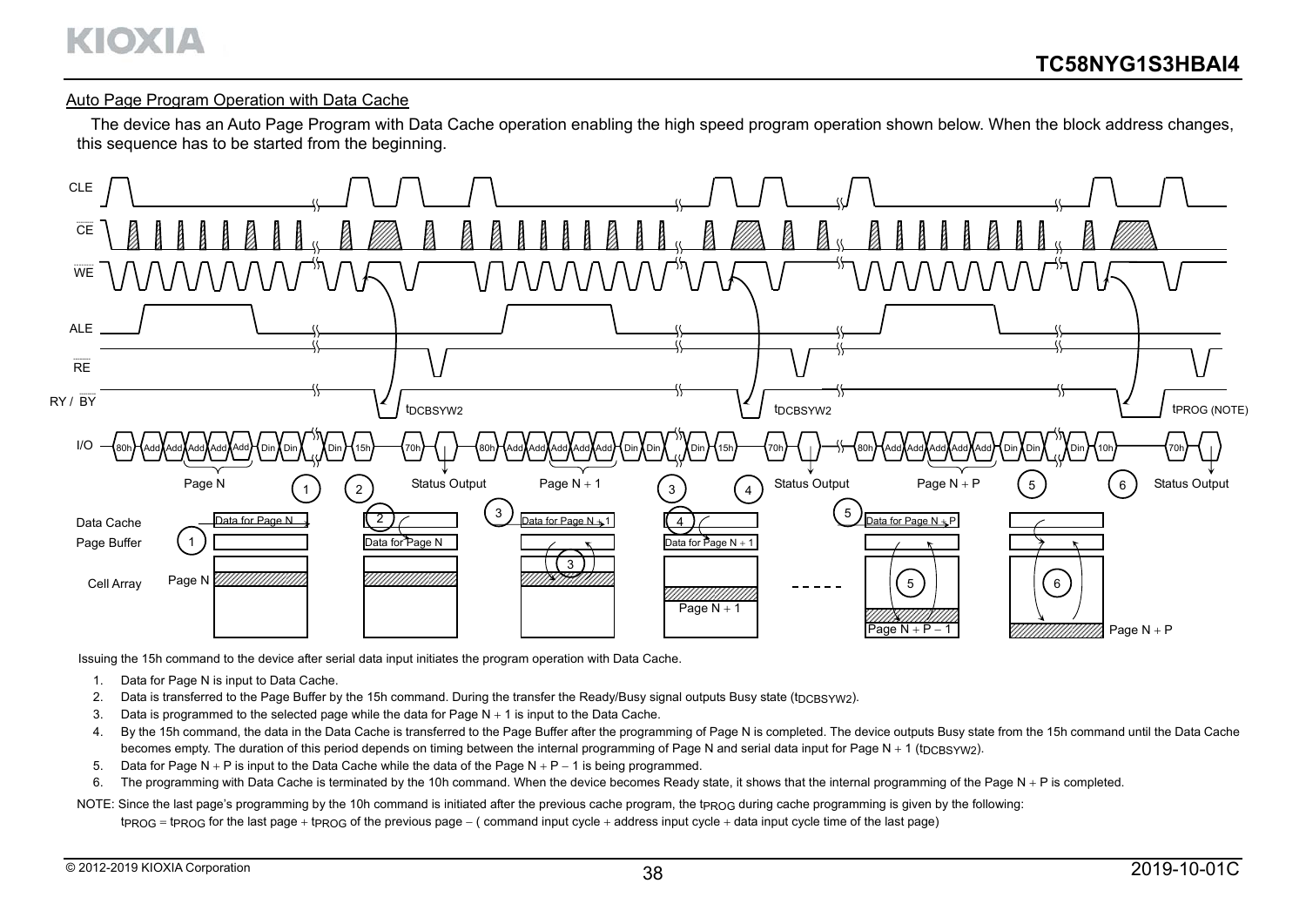Auto Page Program Operation with Data Cache

The device has an Auto Page Program with Data Cache operation enabling the high speed program operation shown below. When the block address changes, this sequence has to be started from the beginning.

Issuing the 15h command to the device after serial data input initiates the program operation with Data Cache.

1. Data for Page N is input to Data Cache.
2. Data is transferred to the Page Buffer by the 15h command. During the transfer the Ready/Busy signal outputs Busy state ($t_{DCBSYW2}$).
3. Data is programmed to the selected page while the data for Page N + 1 is input to the Data Cache.
4. By the 15h command, the data in the Data Cache is transferred to the Page Buffer after the programming of Page N is completed. The device outputs Busy state from the 15h command until the Data Cache becomes empty. The duration of this period depends on timing between the internal programming of Page N and serial data input for Page N + 1 ($t_{DCBSYW2}$).
5. Data for Page N + P is input to the Data Cache while the data of the Page N + P − 1 is being programmed.
6. The programming with Data Cache is terminated by the 10h command. When the device becomes Ready state, it shows that the internal programming of the Page N + P is completed.

NOTE: Since the last page's programming by the 10h command is initiated after the previous cache program, the $t_{PROG}$ during cache programming is given by the following:

$t_{PROG}$ = $t_{PROG}$ for the last page + $t_{PROG}$ of the previous page − ( command input cycle + address input cycle + data input cycle time of the last page)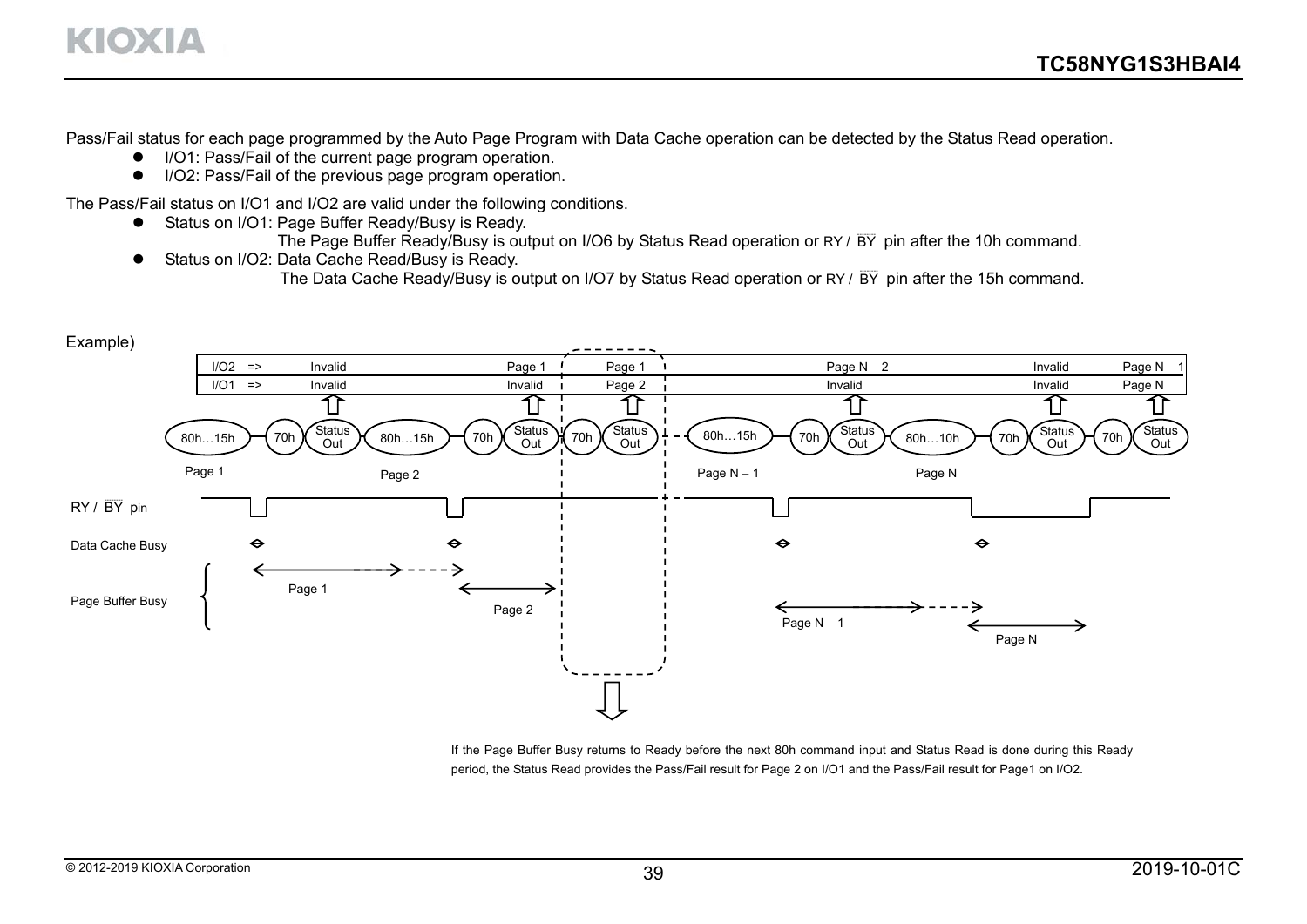Pass/Fail status for each page programmed by the Auto Page Program with Data Cache operation can be detected by the Status Read operation.

- I/O1: Pass/Fail of the current page program operation.
- I/O2: Pass/Fail of the previous page program operation.

The Pass/Fail status on I/O1 and I/O2 are valid under the following conditions.

- Status on I/O1: Page Buffer Ready/Busy is Ready.
  The Page Buffer Ready/Busy is output on I/O6 by Status Read operation or RY / $\overline{BY}$ pin after the 10h command.
- Status on I/O2: Data Cache Read/Busy is Ready.
  The Data Cache Ready/Busy is output on I/O7 by Status Read operation or RY / $\overline{BY}$ pin after the 15h command.

Example)

| | | | | | | |
|---|---|---|---|---|---|---|
| I/O2 => | Invalid | Page 1 | Page 1 | Page N − 2 | Invalid | Page N − 1 |
| I/O1 => | Invalid | Invalid | Page 2 | Invalid | Invalid | Page N |

Command sequence: 80h…15h (Page 1) → 70h → Status Out → 80h…15h (Page 2) → 70h → Status Out → 70h → Status Out → … → 80h…15h (Page N − 1) → 70h → Status Out → 80h…10h (Page N) → 70h → Status Out → 70h → Status Out

RY / $\overline{BY}$ pin

Data Cache Busy

Page Buffer Busy: Page 1, Page 2, Page N − 1, Page N

If the Page Buffer Busy returns to Ready before the next 80h command input and Status Read is done during this Ready period, the Status Read provides the Pass/Fail result for Page 2 on I/O1 and the Pass/Fail result for Page1 on I/O2.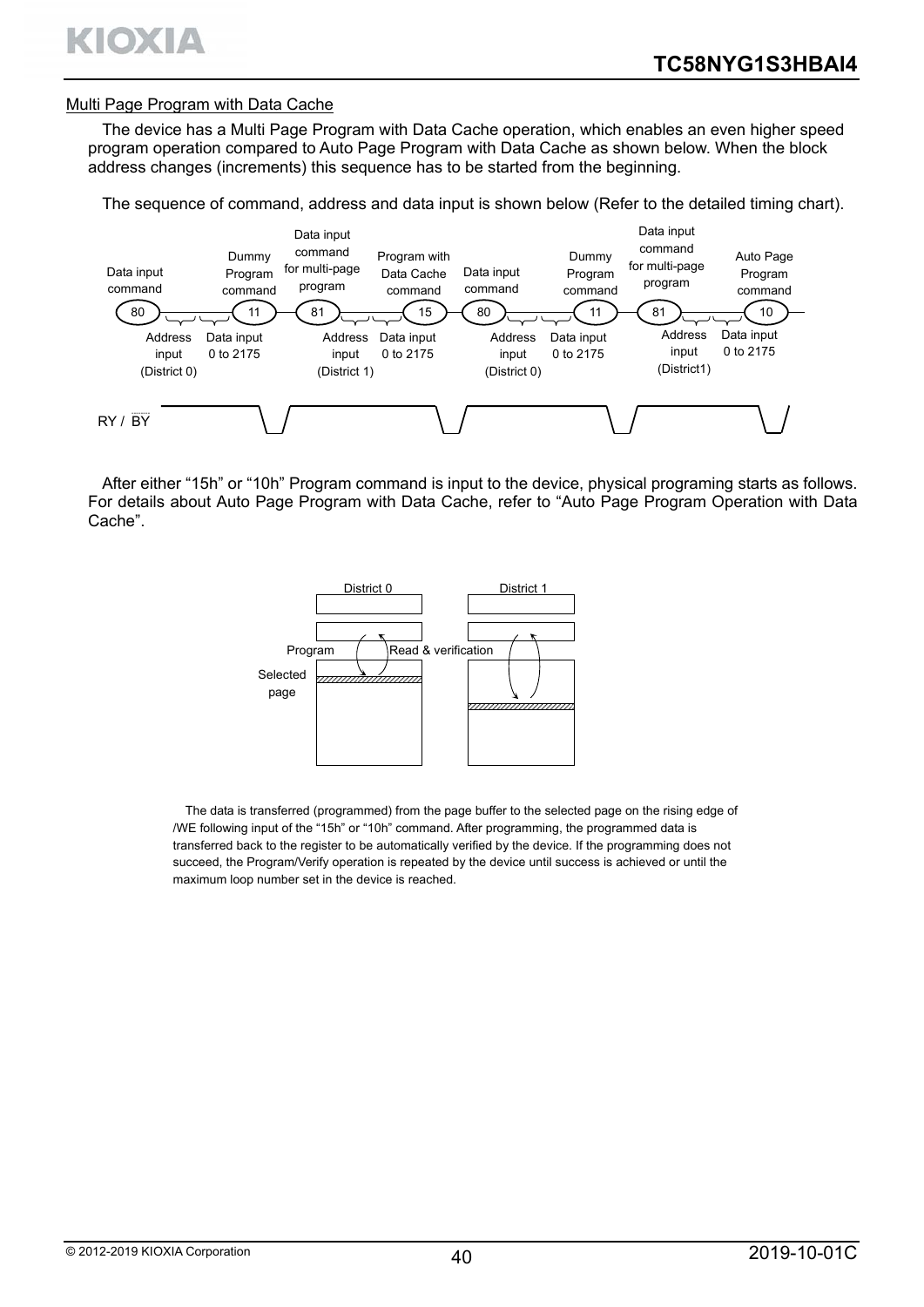## Multi Page Program with Data Cache

The device has a Multi Page Program with Data Cache operation, which enables an even higher speed program operation compared to Auto Page Program with Data Cache as shown below. When the block address changes (increments) this sequence has to be started from the beginning.

The sequence of command, address and data input is shown below (Refer to the detailed timing chart).

| Command | Description | Following input |
|---|---|---|
| 80 | Data input command | Address input (District 0), Data input 0 to 2175 |
| 11 | Dummy Program command | |
| 81 | Data input command for multi-page program | Address input (District 1), Data input 0 to 2175 |
| 15 | Program with Data Cache command | |
| 80 | Data input command | Address input (District 0), Data input 0 to 2175 |
| 11 | Dummy Program command | |
| 81 | Data input command for multi-page program | Address input (District1), Data input 0 to 2175 |
| 10 | Auto Page Program command | |

RY / $\overline{BY}$

After either “15h” or “10h” Program command is input to the device, physical programing starts as follows. For details about Auto Page Program with Data Cache, refer to “Auto Page Program Operation with Data Cache”.

District 0 | District 1

Program | Read & verification

Selected page

The data is transferred (programmed) from the page buffer to the selected page on the rising edge of /WE following input of the “15h” or “10h” command. After programming, the programmed data is transferred back to the register to be automatically verified by the device. If the programming does not succeed, the Program/Verify operation is repeated by the device until success is achieved or until the maximum loop number set in the device is reached.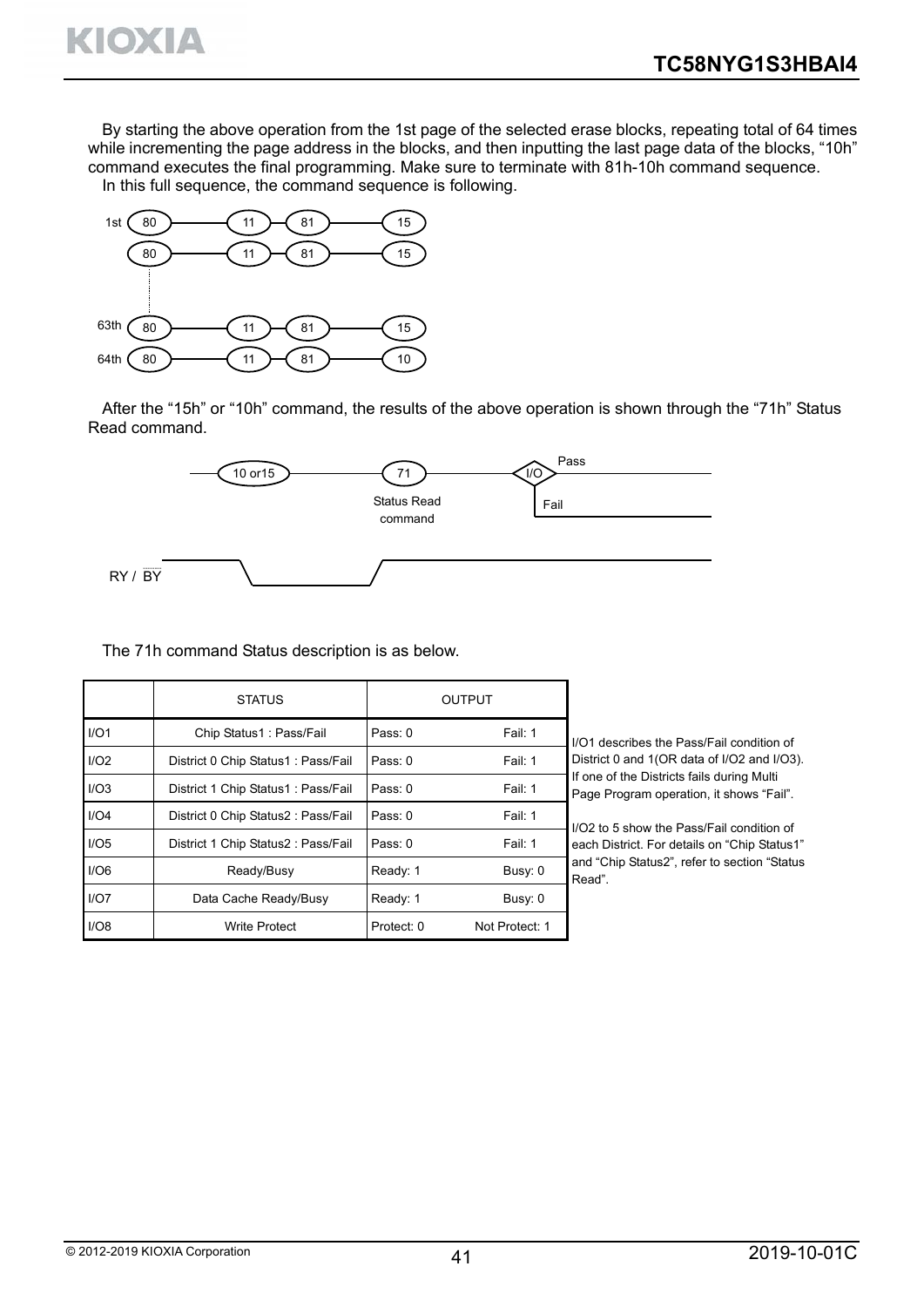By starting the above operation from the 1st page of the selected erase blocks, repeating total of 64 times while incrementing the page address in the blocks, and then inputting the last page data of the blocks, “10h” command executes the final programming. Make sure to terminate with 81h-10h command sequence.

In this full sequence, the command sequence is following.

```
1st   80 ——— 11 — 81 ——— 15
      80 ——— 11 — 81 ——— 15
       :
63th  80 ——— 11 — 81 ——— 15
64th  80 ——— 11 — 81 ——— 10
```

After the “15h” or “10h” command, the results of the above operation is shown through the “71h” Status Read command.

```
—— 10 or15 ——— 71 ——— <I/O> — Pass
           Status Read           Fail
             command

RY / BY
```

The 71h command Status description is as below.

| | STATUS | OUTPUT | |
|---|---|---|---|
| I/O1 | Chip Status1 : Pass/Fail | Pass: 0 | Fail: 1 |
| I/O2 | District 0 Chip Status1 : Pass/Fail | Pass: 0 | Fail: 1 |
| I/O3 | District 1 Chip Status1 : Pass/Fail | Pass: 0 | Fail: 1 |
| I/O4 | District 0 Chip Status2 : Pass/Fail | Pass: 0 | Fail: 1 |
| I/O5 | District 1 Chip Status2 : Pass/Fail | Pass: 0 | Fail: 1 |
| I/O6 | Ready/Busy | Ready: 1 | Busy: 0 |
| I/O7 | Data Cache Ready/Busy | Ready: 1 | Busy: 0 |
| I/O8 | Write Protect | Protect: 0 | Not Protect: 1 |

I/O1 describes the Pass/Fail condition of District 0 and 1(OR data of I/O2 and I/O3). If one of the Districts fails during Multi Page Program operation, it shows “Fail”.

I/O2 to 5 show the Pass/Fail condition of each District. For details on “Chip Status1” and “Chip Status2”, refer to section “Status Read”.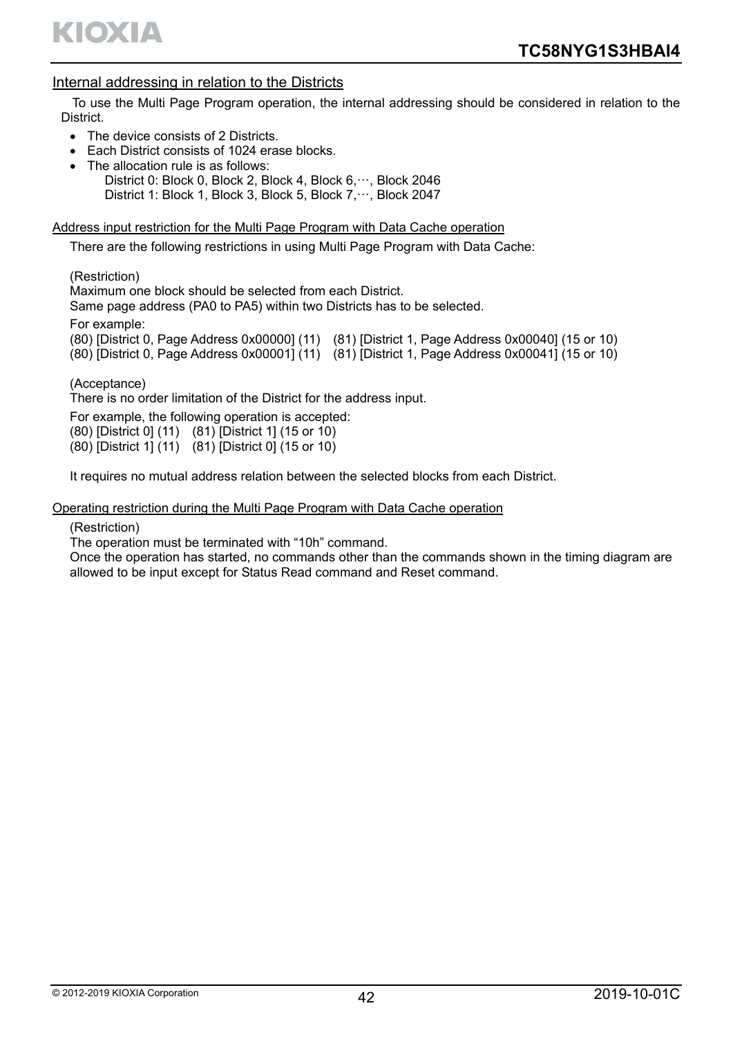## Internal addressing in relation to the Districts

To use the Multi Page Program operation, the internal addressing should be considered in relation to the District.

- The device consists of 2 Districts.
- Each District consists of 1024 erase blocks.
- The allocation rule is as follows:
  District 0: Block 0, Block 2, Block 4, Block 6,···, Block 2046
  District 1: Block 1, Block 3, Block 5, Block 7,···, Block 2047

### Address input restriction for the Multi Page Program with Data Cache operation

There are the following restrictions in using Multi Page Program with Data Cache:

(Restriction)
Maximum one block should be selected from each District.
Same page address (PA0 to PA5) within two Districts has to be selected.

For example:
(80) [District 0, Page Address 0x00000] (11)    (81) [District 1, Page Address 0x00040] (15 or 10)
(80) [District 0, Page Address 0x00001] (11)    (81) [District 1, Page Address 0x00041] (15 or 10)

(Acceptance)
There is no order limitation of the District for the address input.

For example, the following operation is accepted:
(80) [District 0] (11)    (81) [District 1] (15 or 10)
(80) [District 1] (11)    (81) [District 0] (15 or 10)

It requires no mutual address relation between the selected blocks from each District.

### Operating restriction during the Multi Page Program with Data Cache operation

(Restriction)
The operation must be terminated with "10h" command.
Once the operation has started, no commands other than the commands shown in the timing diagram are allowed to be input except for Status Read command and Reset command.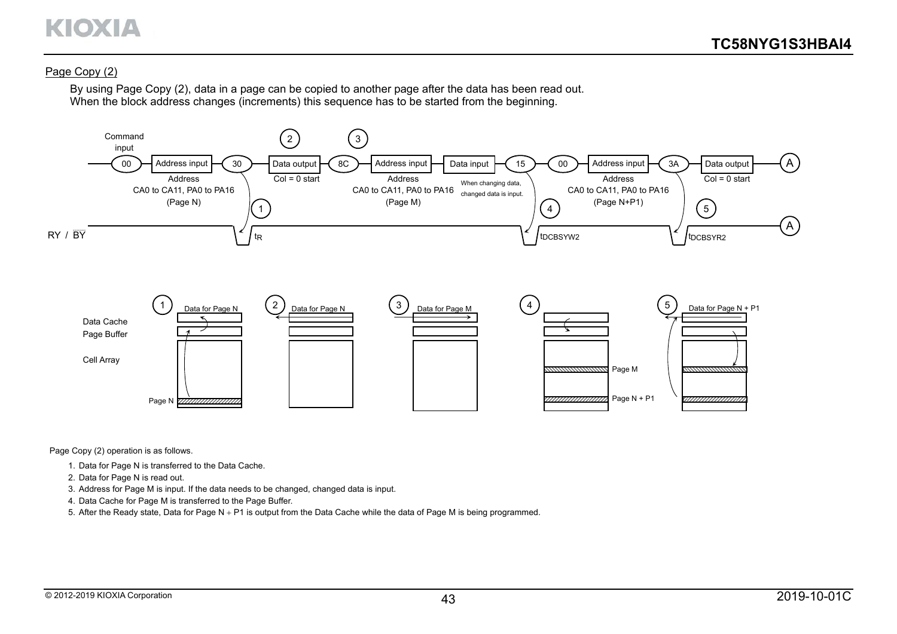## Page Copy (2)

By using Page Copy (2), data in a page can be copied to another page after the data has been read out.
When the block address changes (increments) this sequence has to be started from the beginning.

Command input: 00 → Address input (Address CA0 to CA11, PA0 to PA16 (Page N)) → 30 → ① ($t_R$) → ② Data output (Col = 0 start) → ③ 8C → Address input (Address CA0 to CA11, PA0 to PA16 (Page M)) → Data input (When changing data, changed data is input.) → 15 → ④ ($t_{DCBSYW2}$) → 00 → Address input (Address CA0 to CA11, PA0 to PA16 (Page N+P1)) → 3A → ⑤ ($t_{DCBSYR2}$) → Data output (Col = 0 start) → A

RY / $\overline{BY}$

① Data for Page N — Data Cache, Page Buffer, Cell Array, Page N
② Data for Page N
③ Data for Page M
④ Page M, Page N + P1
⑤ Data for Page N + P1

Page Copy (2) operation is as follows.

1. Data for Page N is transferred to the Data Cache.
2. Data for Page N is read out.
3. Address for Page M is input. If the data needs to be changed, changed data is input.
4. Data Cache for Page M is transferred to the Page Buffer.
5. After the Ready state, Data for Page N + P1 is output from the Data Cache while the data of Page M is being programmed.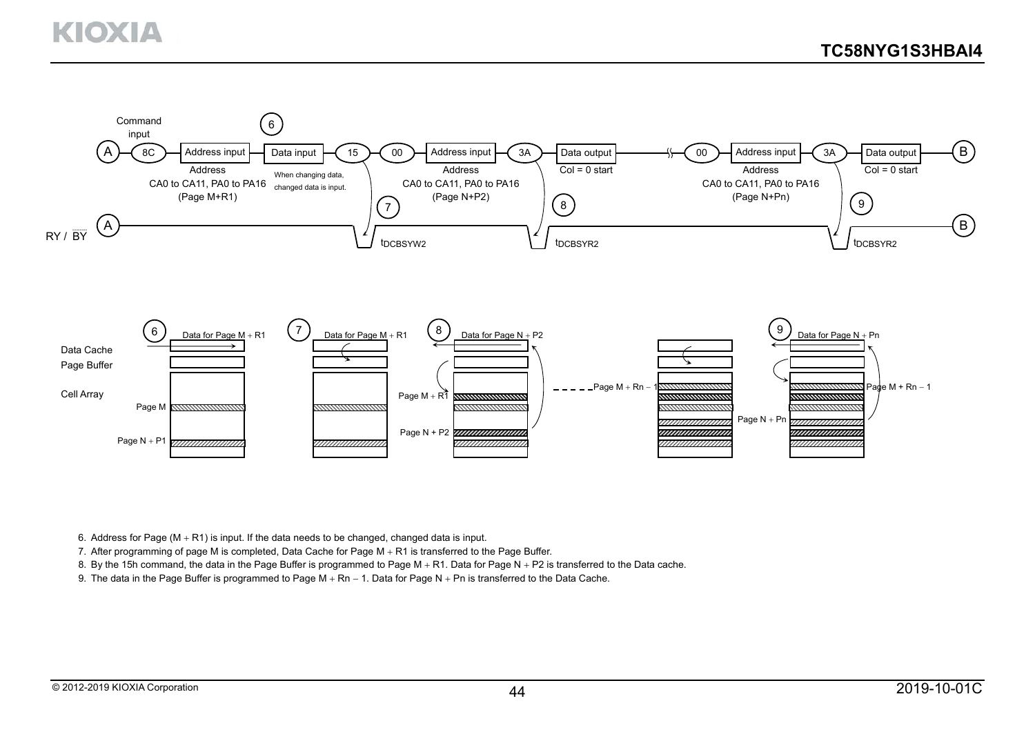Command input

A — 8C — Address input — (6) Data input — 15 — 00 — Address input — 3A — Data output — 00 — Address input — 3A — Data output — B

Address CA0 to CA11, PA0 to PA16 (Page M+R1)

When changing data, changed data is input.

Address CA0 to CA11, PA0 to PA16 (Page N+P2)

Col = 0 start

Address CA0 to CA11, PA0 to PA16 (Page N+Pn)

Col = 0 start

RY / $\overline{BY}$ — A — (7) $t_{DCBSYW2}$ — (8) $t_{DCBSYR2}$ — (9) $t_{DCBSYR2}$ — B

(6) Data for Page M + R1 — (7) Data for Page M + R1 — (8) Data for Page N + P2 — (9) Data for Page N + Pn

Data Cache

Page Buffer

Cell Array

Page M

Page N + P1

Page M + R1

Page N + P2

Page M + Rn − 1

Page N + Pn

Page M + Rn − 1

6. Address for Page (M + R1) is input. If the data needs to be changed, changed data is input.
7. After programming of page M is completed, Data Cache for Page M + R1 is transferred to the Page Buffer.
8. By the 15h command, the data in the Page Buffer is programmed to Page M + R1. Data for Page N + P2 is transferred to the Data cache.
9. The data in the Page Buffer is programmed to Page M + Rn − 1. Data for Page N + Pn is transferred to the Data Cache.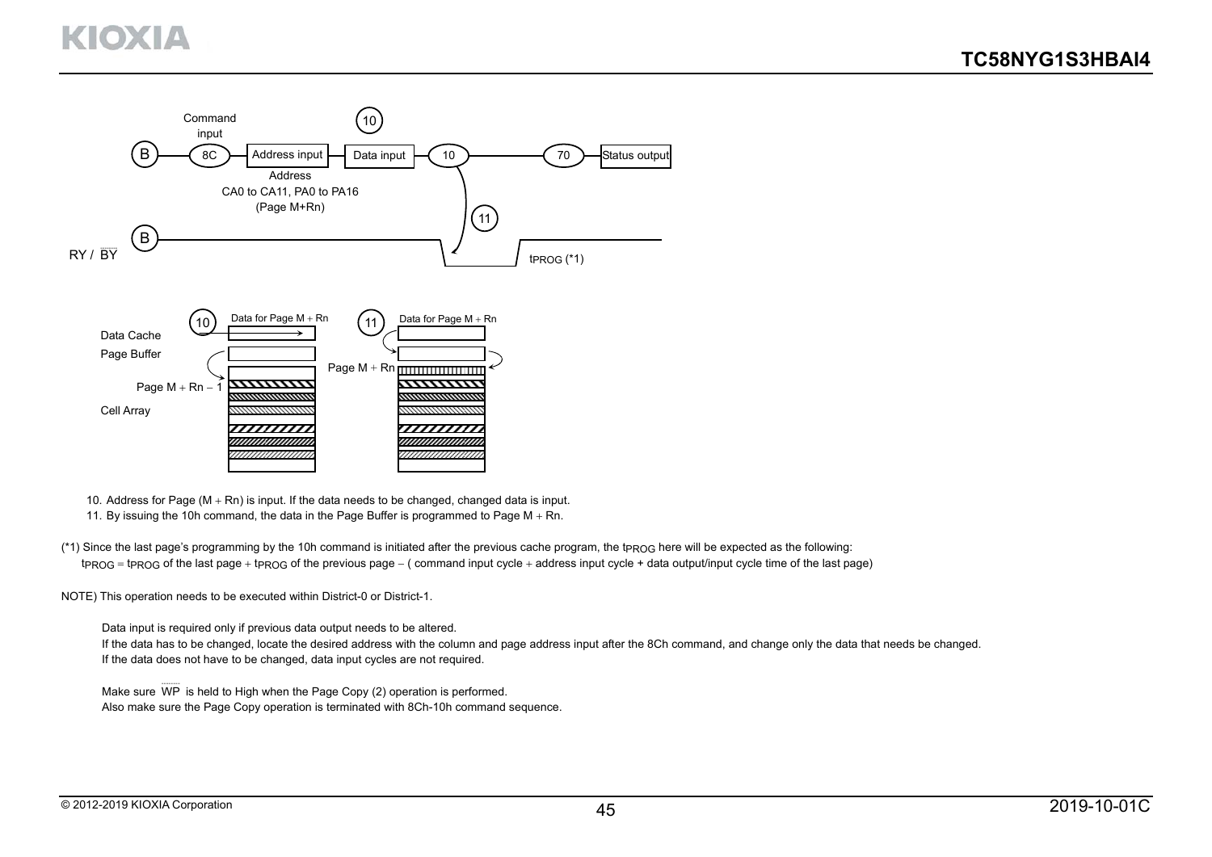Command input

B — 8C — Address input — Data input — 10 — 70 — Status output

Address
CA0 to CA11, PA0 to PA16
(Page M+Rn)

RY / $\overline{BY}$ — $t_{PROG}$ (*1)

Data Cache
Page Buffer
Page M + Rn − 1
Cell Array

Data for Page M + Rn
Page M + Rn

10. Address for Page (M + Rn) is input. If the data needs to be changed, changed data is input.
11. By issuing the 10h command, the data in the Page Buffer is programmed to Page M + Rn.

(*1) Since the last page's programming by the 10h command is initiated after the previous cache program, the $t_{PROG}$ here will be expected as the following:
$t_{PROG}$ = $t_{PROG}$ of the last page + $t_{PROG}$ of the previous page − ( command input cycle + address input cycle + data output/input cycle time of the last page)

NOTE) This operation needs to be executed within District-0 or District-1.

Data input is required only if previous data output needs to be altered.
If the data has to be changed, locate the desired address with the column and page address input after the 8Ch command, and change only the data that needs be changed.
If the data does not have to be changed, data input cycles are not required.

Make sure $\overline{WP}$ is held to High when the Page Copy (2) operation is performed.
Also make sure the Page Copy operation is terminated with 8Ch-10h command sequence.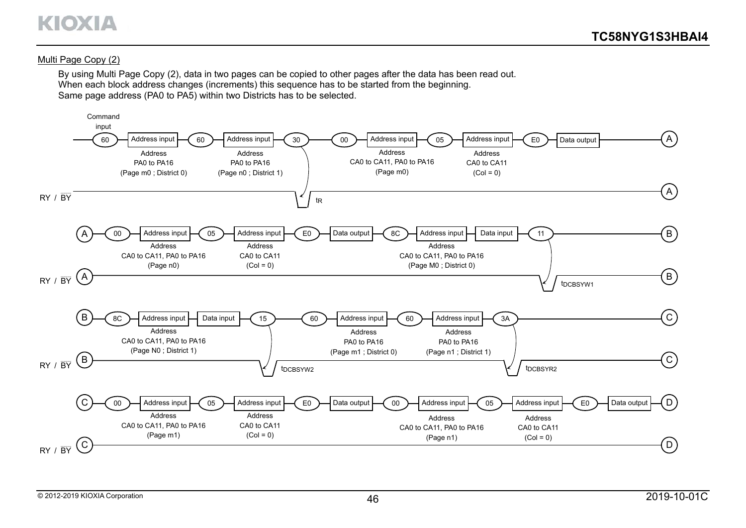Multi Page Copy (2)

By using Multi Page Copy (2), data in two pages can be copied to other pages after the data has been read out.
When each block address changes (increments) this sequence has to be started from the beginning.
Same page address (PA0 to PA5) within two Districts has to be selected.

Command input

60 — Address input — 60 — Address input — 30 — 00 — Address input — 05 — Address input — E0 — Data output — (A)

Address PA0 to PA16 (Page m0 ; District 0) | Address PA0 to PA16 (Page n0 ; District 1) | Address CA0 to CA11, PA0 to PA16 (Page m0) | Address CA0 to CA11 (Col = 0)

RY / $\overline{BY}$ — $t_R$ — (A)

(A) — 00 — Address input — 05 — Address input — E0 — Data output — 8C — Address input — Data input — 11 — (B)

Address CA0 to CA11, PA0 to PA16 (Page n0) | Address CA0 to CA11 (Col = 0) | Address CA0 to CA11, PA0 to PA16 (Page M0 ; District 0)

RY / $\overline{BY}$ (A) — $t_{DCBSYW1}$ — (B)

(B) — 8C — Address input — Data input — 15 — 60 — Address input — 60 — Address input — 3A — (C)

Address CA0 to CA11, PA0 to PA16 (Page N0 ; District 1) | Address PA0 to PA16 (Page m1 ; District 0) | Address PA0 to PA16 (Page n1 ; District 1)

RY / $\overline{BY}$ (B) — $t_{DCBSYW2}$ — $t_{DCBSYR2}$ — (C)

(C) — 00 — Address input — 05 — Address input — E0 — Data output — 00 — Address input — 05 — Address input — E0 — Data output — (D)

Address CA0 to CA11, PA0 to PA16 (Page m1) | Address CA0 to CA11 (Col = 0) | Address CA0 to CA11, PA0 to PA16 (Page n1) | Address CA0 to CA11 (Col = 0)

RY / $\overline{BY}$ (C) — (D)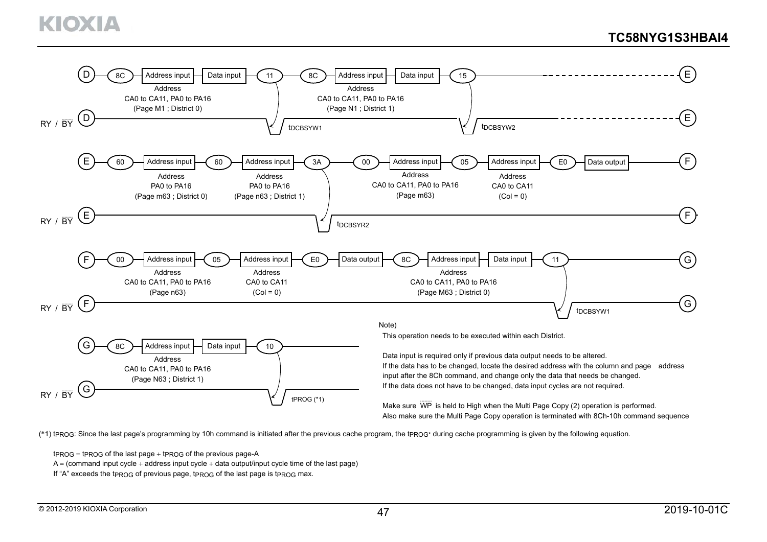D — 8C — Address input — Data input — 11 — 8C — Address input — Data input — 15 — E

Address
CA0 to CA11, PA0 to PA16
(Page M1 ; District 0)

Address
CA0 to CA11, PA0 to PA16
(Page N1 ; District 1)

RY / $\overline{BY}$ D — $t_{DCBSYW1}$ — $t_{DCBSYW2}$ — E

E — 60 — Address input — 60 — Address input — 3A — 00 — Address input — 05 — Address input — E0 — Data output — F

Address
PA0 to PA16
(Page m63 ; District 0)

Address
PA0 to PA16
(Page n63 ; District 1)

Address
CA0 to CA11, PA0 to PA16
(Page m63)

Address
CA0 to CA11
(Col = 0)

RY / $\overline{BY}$ E — $t_{DCBSYR2}$ — F

F — 00 — Address input — 05 — Address input — E0 — Data output — 8C — Address input — Data input — 11 — G

Address
CA0 to CA11, PA0 to PA16
(Page n63)

Address
CA0 to CA11
(Col = 0)

Address
CA0 to CA11, PA0 to PA16
(Page M63 ; District 0)

RY / $\overline{BY}$ F — $t_{DCBSYW1}$ — G

G — 8C — Address input — Data input — 10

Address
CA0 to CA11, PA0 to PA16
(Page N63 ; District 1)

RY / $\overline{BY}$ G — $t_{PROG}$ (*1)

Note)

This operation needs to be executed within each District.

Data input is required only if previous data output needs to be altered.
If the data has to be changed, locate the desired address with the column and page address input after the 8Ch command, and change only the data that needs be changed.
If the data does not have to be changed, data input cycles are not required.

Make sure $\overline{WP}$ is held to High when the Multi Page Copy (2) operation is performed.
Also make sure the Multi Page Copy operation is terminated with 8Ch-10h command sequence

(*1) $t_{PROG}$: Since the last page's programming by 10h command is initiated after the previous cache program, the $t_{PROG*}$ during cache programming is given by the following equation.

$t_{PROG} = t_{PROG}$ of the last page + $t_{PROG}$ of the previous page-A
A = (command input cycle + address input cycle + data output/input cycle time of the last page)
If "A" exceeds the $t_{PROG}$ of previous page, $t_{PROG}$ of the last page is $t_{PROG}$ max.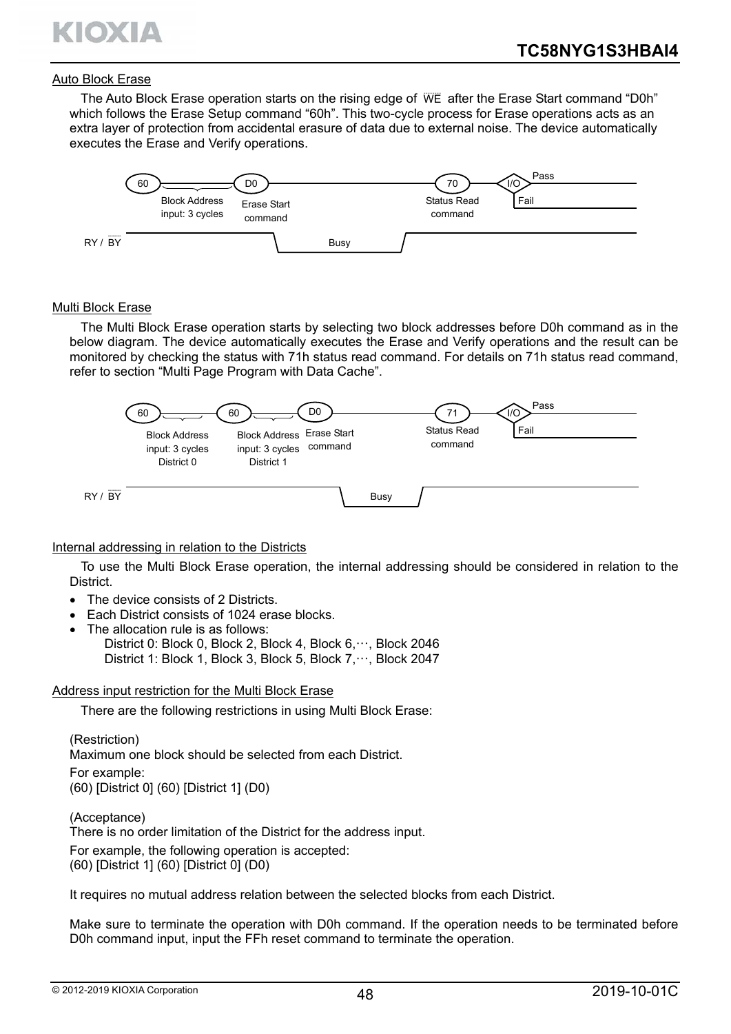### Auto Block Erase

The Auto Block Erase operation starts on the rising edge of $\overline{WE}$ after the Erase Start command "D0h" which follows the Erase Setup command "60h". This two-cycle process for Erase operations acts as an extra layer of protection from accidental erasure of data due to external noise. The device automatically executes the Erase and Verify operations.

60 — Block Address input: 3 cycles — D0 (Erase Start command) — 70 (Status Read command) — I/O (Pass / Fail)

RY / $\overline{BY}$ — Busy

### Multi Block Erase

The Multi Block Erase operation starts by selecting two block addresses before D0h command as in the below diagram. The device automatically executes the Erase and Verify operations and the result can be monitored by checking the status with 71h status read command. For details on 71h status read command, refer to section "Multi Page Program with Data Cache".

60 — Block Address input: 3 cycles District 0 — 60 — Block Address input: 3 cycles District 1 — D0 (Erase Start command) — 71 (Status Read command) — I/O (Pass / Fail)

RY / $\overline{BY}$ — Busy

### Internal addressing in relation to the Districts

To use the Multi Block Erase operation, the internal addressing should be considered in relation to the District.

- The device consists of 2 Districts.
- Each District consists of 1024 erase blocks.
- The allocation rule is as follows:
  - District 0: Block 0, Block 2, Block 4, Block 6,⋯, Block 2046
  - District 1: Block 1, Block 3, Block 5, Block 7,⋯, Block 2047

### Address input restriction for the Multi Block Erase

There are the following restrictions in using Multi Block Erase:

(Restriction)
Maximum one block should be selected from each District.
For example:
(60) [District 0] (60) [District 1] (D0)

(Acceptance)
There is no order limitation of the District for the address input.
For example, the following operation is accepted:
(60) [District 1] (60) [District 0] (D0)

It requires no mutual address relation between the selected blocks from each District.

Make sure to terminate the operation with D0h command. If the operation needs to be terminated before D0h command input, input the FFh reset command to terminate the operation.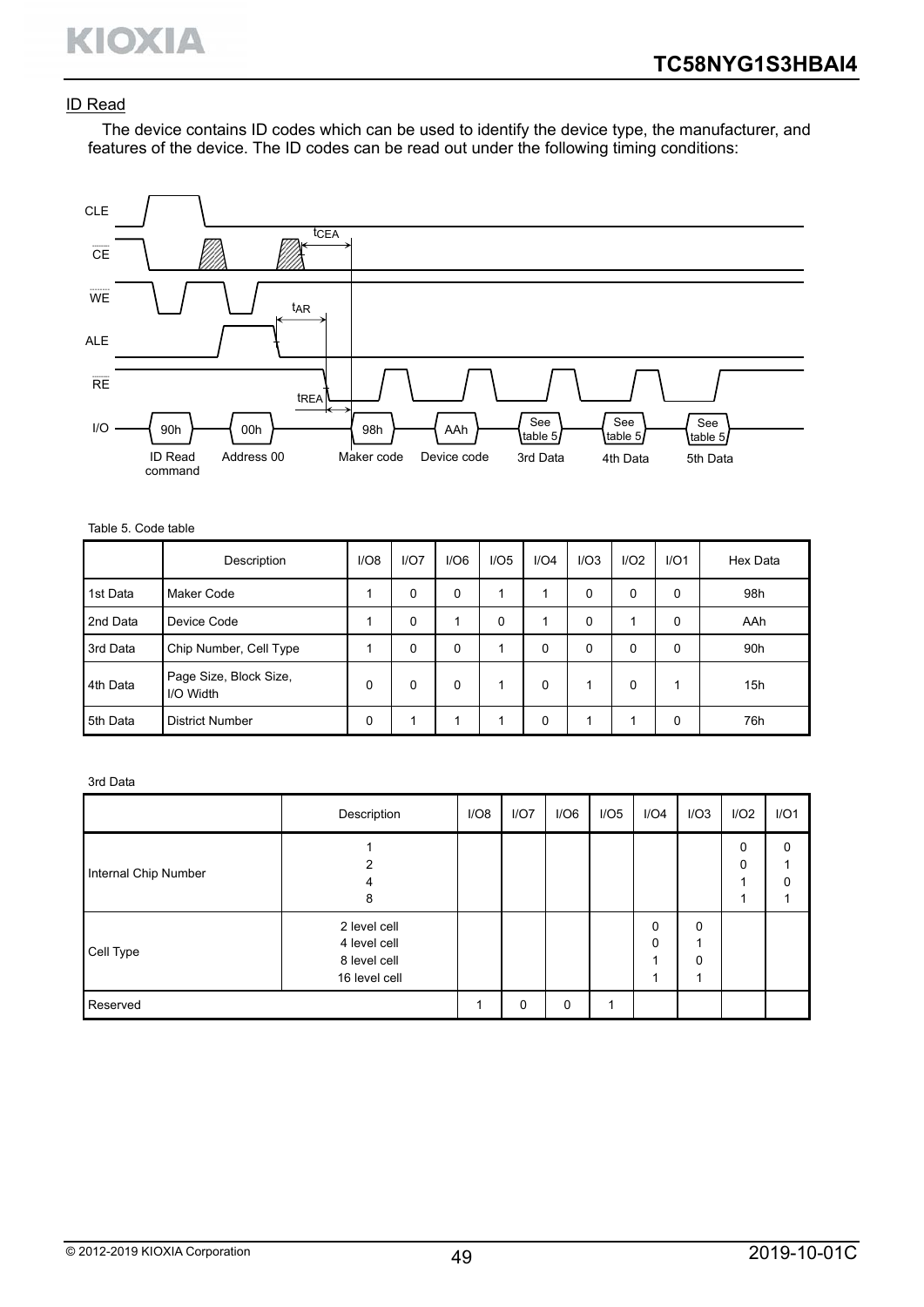## ID Read

The device contains ID codes which can be used to identify the device type, the manufacturer, and features of the device. The ID codes can be read out under the following timing conditions:

CLE

CE

WE

ALE

RE

I/O

$t_{CEA}$

$t_{AR}$

$t_{REA}$

90h — ID Read command

00h — Address 00

98h — Maker code

AAh — Device code

See table 5 — 3rd Data

See table 5 — 4th Data

See table 5 — 5th Data

Table 5. Code table

| | Description | I/O8 | I/O7 | I/O6 | I/O5 | I/O4 | I/O3 | I/O2 | I/O1 | Hex Data |
|---|---|---|---|---|---|---|---|---|---|---|
| 1st Data | Maker Code | 1 | 0 | 0 | 1 | 1 | 0 | 0 | 0 | 98h |
| 2nd Data | Device Code | 1 | 0 | 1 | 0 | 1 | 0 | 1 | 0 | AAh |
| 3rd Data | Chip Number, Cell Type | 1 | 0 | 0 | 1 | 0 | 0 | 0 | 0 | 90h |
| 4th Data | Page Size, Block Size, I/O Width | 0 | 0 | 0 | 1 | 0 | 1 | 0 | 1 | 15h |
| 5th Data | District Number | 0 | 1 | 1 | 1 | 0 | 1 | 1 | 0 | 76h |

3rd Data

| | Description | I/O8 | I/O7 | I/O6 | I/O5 | I/O4 | I/O3 | I/O2 | I/O1 |
|---|---|---|---|---|---|---|---|---|---|
| Internal Chip Number | 1 | | | | | | | 0 | 0 |
| | 2 | | | | | | | 0 | 1 |
| | 4 | | | | | | | 1 | 0 |
| | 8 | | | | | | | 1 | 1 |
| Cell Type | 2 level cell | | | | | 0 | 0 | | |
| | 4 level cell | | | | | 0 | 1 | | |
| | 8 level cell | | | | | 1 | 0 | | |
| | 16 level cell | | | | | 1 | 1 | | |
| Reserved | | 1 | 0 | 0 | 1 | | | | |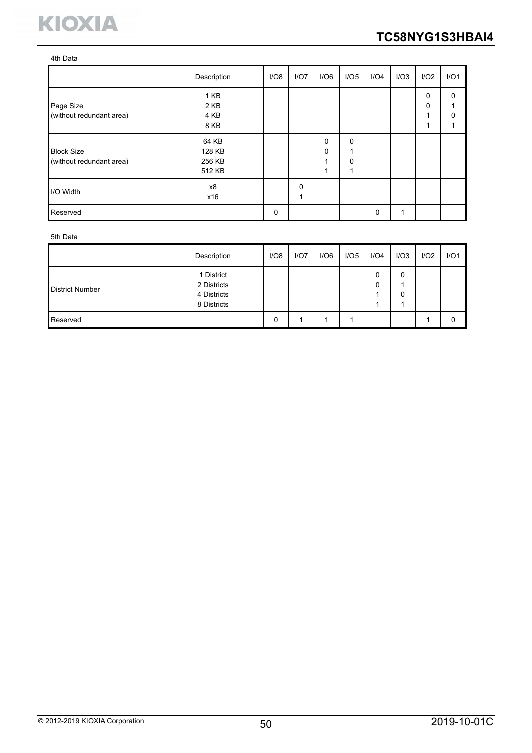4th Data

| | Description | I/O8 | I/O7 | I/O6 | I/O5 | I/O4 | I/O3 | I/O2 | I/O1 |
|---|---|---|---|---|---|---|---|---|---|
| Page Size (without redundant area) | 1 KB<br>2 KB<br>4 KB<br>8 KB | | | | | | | 0<br>0<br>1<br>1 | 0<br>1<br>0<br>1 |
| Block Size (without redundant area) | 64 KB<br>128 KB<br>256 KB<br>512 KB | | | 0<br>0<br>1<br>1 | 0<br>1<br>0<br>1 | | | | |
| I/O Width | x8<br>x16 | | 0<br>1 | | | | | | |
| Reserved | | 0 | | | | 0 | 1 | | |

5th Data

| | Description | I/O8 | I/O7 | I/O6 | I/O5 | I/O4 | I/O3 | I/O2 | I/O1 |
|---|---|---|---|---|---|---|---|---|---|
| District Number | 1 District<br>2 Districts<br>4 Districts<br>8 Districts | | | | | 0<br>0<br>1<br>1 | 0<br>1<br>0<br>1 | | |
| Reserved | | 0 | 1 | 1 | 1 | | | 1 | 0 |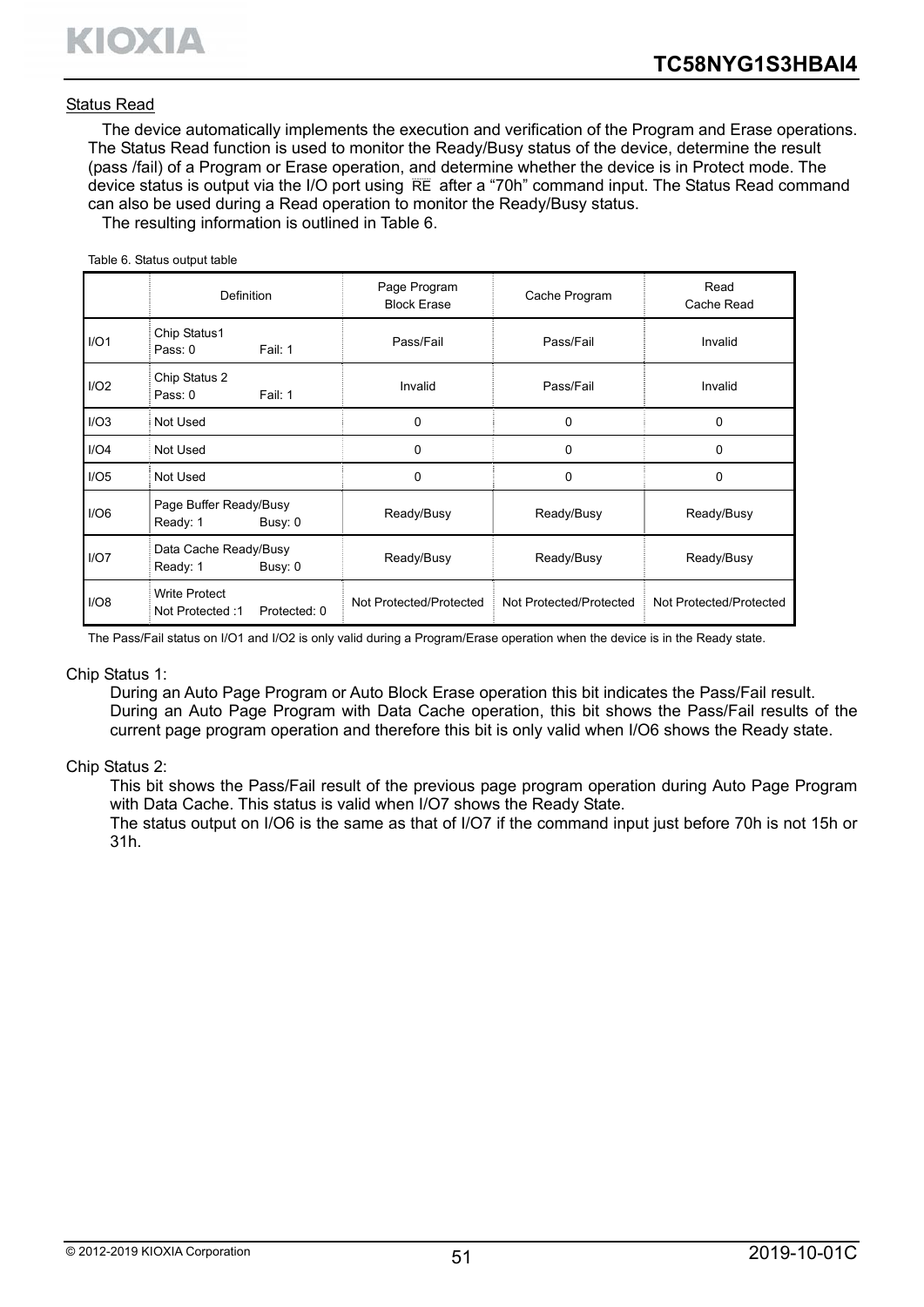## Status Read

The device automatically implements the execution and verification of the Program and Erase operations. The Status Read function is used to monitor the Ready/Busy status of the device, determine the result (pass /fail) of a Program or Erase operation, and determine whether the device is in Protect mode. The device status is output via the I/O port using $\overline{RE}$ after a "70h" command input. The Status Read command can also be used during a Read operation to monitor the Ready/Busy status.

The resulting information is outlined in Table 6.

Table 6. Status output table

| | Definition | Page Program Block Erase | Cache Program | Read Cache Read |
|---|---|---|---|---|
| I/O1 | Chip Status1 Pass: 0 Fail: 1 | Pass/Fail | Pass/Fail | Invalid |
| I/O2 | Chip Status 2 Pass: 0 Fail: 1 | Invalid | Pass/Fail | Invalid |
| I/O3 | Not Used | 0 | 0 | 0 |
| I/O4 | Not Used | 0 | 0 | 0 |
| I/O5 | Not Used | 0 | 0 | 0 |
| I/O6 | Page Buffer Ready/Busy Ready: 1 Busy: 0 | Ready/Busy | Ready/Busy | Ready/Busy |
| I/O7 | Data Cache Ready/Busy Ready: 1 Busy: 0 | Ready/Busy | Ready/Busy | Ready/Busy |
| I/O8 | Write Protect Not Protected :1 Protected: 0 | Not Protected/Protected | Not Protected/Protected | Not Protected/Protected |

The Pass/Fail status on I/O1 and I/O2 is only valid during a Program/Erase operation when the device is in the Ready state.

Chip Status 1:

During an Auto Page Program or Auto Block Erase operation this bit indicates the Pass/Fail result. During an Auto Page Program with Data Cache operation, this bit shows the Pass/Fail results of the current page program operation and therefore this bit is only valid when I/O6 shows the Ready state.

Chip Status 2:

This bit shows the Pass/Fail result of the previous page program operation during Auto Page Program with Data Cache. This status is valid when I/O7 shows the Ready State.

The status output on I/O6 is the same as that of I/O7 if the command input just before 70h is not 15h or 31h.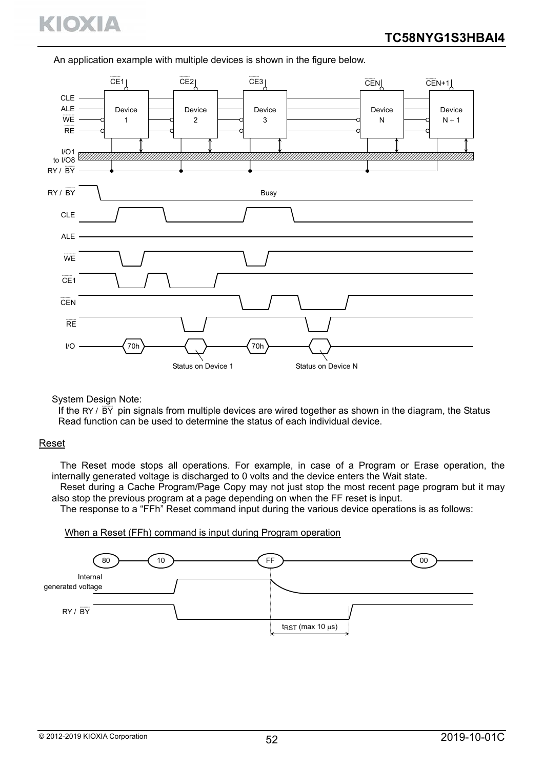An application example with multiple devices is shown in the figure below.

System Design Note:
If the RY / BY pin signals from multiple devices are wired together as shown in the diagram, the Status Read function can be used to determine the status of each individual device.

## Reset

The Reset mode stops all operations. For example, in case of a Program or Erase operation, the internally generated voltage is discharged to 0 volts and the device enters the Wait state.

Reset during a Cache Program/Page Copy may not just stop the most recent page program but it may also stop the previous program at a page depending on when the FF reset is input.

The response to a "FFh" Reset command input during the various device operations is as follows:

When a Reset (FFh) command is input during Program operation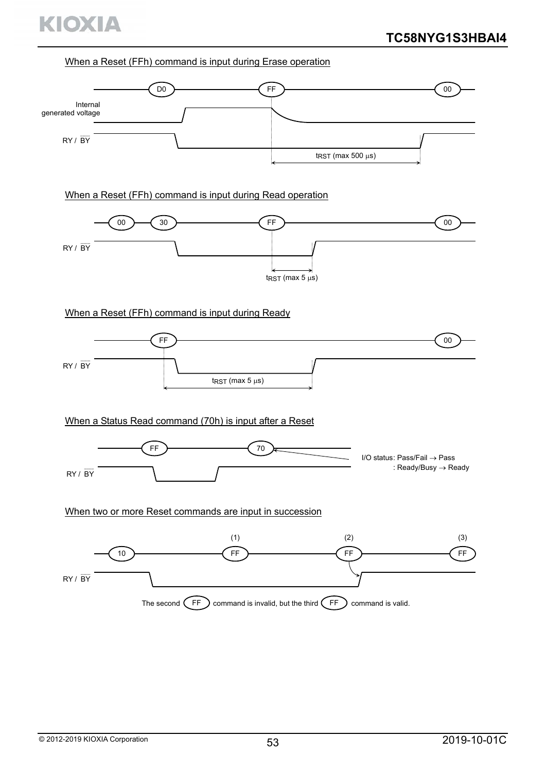When a Reset (FFh) command is input during Erase operation

D0 — FF — 00

Internal generated voltage

RY / $\overline{BY}$

$t_{RST}$ (max 500 μs)

When a Reset (FFh) command is input during Read operation

00 — 30 — FF — 00

RY / $\overline{BY}$

$t_{RST}$ (max 5 μs)

When a Reset (FFh) command is input during Ready

FF — 00

RY / $\overline{BY}$

$t_{RST}$ (max 5 μs)

When a Status Read command (70h) is input after a Reset

FF — 70

RY / $\overline{BY}$

I/O status: Pass/Fail → Pass
: Ready/Busy → Ready

When two or more Reset commands are input in succession

10 — FF (1) — FF (2) — FF (3)

RY / $\overline{BY}$

The second FF command is invalid, but the third FF command is valid.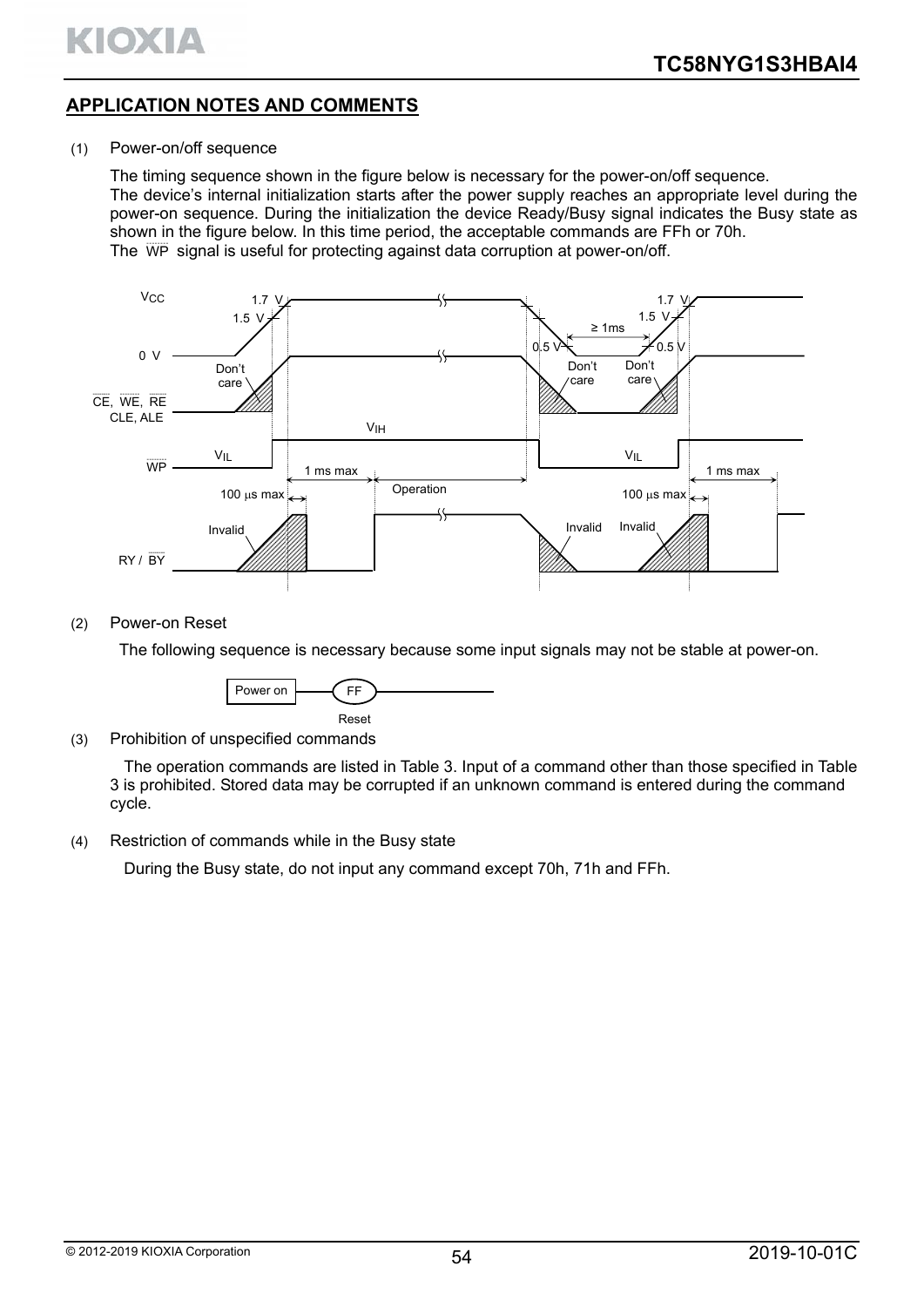## APPLICATION NOTES AND COMMENTS

(1) Power-on/off sequence

The timing sequence shown in the figure below is necessary for the power-on/off sequence.
The device's internal initialization starts after the power supply reaches an appropriate level during the power-on sequence. During the initialization the device Ready/Busy signal indicates the Busy state as shown in the figure below. In this time period, the acceptable commands are FFh or 70h.
The $\overline{WP}$ signal is useful for protecting against data corruption at power-on/off.

(2) Power-on Reset

The following sequence is necessary because some input signals may not be stable at power-on.

Power on — FF (Reset)

(3) Prohibition of unspecified commands

The operation commands are listed in Table 3. Input of a command other than those specified in Table 3 is prohibited. Stored data may be corrupted if an unknown command is entered during the command cycle.

(4) Restriction of commands while in the Busy state

During the Busy state, do not input any command except 70h, 71h and FFh.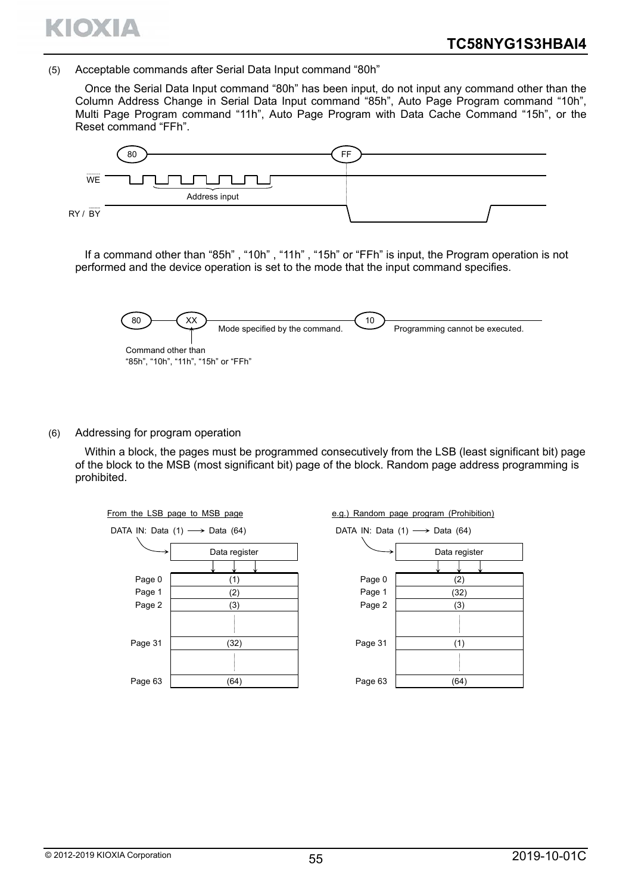(5) Acceptable commands after Serial Data Input command “80h”

Once the Serial Data Input command “80h” has been input, do not input any command other than the Column Address Change in Serial Data Input command “85h”, Auto Page Program command “10h”, Multi Page Program command “11h”, Auto Page Program with Data Cache Command “15h”, or the Reset command “FFh”.

If a command other than “85h” , “10h” , “11h” , “15h” or “FFh” is input, the Program operation is not performed and the device operation is set to the mode that the input command specifies.

(6) Addressing for program operation

Within a block, the pages must be programmed consecutively from the LSB (least significant bit) page of the block to the MSB (most significant bit) page of the block. Random page address programming is prohibited.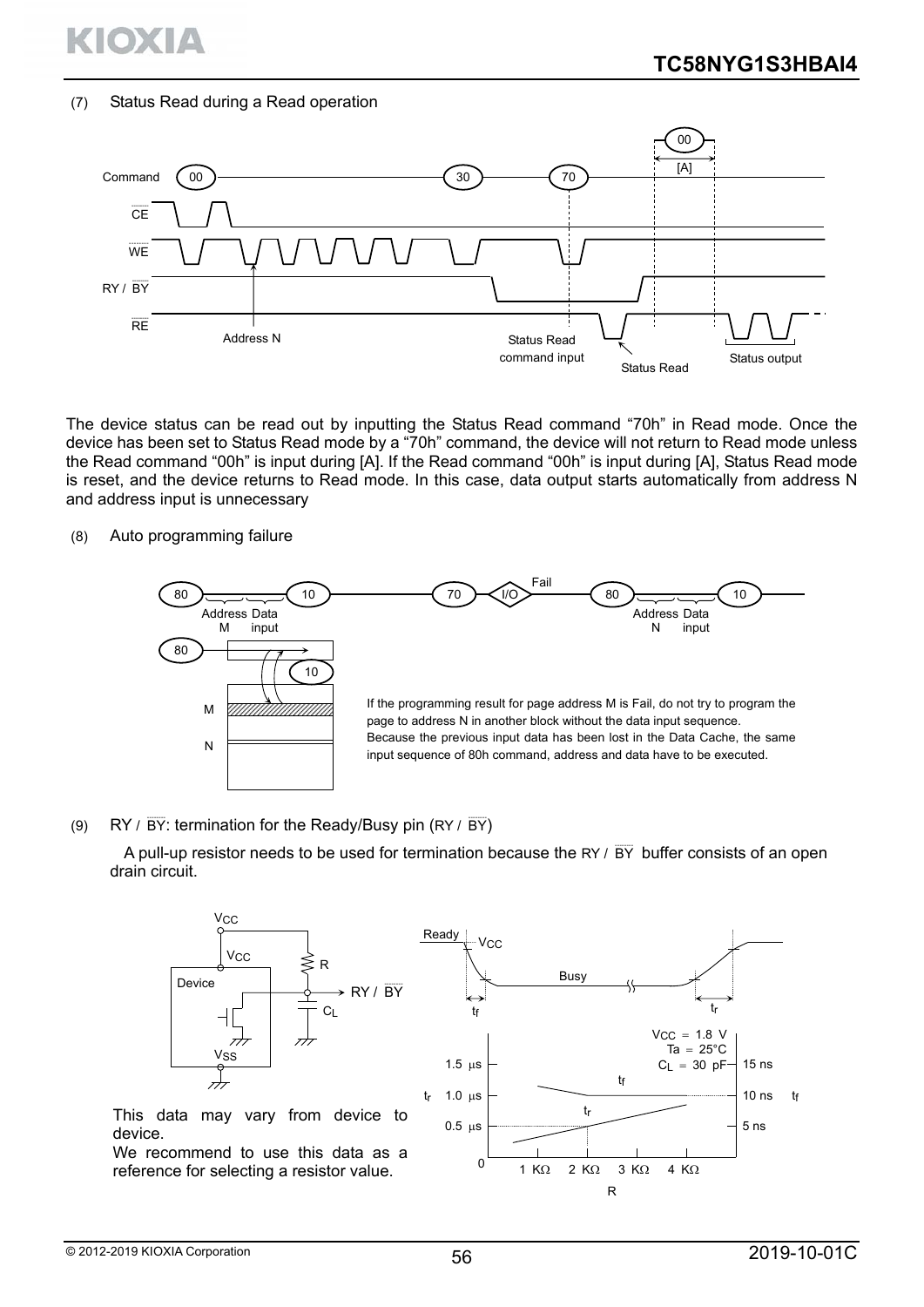(7) Status Read during a Read operation

The device status can be read out by inputting the Status Read command "70h" in Read mode. Once the device has been set to Status Read mode by a "70h" command, the device will not return to Read mode unless the Read command "00h" is input during [A]. If the Read command "00h" is input during [A], Status Read mode is reset, and the device returns to Read mode. In this case, data output starts automatically from address N and address input is unnecessary

(8) Auto programming failure

If the programming result for page address M is Fail, do not try to program the page to address N in another block without the data input sequence. Because the previous input data has been lost in the Data Cache, the same input sequence of 80h command, address and data have to be executed.

(9) RY / $\overline{BY}$: termination for the Ready/Busy pin (RY / $\overline{BY}$)

A pull-up resistor needs to be used for termination because the RY / $\overline{BY}$ buffer consists of an open drain circuit.

This data may vary from device to device.
We recommend to use this data as a reference for selecting a resistor value.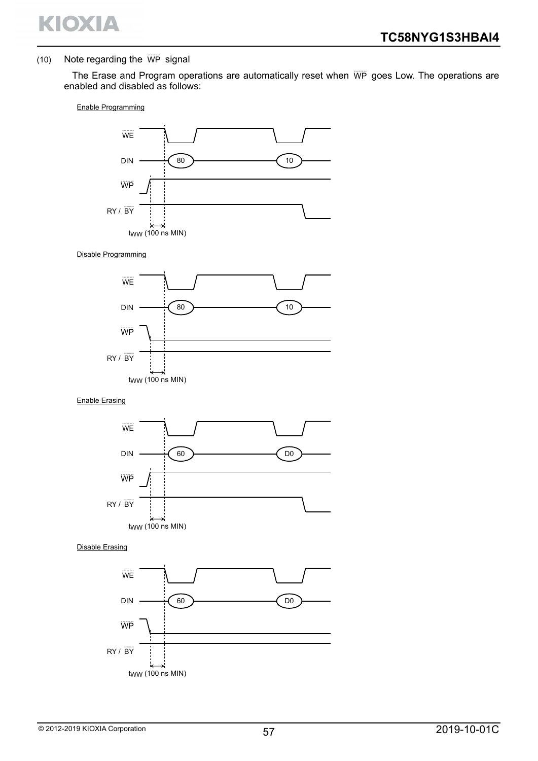(10) Note regarding the $\overline{WP}$ signal

The Erase and Program operations are automatically reset when $\overline{WP}$ goes Low. The operations are enabled and disabled as follows:

Enable Programming

$\overline{WE}$

DIN 80 10

$\overline{WP}$

RY / $\overline{BY}$

$t_{WW}$ (100 ns MIN)

Disable Programming

$\overline{WE}$

DIN 80 10

$\overline{WP}$

RY / $\overline{BY}$

$t_{WW}$ (100 ns MIN)

Enable Erasing

$\overline{WE}$

DIN 60 D0

$\overline{WP}$

RY / $\overline{BY}$

$t_{WW}$ (100 ns MIN)

Disable Erasing

$\overline{WE}$

DIN 60 D0

$\overline{WP}$

RY / $\overline{BY}$

$t_{WW}$ (100 ns MIN)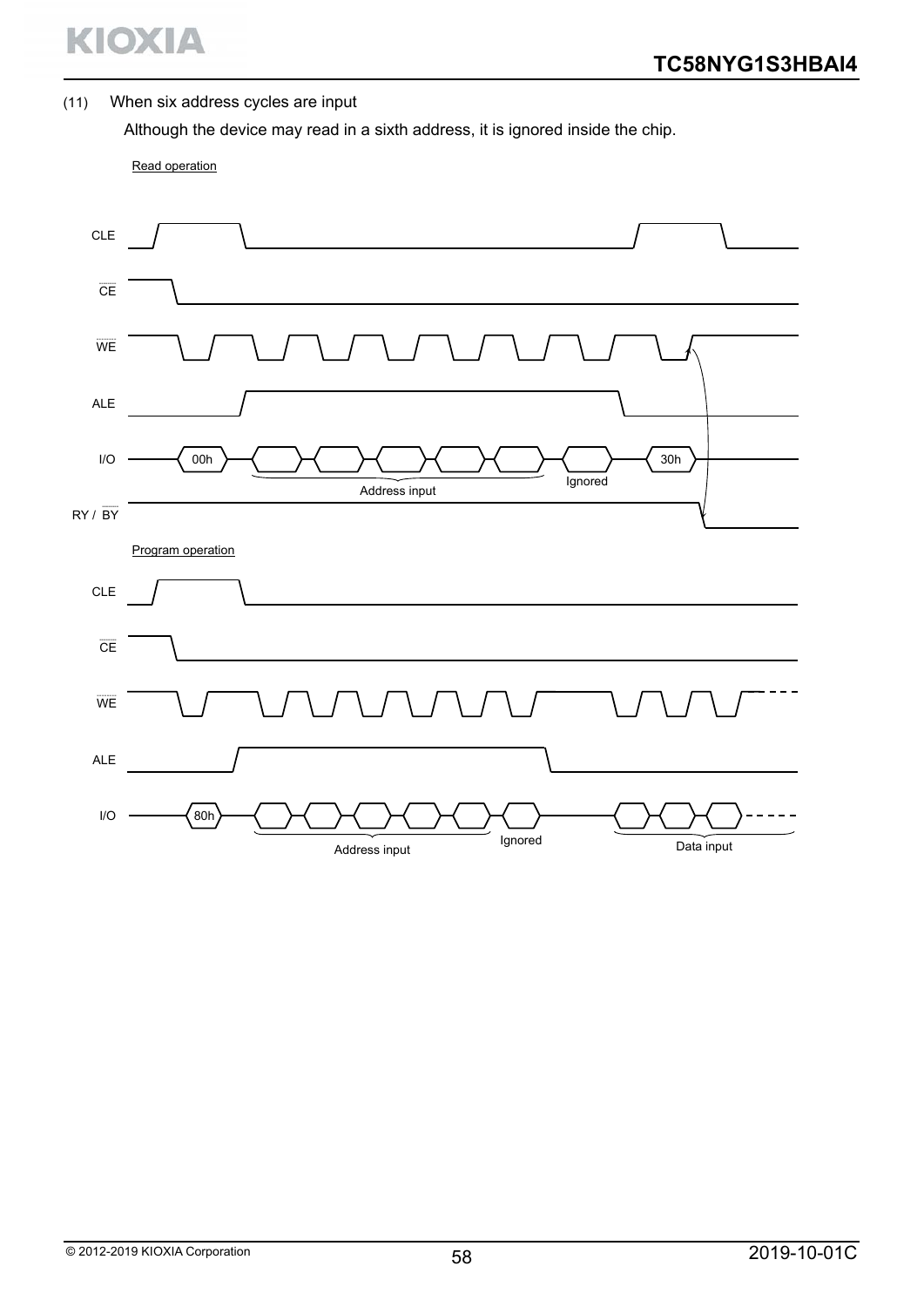(11) When six address cycles are input

Although the device may read in a sixth address, it is ignored inside the chip.

Read operation

CLE

CE

WE

ALE

I/O 00h Address input Ignored 30h

RY / BY

Program operation

CLE

CE

WE

ALE

I/O 80h Address input Ignored Data input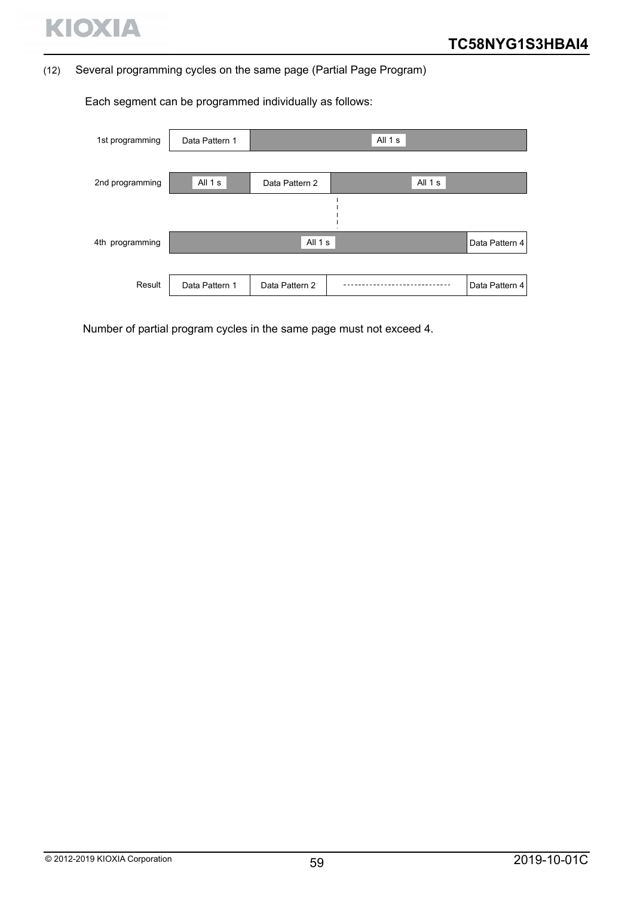(12) Several programming cycles on the same page (Partial Page Program)

Each segment can be programmed individually as follows:

| | | | | |
|---|---|---|---|---|
| 1st programming | Data Pattern 1 | All 1 s | | |
| 2nd programming | All 1 s | Data Pattern 2 | All 1 s | |
| 4th programming | All 1 s | | | Data Pattern 4 |
| Result | Data Pattern 1 | Data Pattern 2 | ----------------------------- | Data Pattern 4 |

Number of partial program cycles in the same page must not exceed 4.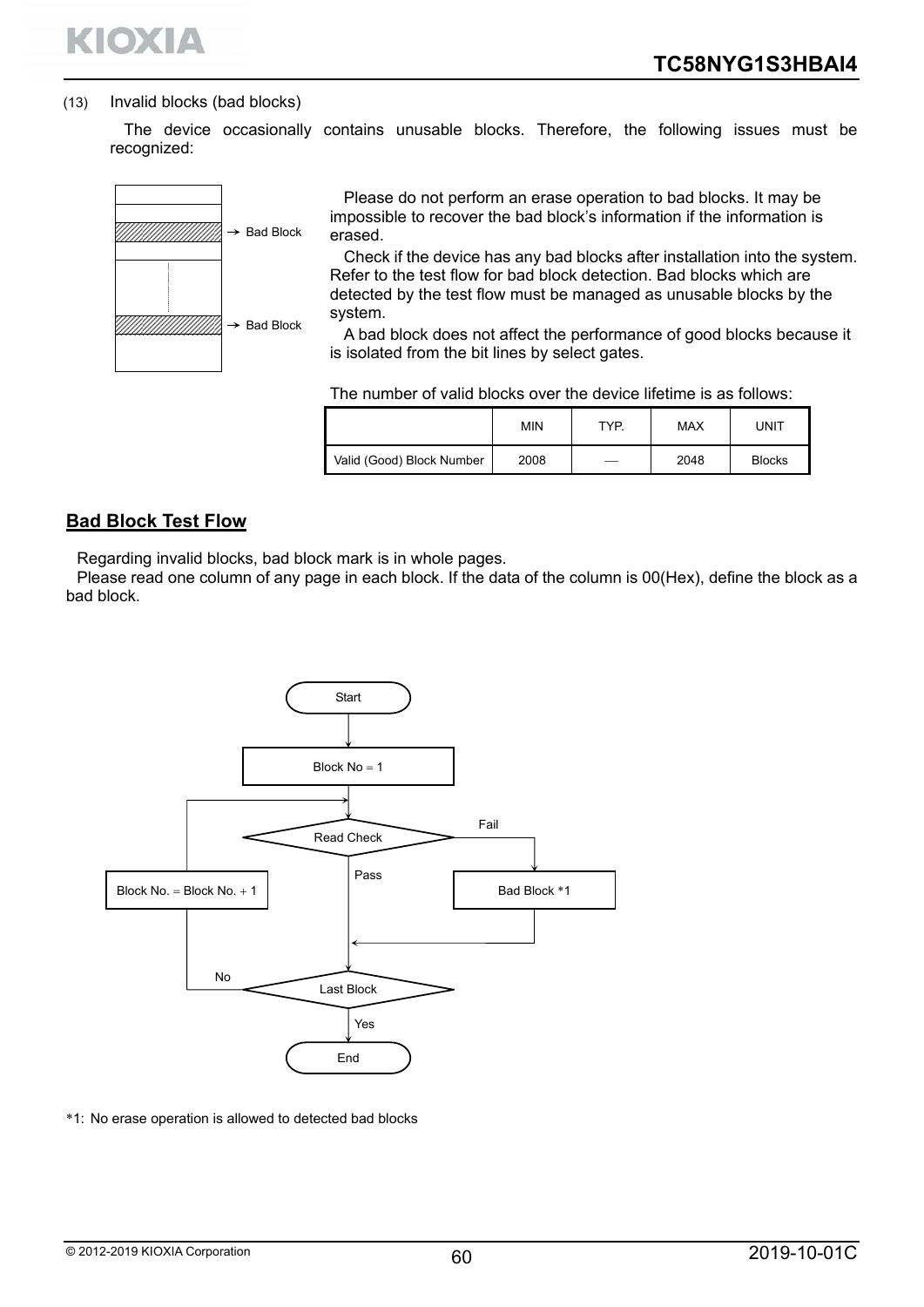(13) Invalid blocks (bad blocks)

The device occasionally contains unusable blocks. Therefore, the following issues must be recognized:

→ Bad Block

→ Bad Block

Please do not perform an erase operation to bad blocks. It may be impossible to recover the bad block's information if the information is erased.

Check if the device has any bad blocks after installation into the system. Refer to the test flow for bad block detection. Bad blocks which are detected by the test flow must be managed as unusable blocks by the system.

A bad block does not affect the performance of good blocks because it is isolated from the bit lines by select gates.

The number of valid blocks over the device lifetime is as follows:

| | MIN | TYP. | MAX | UNIT |
|---|---|---|---|---|
| Valid (Good) Block Number | 2008 | — | 2048 | Blocks |

## Bad Block Test Flow

Regarding invalid blocks, bad block mark is in whole pages.

Please read one column of any page in each block. If the data of the column is 00(Hex), define the block as a bad block.

Start → Block No = 1 → Read Check (Pass → Last Block; Fail → Bad Block *1 → Last Block) → Last Block (No → Block No. = Block No. + 1 → Read Check; Yes → End)

*1: No erase operation is allowed to detected bad blocks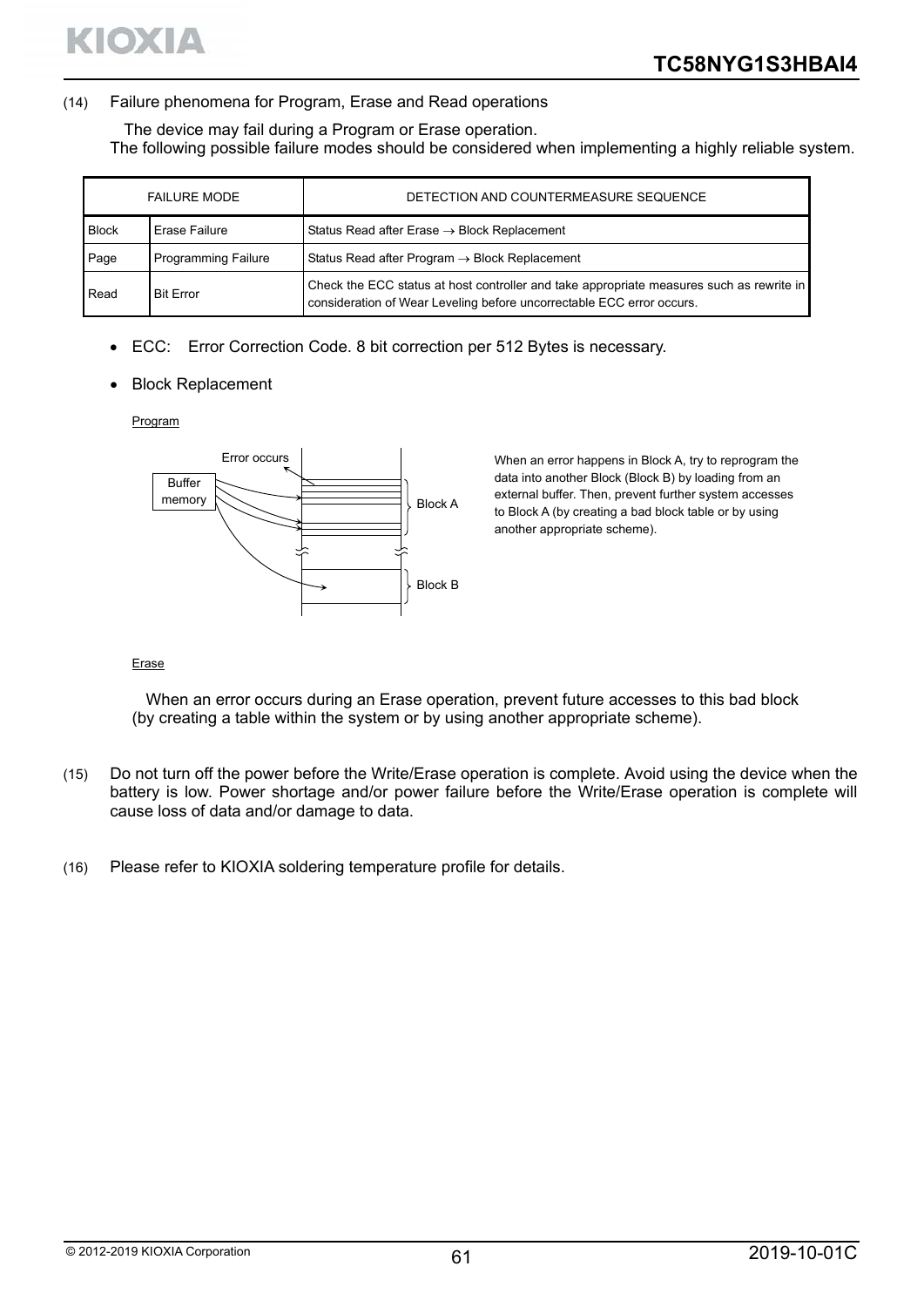(14) Failure phenomena for Program, Erase and Read operations

The device may fail during a Program or Erase operation.
The following possible failure modes should be considered when implementing a highly reliable system.

| FAILURE MODE | | DETECTION AND COUNTERMEASURE SEQUENCE |
|---|---|---|
| Block | Erase Failure | Status Read after Erase → Block Replacement |
| Page | Programming Failure | Status Read after Program → Block Replacement |
| Read | Bit Error | Check the ECC status at host controller and take appropriate measures such as rewrite in consideration of Wear Leveling before uncorrectable ECC error occurs. |

- ECC: Error Correction Code. 8 bit correction per 512 Bytes is necessary.
- Block Replacement

Program

Error occurs

Buffer memory

Block A

Block B

When an error happens in Block A, try to reprogram the data into another Block (Block B) by loading from an external buffer. Then, prevent further system accesses to Block A (by creating a bad block table or by using another appropriate scheme).

Erase

When an error occurs during an Erase operation, prevent future accesses to this bad block (by creating a table within the system or by using another appropriate scheme).

(15) Do not turn off the power before the Write/Erase operation is complete. Avoid using the device when the battery is low. Power shortage and/or power failure before the Write/Erase operation is complete will cause loss of data and/or damage to data.

(16) Please refer to KIOXIA soldering temperature profile for details.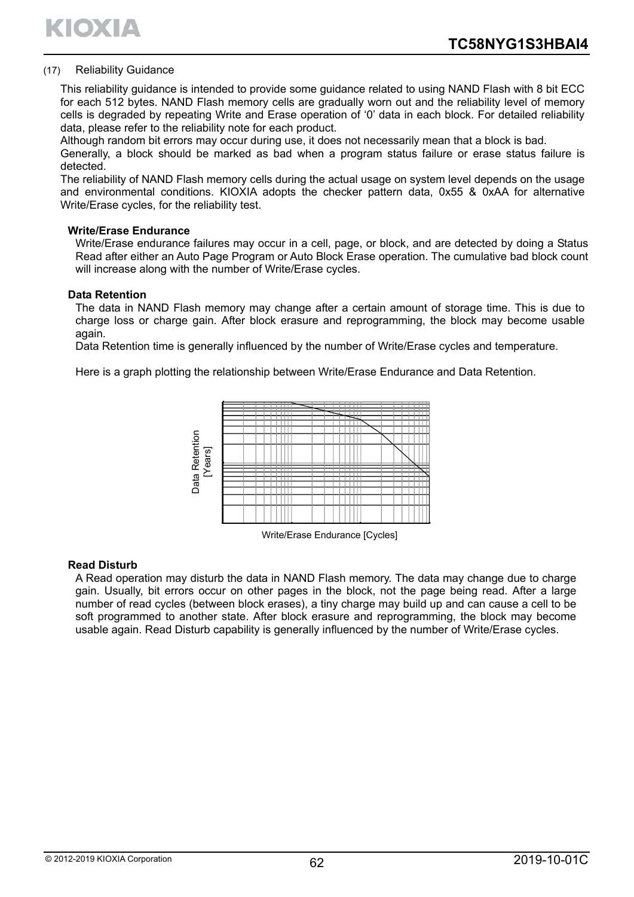(17) Reliability Guidance

This reliability guidance is intended to provide some guidance related to using NAND Flash with 8 bit ECC for each 512 bytes. NAND Flash memory cells are gradually worn out and the reliability level of memory cells is degraded by repeating Write and Erase operation of '0' data in each block. For detailed reliability data, please refer to the reliability note for each product.
Although random bit errors may occur during use, it does not necessarily mean that a block is bad.
Generally, a block should be marked as bad when a program status failure or erase status failure is detected.
The reliability of NAND Flash memory cells during the actual usage on system level depends on the usage and environmental conditions. KIOXIA adopts the checker pattern data, 0x55 & 0xAA for alternative Write/Erase cycles, for the reliability test.

**Write/Erase Endurance**

Write/Erase endurance failures may occur in a cell, page, or block, and are detected by doing a Status Read after either an Auto Page Program or Auto Block Erase operation. The cumulative bad block count will increase along with the number of Write/Erase cycles.

**Data Retention**

The data in NAND Flash memory may change after a certain amount of storage time. This is due to charge loss or charge gain. After block erasure and reprogramming, the block may become usable again.
Data Retention time is generally influenced by the number of Write/Erase cycles and temperature.

Here is a graph plotting the relationship between Write/Erase Endurance and Data Retention.

Data Retention [Years]

Write/Erase Endurance [Cycles]

**Read Disturb**

A Read operation may disturb the data in NAND Flash memory. The data may change due to charge gain. Usually, bit errors occur on other pages in the block, not the page being read. After a large number of read cycles (between block erases), a tiny charge may build up and can cause a cell to be soft programmed to another state. After block erasure and reprogramming, the block may become usable again. Read Disturb capability is generally influenced by the number of Write/Erase cycles.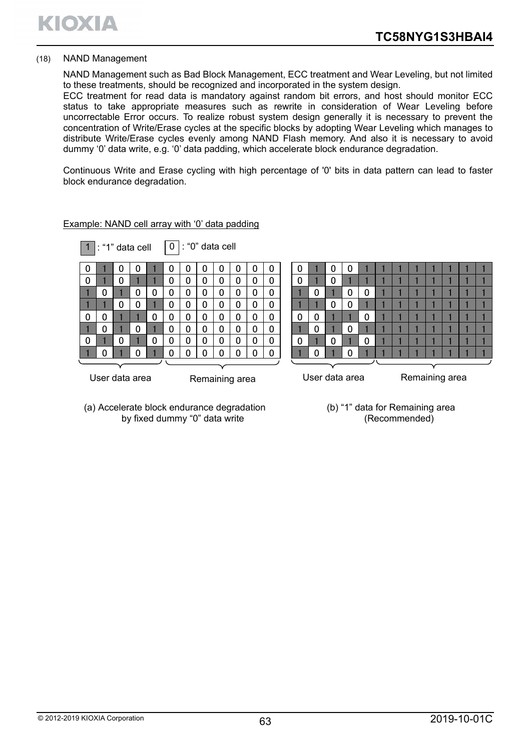(18) NAND Management

NAND Management such as Bad Block Management, ECC treatment and Wear Leveling, but not limited to these treatments, should be recognized and incorporated in the system design.
ECC treatment for read data is mandatory against random bit errors, and host should monitor ECC status to take appropriate measures such as rewrite in consideration of Wear Leveling before uncorrectable Error occurs. To realize robust system design generally it is necessary to prevent the concentration of Write/Erase cycles at the specific blocks by adopting Wear Leveling which manages to distribute Write/Erase cycles evenly among NAND Flash memory. And also it is necessary to avoid dummy '0' data write, e.g. '0' data padding, which accelerate block endurance degradation.

Continuous Write and Erase cycling with high percentage of '0' bits in data pattern can lead to faster block endurance degradation.

Example: NAND cell array with '0' data padding

1 : "1" data cell  0 : "0" data cell

| 0 | 1 | 0 | 0 | 1 | 0 | 0 | 0 | 0 | 0 | 0 | 0 |
|---|---|---|---|---|---|---|---|---|---|---|---|
| 0 | 1 | 0 | 1 | 1 | 0 | 0 | 0 | 0 | 0 | 0 | 0 |
| 1 | 0 | 1 | 0 | 0 | 0 | 0 | 0 | 0 | 0 | 0 | 0 |
| 1 | 1 | 0 | 0 | 1 | 0 | 0 | 0 | 0 | 0 | 0 | 0 |
| 0 | 0 | 1 | 1 | 0 | 0 | 0 | 0 | 0 | 0 | 0 | 0 |
| 1 | 0 | 1 | 0 | 1 | 0 | 0 | 0 | 0 | 0 | 0 | 0 |
| 0 | 1 | 0 | 1 | 0 | 0 | 0 | 0 | 0 | 0 | 0 | 0 |
| 1 | 0 | 1 | 0 | 1 | 0 | 0 | 0 | 0 | 0 | 0 | 0 |

User data area | Remaining area

(a) Accelerate block endurance degradation by fixed dummy "0" data write

| 0 | 1 | 0 | 0 | 1 | 1 | 1 | 1 | 1 | 1 | 1 | 1 |
|---|---|---|---|---|---|---|---|---|---|---|---|
| 0 | 1 | 0 | 1 | 1 | 1 | 1 | 1 | 1 | 1 | 1 | 1 |
| 1 | 0 | 1 | 0 | 0 | 1 | 1 | 1 | 1 | 1 | 1 | 1 |
| 1 | 1 | 0 | 0 | 1 | 1 | 1 | 1 | 1 | 1 | 1 | 1 |
| 0 | 0 | 1 | 1 | 0 | 1 | 1 | 1 | 1 | 1 | 1 | 1 |
| 1 | 0 | 1 | 0 | 1 | 1 | 1 | 1 | 1 | 1 | 1 | 1 |
| 0 | 1 | 0 | 1 | 0 | 1 | 1 | 1 | 1 | 1 | 1 | 1 |
| 1 | 0 | 1 | 0 | 1 | 1 | 1 | 1 | 1 | 1 | 1 | 1 |

User data area | Remaining area

(b) "1" data for Remaining area (Recommended)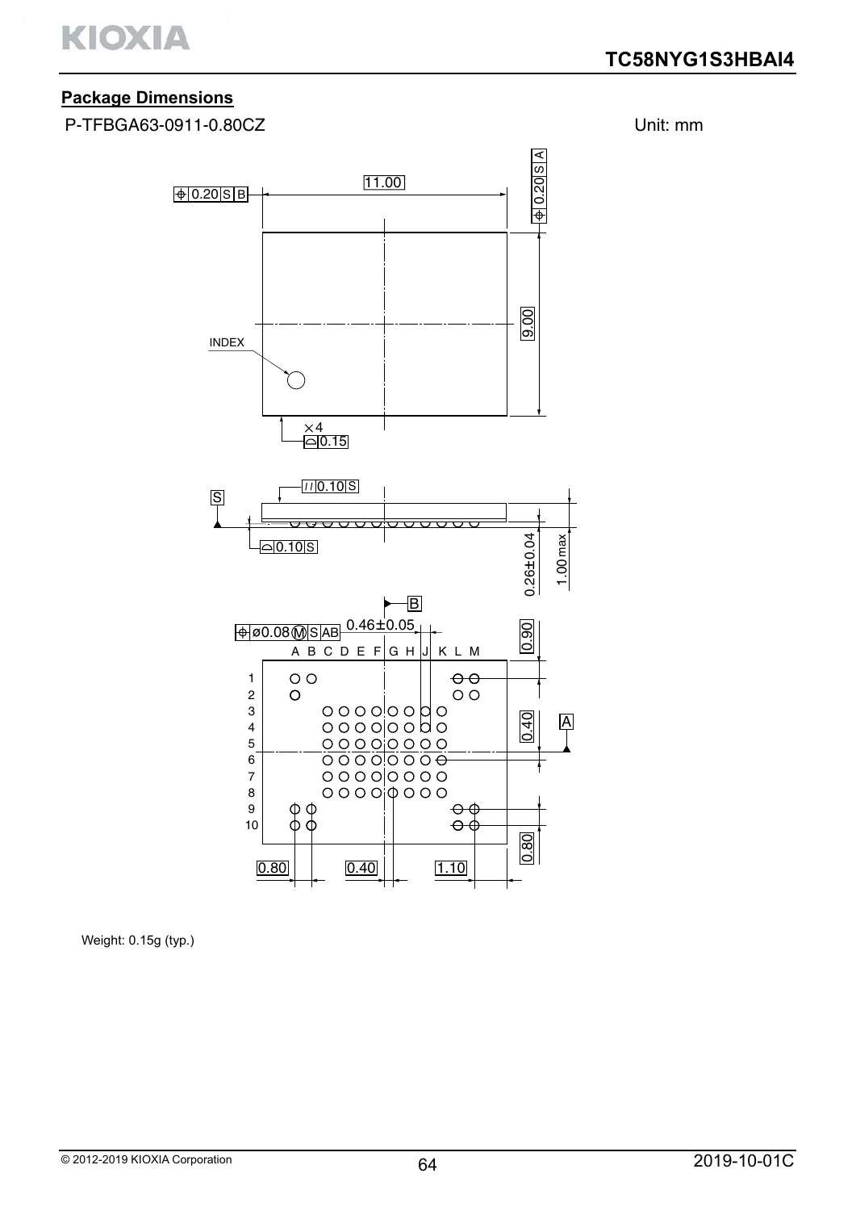## Package Dimensions

P-TFBGA63-0911-0.80CZ

Unit: mm

Weight: 0.15g (typ.)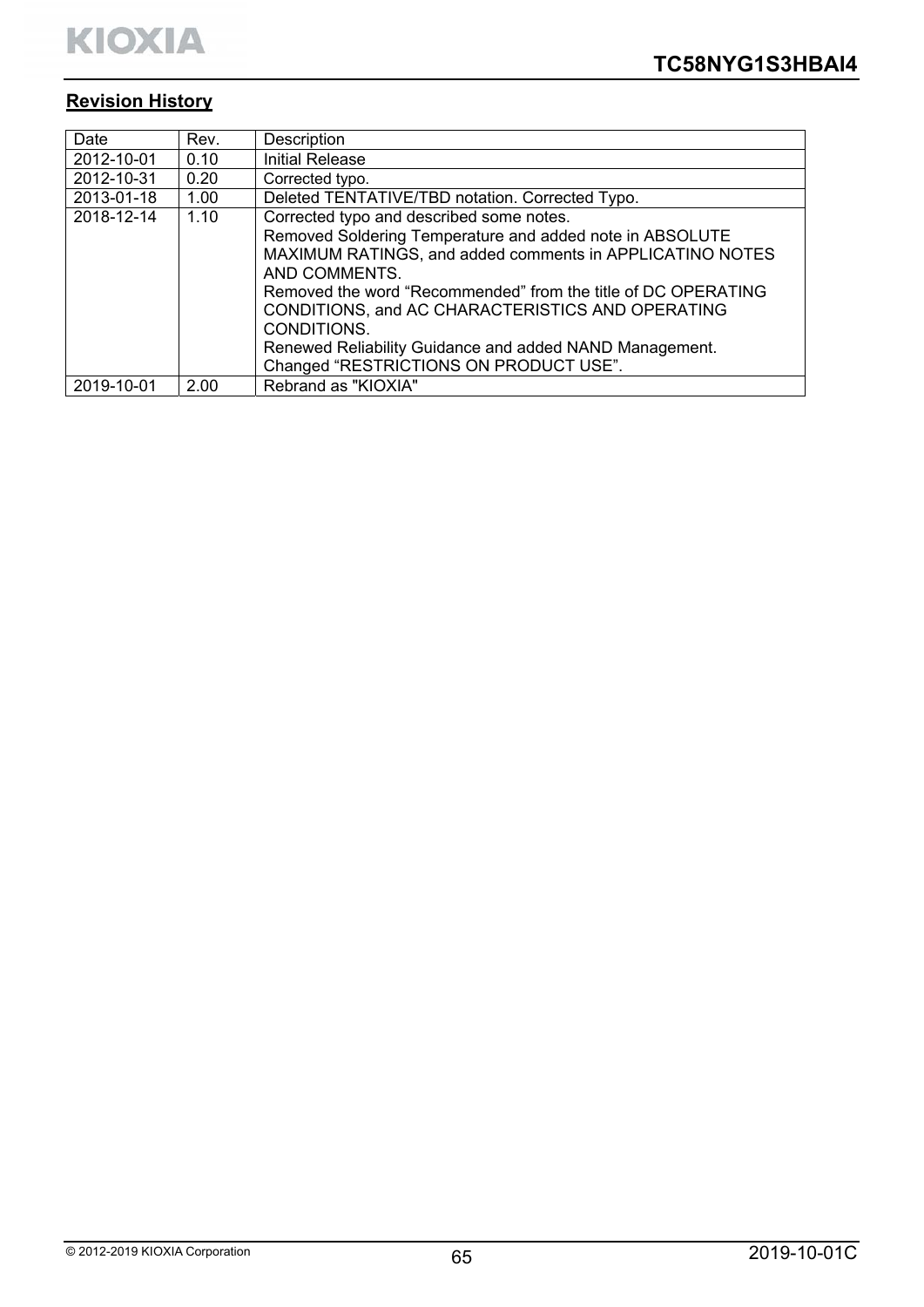## Revision History

| Date | Rev. | Description |
|---|---|---|
| 2012-10-01 | 0.10 | Initial Release |
| 2012-10-31 | 0.20 | Corrected typo. |
| 2013-01-18 | 1.00 | Deleted TENTATIVE/TBD notation. Corrected Typo. |
| 2018-12-14 | 1.10 | Corrected typo and described some notes.<br>Removed Soldering Temperature and added note in ABSOLUTE MAXIMUM RATINGS, and added comments in APPLICATINO NOTES AND COMMENTS.<br>Removed the word “Recommended” from the title of DC OPERATING CONDITIONS, and AC CHARACTERISTICS AND OPERATING CONDITIONS.<br>Renewed Reliability Guidance and added NAND Management.<br>Changed “RESTRICTIONS ON PRODUCT USE”. |
| 2019-10-01 | 2.00 | Rebrand as "KIOXIA" |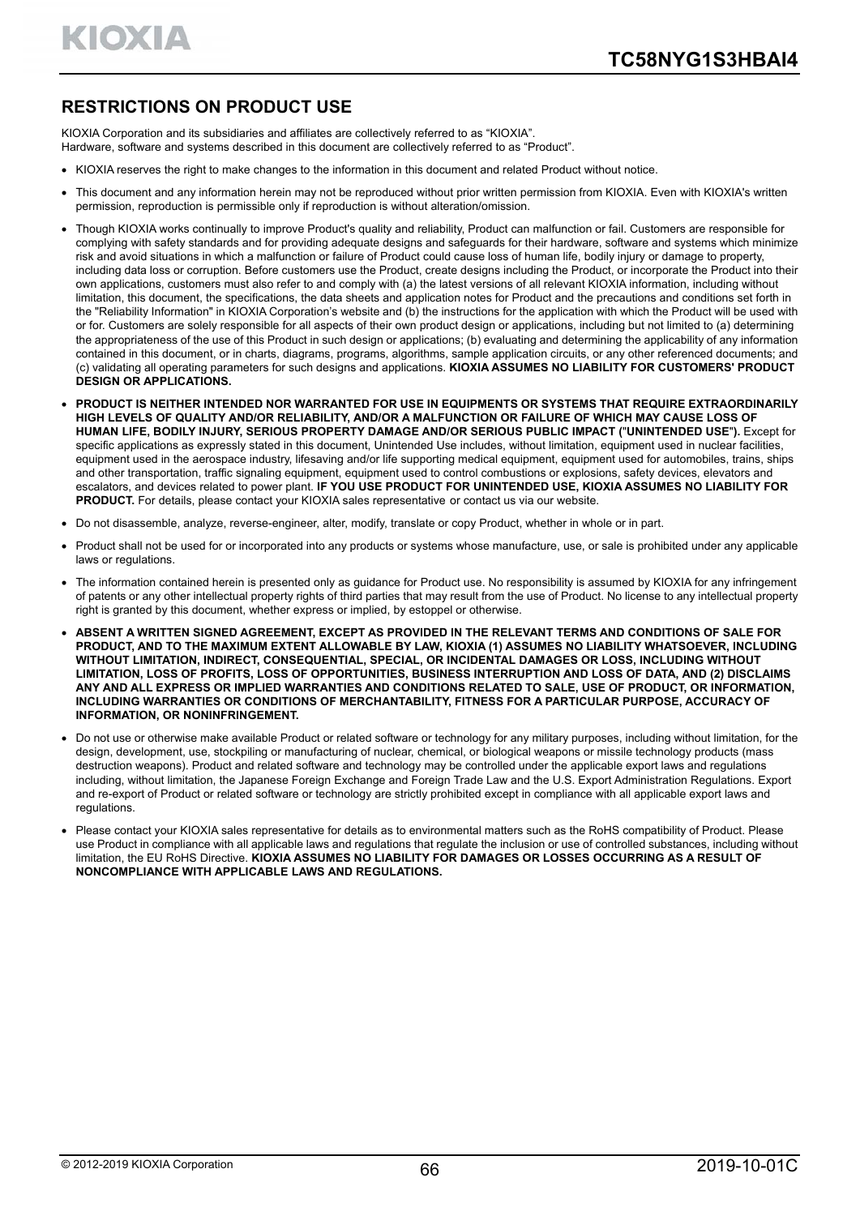## RESTRICTIONS ON PRODUCT USE

KIOXIA Corporation and its subsidiaries and affiliates are collectively referred to as “KIOXIA”.
Hardware, software and systems described in this document are collectively referred to as “Product”.

- KIOXIA reserves the right to make changes to the information in this document and related Product without notice.
- This document and any information herein may not be reproduced without prior written permission from KIOXIA. Even with KIOXIA's written permission, reproduction is permissible only if reproduction is without alteration/omission.
- Though KIOXIA works continually to improve Product's quality and reliability, Product can malfunction or fail. Customers are responsible for complying with safety standards and for providing adequate designs and safeguards for their hardware, software and systems which minimize risk and avoid situations in which a malfunction or failure of Product could cause loss of human life, bodily injury or damage to property, including data loss or corruption. Before customers use the Product, create designs including the Product, or incorporate the Product into their own applications, customers must also refer to and comply with (a) the latest versions of all relevant KIOXIA information, including without limitation, this document, the specifications, the data sheets and application notes for Product and the precautions and conditions set forth in the "Reliability Information" in KIOXIA Corporation’s website and (b) the instructions for the application with which the Product will be used with or for. Customers are solely responsible for all aspects of their own product design or applications, including but not limited to (a) determining the appropriateness of the use of this Product in such design or applications; (b) evaluating and determining the applicability of any information contained in this document, or in charts, diagrams, programs, algorithms, sample application circuits, or any other referenced documents; and (c) validating all operating parameters for such designs and applications. **KIOXIA ASSUMES NO LIABILITY FOR CUSTOMERS' PRODUCT DESIGN OR APPLICATIONS.**
- **PRODUCT IS NEITHER INTENDED NOR WARRANTED FOR USE IN EQUIPMENTS OR SYSTEMS THAT REQUIRE EXTRAORDINARILY HIGH LEVELS OF QUALITY AND/OR RELIABILITY, AND/OR A MALFUNCTION OR FAILURE OF WHICH MAY CAUSE LOSS OF HUMAN LIFE, BODILY INJURY, SERIOUS PROPERTY DAMAGE AND/OR SERIOUS PUBLIC IMPACT ("UNINTENDED USE").** Except for specific applications as expressly stated in this document, Unintended Use includes, without limitation, equipment used in nuclear facilities, equipment used in the aerospace industry, lifesaving and/or life supporting medical equipment, equipment used for automobiles, trains, ships and other transportation, traffic signaling equipment, equipment used to control combustions or explosions, safety devices, elevators and escalators, and devices related to power plant. **IF YOU USE PRODUCT FOR UNINTENDED USE, KIOXIA ASSUMES NO LIABILITY FOR PRODUCT.** For details, please contact your KIOXIA sales representative or contact us via our website.
- Do not disassemble, analyze, reverse-engineer, alter, modify, translate or copy Product, whether in whole or in part.
- Product shall not be used for or incorporated into any products or systems whose manufacture, use, or sale is prohibited under any applicable laws or regulations.
- The information contained herein is presented only as guidance for Product use. No responsibility is assumed by KIOXIA for any infringement of patents or any other intellectual property rights of third parties that may result from the use of Product. No license to any intellectual property right is granted by this document, whether express or implied, by estoppel or otherwise.
- **ABSENT A WRITTEN SIGNED AGREEMENT, EXCEPT AS PROVIDED IN THE RELEVANT TERMS AND CONDITIONS OF SALE FOR PRODUCT, AND TO THE MAXIMUM EXTENT ALLOWABLE BY LAW, KIOXIA (1) ASSUMES NO LIABILITY WHATSOEVER, INCLUDING WITHOUT LIMITATION, INDIRECT, CONSEQUENTIAL, SPECIAL, OR INCIDENTAL DAMAGES OR LOSS, INCLUDING WITHOUT LIMITATION, LOSS OF PROFITS, LOSS OF OPPORTUNITIES, BUSINESS INTERRUPTION AND LOSS OF DATA, AND (2) DISCLAIMS ANY AND ALL EXPRESS OR IMPLIED WARRANTIES AND CONDITIONS RELATED TO SALE, USE OF PRODUCT, OR INFORMATION, INCLUDING WARRANTIES OR CONDITIONS OF MERCHANTABILITY, FITNESS FOR A PARTICULAR PURPOSE, ACCURACY OF INFORMATION, OR NONINFRINGEMENT.**
- Do not use or otherwise make available Product or related software or technology for any military purposes, including without limitation, for the design, development, use, stockpiling or manufacturing of nuclear, chemical, or biological weapons or missile technology products (mass destruction weapons). Product and related software and technology may be controlled under the applicable export laws and regulations including, without limitation, the Japanese Foreign Exchange and Foreign Trade Law and the U.S. Export Administration Regulations. Export and re-export of Product or related software or technology are strictly prohibited except in compliance with all applicable export laws and regulations.
- Please contact your KIOXIA sales representative for details as to environmental matters such as the RoHS compatibility of Product. Please use Product in compliance with all applicable laws and regulations that regulate the inclusion or use of controlled substances, including without limitation, the EU RoHS Directive. **KIOXIA ASSUMES NO LIABILITY FOR DAMAGES OR LOSSES OCCURRING AS A RESULT OF NONCOMPLIANCE WITH APPLICABLE LAWS AND REGULATIONS.**